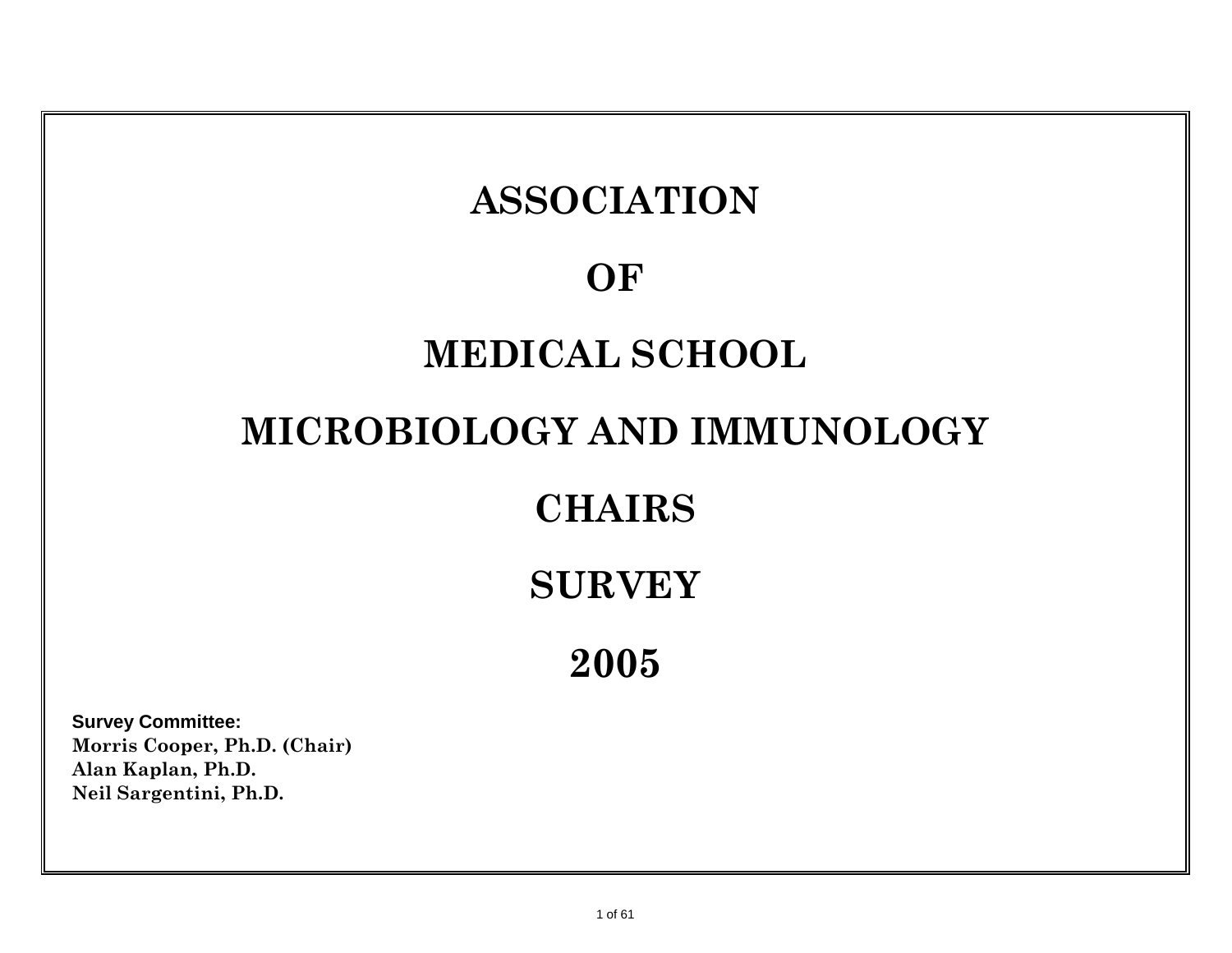# ASSOCIATION

# OF

# MEDICAL SCHOOL

# MICROBIOLOGY AND IMMUNOLOGY

# CHAIRS

# SURVEY

# 2005

**Survey Committee:**
**Morris Cooper, Ph.D. (Chair)**
**Alan Kaplan, Ph.D.**
**Neil Sargentini, Ph.D.**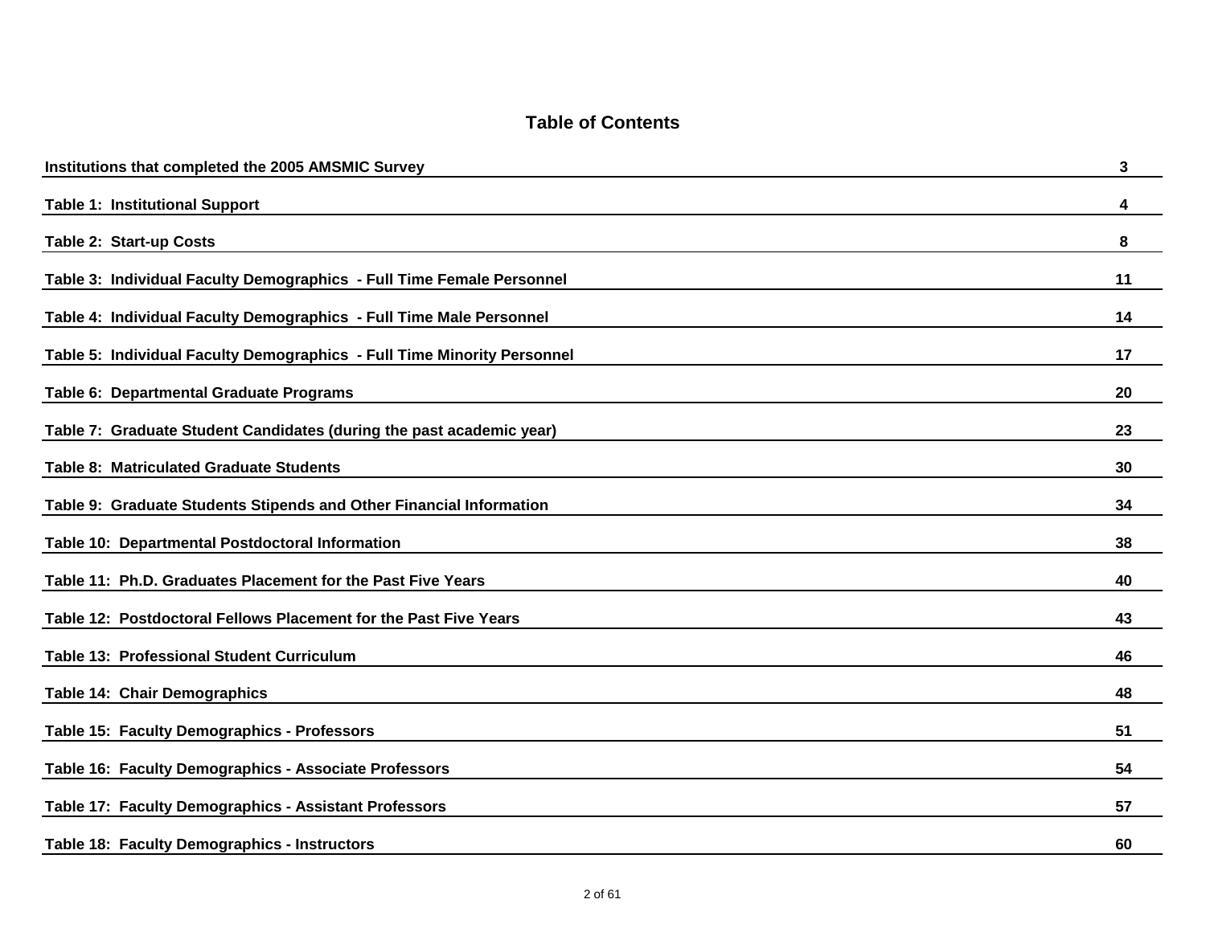# Table of Contents

| | |
|---|---|
| **Institutions that completed the 2005 AMSMIC Survey** | **3** |
| **Table 1: Institutional Support** | **4** |
| **Table 2: Start-up Costs** | **8** |
| **Table 3: Individual Faculty Demographics - Full Time Female Personnel** | **11** |
| **Table 4: Individual Faculty Demographics - Full Time Male Personnel** | **14** |
| **Table 5: Individual Faculty Demographics - Full Time Minority Personnel** | **17** |
| **Table 6: Departmental Graduate Programs** | **20** |
| **Table 7: Graduate Student Candidates (during the past academic year)** | **23** |
| **Table 8: Matriculated Graduate Students** | **30** |
| **Table 9: Graduate Students Stipends and Other Financial Information** | **34** |
| **Table 10: Departmental Postdoctoral Information** | **38** |
| **Table 11: Ph.D. Graduates Placement for the Past Five Years** | **40** |
| **Table 12: Postdoctoral Fellows Placement for the Past Five Years** | **43** |
| **Table 13: Professional Student Curriculum** | **46** |
| **Table 14: Chair Demographics** | **48** |
| **Table 15: Faculty Demographics - Professors** | **51** |
| **Table 16: Faculty Demographics - Associate Professors** | **54** |
| **Table 17: Faculty Demographics - Assistant Professors** | **57** |
| **Table 18: Faculty Demographics - Instructors** | **60** |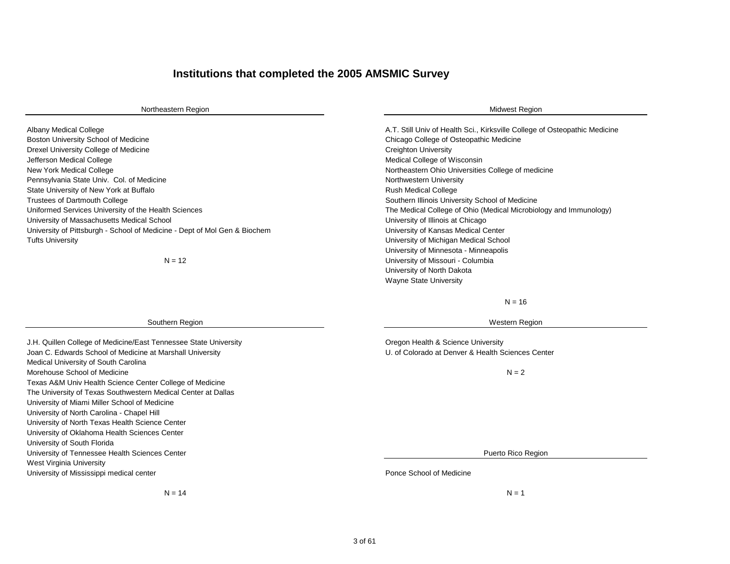# Institutions that completed the 2005 AMSMIC Survey

## Northeastern Region

Albany Medical College
Boston University School of Medicine
Drexel University College of Medicine
Jefferson Medical College
New York Medical College
Pennsylvania State Univ. Col. of Medicine
State University of New York at Buffalo
Trustees of Dartmouth College
Uniformed Services University of the Health Sciences
University of Massachusetts Medical School
University of Pittsburgh - School of Medicine - Dept of Mol Gen & Biochem
Tufts University

N = 12

## Midwest Region

A.T. Still Univ of Health Sci., Kirksville College of Osteopathic Medicine
Chicago College of Osteopathic Medicine
Creighton University
Medical College of Wisconsin
Northeastern Ohio Universities College of medicine
Northwestern University
Rush Medical College
Southern Illinois University School of Medicine
The Medical College of Ohio (Medical Microbiology and Immunology)
University of Illinois at Chicago
University of Kansas Medical Center
University of Michigan Medical School
University of Minnesota - Minneapolis
University of Missouri - Columbia
University of North Dakota
Wayne State University

N = 16

## Southern Region

J.H. Quillen College of Medicine/East Tennessee State University
Joan C. Edwards School of Medicine at Marshall University
Medical University of South Carolina
Morehouse School of Medicine
Texas A&M Univ Health Science Center College of Medicine
The University of Texas Southwestern Medical Center at Dallas
University of Miami Miller School of Medicine
University of North Carolina - Chapel Hill
University of North Texas Health Science Center
University of Oklahoma Health Sciences Center
University of South Florida
University of Tennessee Health Sciences Center
West Virginia University
University of Mississippi medical center

N = 14

## Western Region

Oregon Health & Science University
U. of Colorado at Denver & Health Sciences Center

N = 2

## Puerto Rico Region

Ponce School of Medicine

N = 1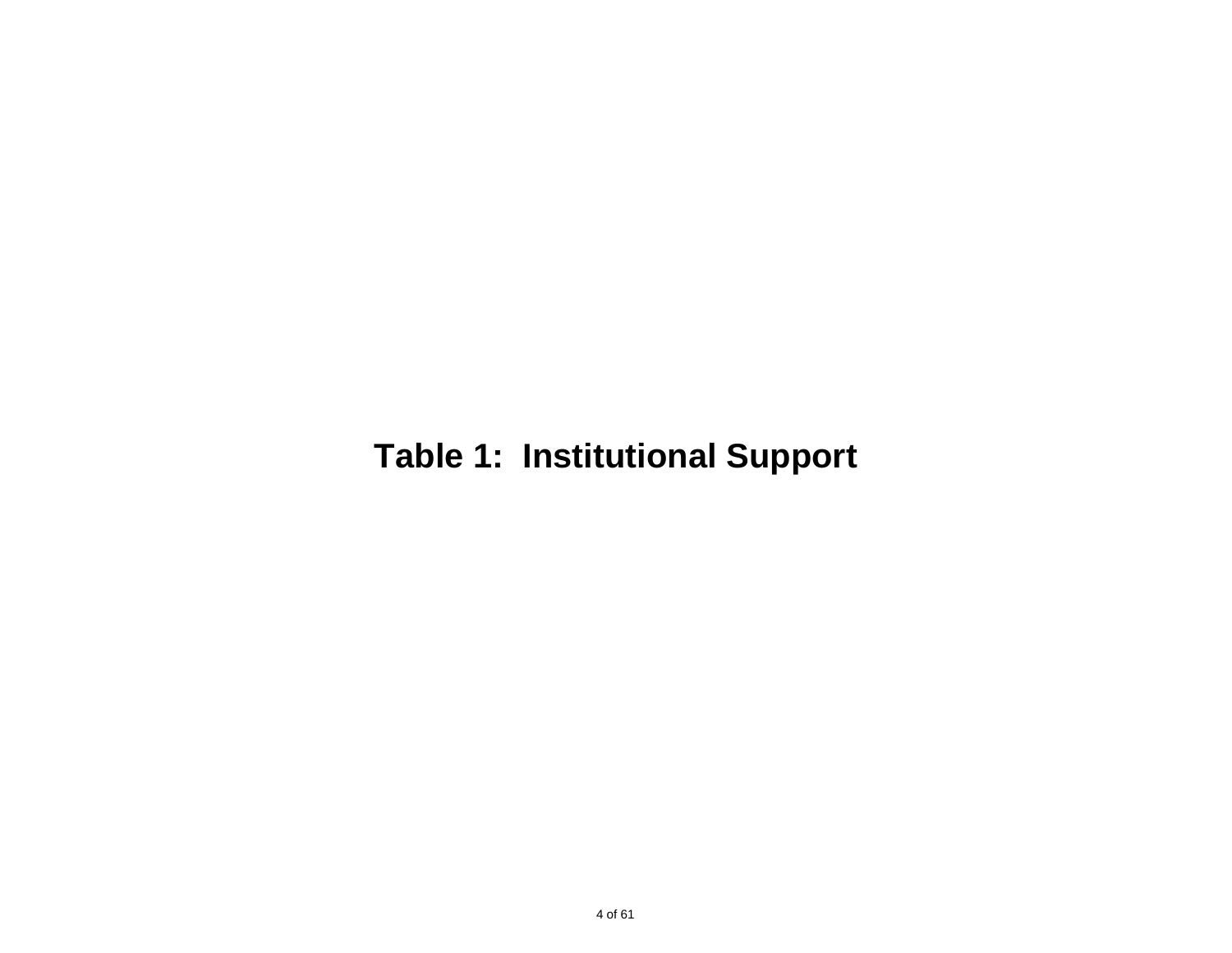# Table 1: Institutional Support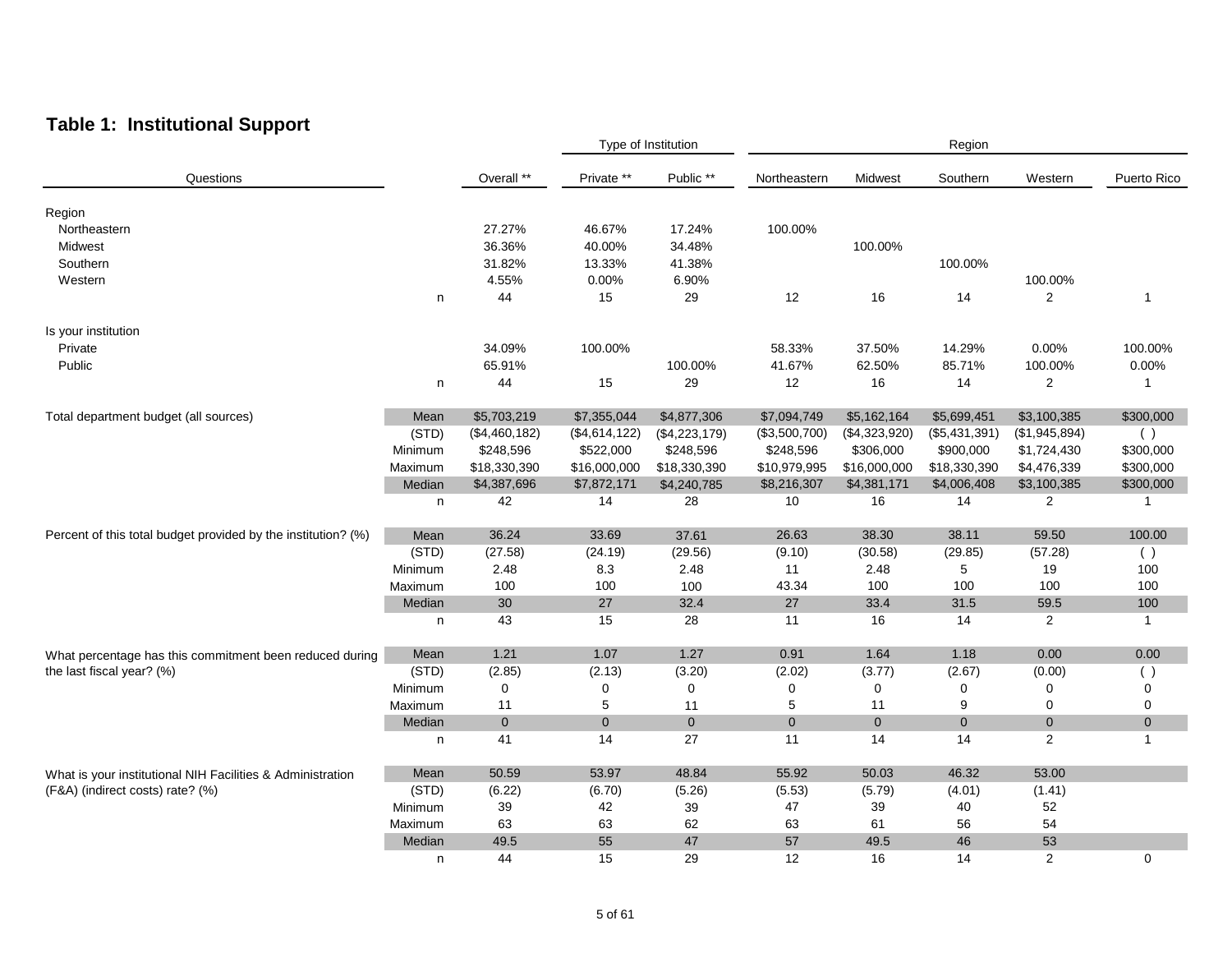## Table 1: Institutional Support

| Questions | | Overall ** | Type of Institution | | Region | | | | |
|---|---|---|---|---|---|---|---|---|---|
| | | | Private ** | Public ** | Northeastern | Midwest | Southern | Western | Puerto Rico |
| **Region** | | | | | | | | | |
| Northeastern | | 27.27% | 46.67% | 17.24% | 100.00% | | | | |
| Midwest | | 36.36% | 40.00% | 34.48% | | 100.00% | | | |
| Southern | | 31.82% | 13.33% | 41.38% | | | 100.00% | | |
| Western | | 4.55% | 0.00% | 6.90% | | | | 100.00% | |
| | n | 44 | 15 | 29 | 12 | 16 | 14 | 2 | 1 |
| **Is your institution** | | | | | | | | | |
| Private | | 34.09% | 100.00% | | 58.33% | 37.50% | 14.29% | 0.00% | 100.00% |
| Public | | 65.91% | | 100.00% | 41.67% | 62.50% | 85.71% | 100.00% | 0.00% |
| | n | 44 | 15 | 29 | 12 | 16 | 14 | 2 | 1 |
| Total department budget (all sources) | Mean | $5,703,219 | $7,355,044 | $4,877,306 | $7,094,749 | $5,162,164 | $5,699,451 | $3,100,385 | $300,000 |
| | (STD) | ($4,460,182) | ($4,614,122) | ($4,223,179) | ($3,500,700) | ($4,323,920) | ($5,431,391) | ($1,945,894) | ( ) |
| | Minimum | $248,596 | $522,000 | $248,596 | $248,596 | $306,000 | $900,000 | $1,724,430 | $300,000 |
| | Maximum | $18,330,390 | $16,000,000 | $18,330,390 | $10,979,995 | $16,000,000 | $18,330,390 | $4,476,339 | $300,000 |
| | Median | $4,387,696 | $7,872,171 | $4,240,785 | $8,216,307 | $4,381,171 | $4,006,408 | $3,100,385 | $300,000 |
| | n | 42 | 14 | 28 | 10 | 16 | 14 | 2 | 1 |
| Percent of this total budget provided by the institution? (%) | Mean | 36.24 | 33.69 | 37.61 | 26.63 | 38.30 | 38.11 | 59.50 | 100.00 |
| | (STD) | (27.58) | (24.19) | (29.56) | (9.10) | (30.58) | (29.85) | (57.28) | ( ) |
| | Minimum | 2.48 | 8.3 | 2.48 | 11 | 2.48 | 5 | 19 | 100 |
| | Maximum | 100 | 100 | 100 | 43.34 | 100 | 100 | 100 | 100 |
| | Median | 30 | 27 | 32.4 | 27 | 33.4 | 31.5 | 59.5 | 100 |
| | n | 43 | 15 | 28 | 11 | 16 | 14 | 2 | 1 |
| What percentage has this commitment been reduced during the last fiscal year? (%) | Mean | 1.21 | 1.07 | 1.27 | 0.91 | 1.64 | 1.18 | 0.00 | 0.00 |
| | (STD) | (2.85) | (2.13) | (3.20) | (2.02) | (3.77) | (2.67) | (0.00) | ( ) |
| | Minimum | 0 | 0 | 0 | 0 | 0 | 0 | 0 | 0 |
| | Maximum | 11 | 5 | 11 | 5 | 11 | 9 | 0 | 0 |
| | Median | 0 | 0 | 0 | 0 | 0 | 0 | 0 | 0 |
| | n | 41 | 14 | 27 | 11 | 14 | 14 | 2 | 1 |
| What is your institutional NIH Facilities & Administration (F&A) (indirect costs) rate? (%) | Mean | 50.59 | 53.97 | 48.84 | 55.92 | 50.03 | 46.32 | 53.00 | |
| | (STD) | (6.22) | (6.70) | (5.26) | (5.53) | (5.79) | (4.01) | (1.41) | |
| | Minimum | 39 | 42 | 39 | 47 | 39 | 40 | 52 | |
| | Maximum | 63 | 63 | 62 | 63 | 61 | 56 | 54 | |
| | Median | 49.5 | 55 | 47 | 57 | 49.5 | 46 | 53 | |
| | n | 44 | 15 | 29 | 12 | 16 | 14 | 2 | 0 |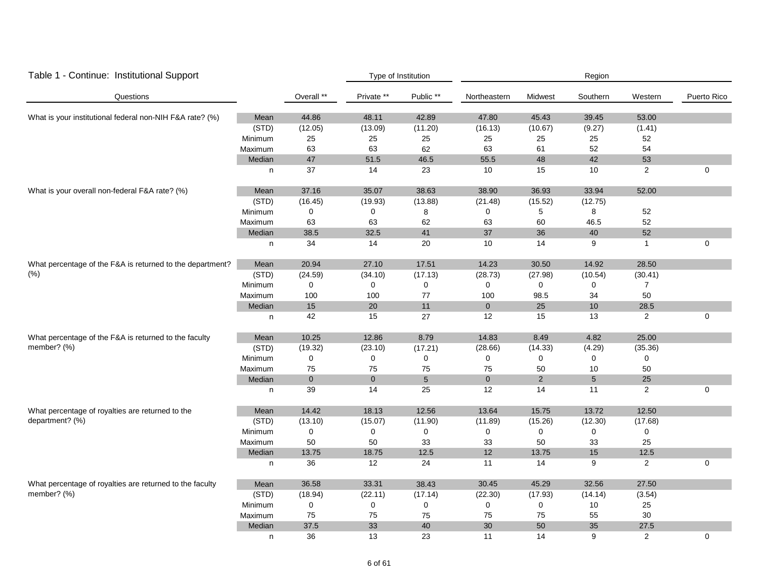## Table 1 - Continue: Institutional Support

| Questions | | Overall ** | Type of Institution: Private ** | Public ** | Region: Northeastern | Midwest | Southern | Western | Puerto Rico |
|---|---|---|---|---|---|---|---|---|---|
| What is your institutional federal non-NIH F&A rate? (%) | Mean | 44.86 | 48.11 | 42.89 | 47.80 | 45.43 | 39.45 | 53.00 | |
| | (STD) | (12.05) | (13.09) | (11.20) | (16.13) | (10.67) | (9.27) | (1.41) | |
| | Minimum | 25 | 25 | 25 | 25 | 25 | 25 | 52 | |
| | Maximum | 63 | 63 | 62 | 63 | 61 | 52 | 54 | |
| | Median | 47 | 51.5 | 46.5 | 55.5 | 48 | 42 | 53 | |
| | n | 37 | 14 | 23 | 10 | 15 | 10 | 2 | 0 |
| What is your overall non-federal F&A rate? (%) | Mean | 37.16 | 35.07 | 38.63 | 38.90 | 36.93 | 33.94 | 52.00 | |
| | (STD) | (16.45) | (19.93) | (13.88) | (21.48) | (15.52) | (12.75) | | |
| | Minimum | 0 | 0 | 8 | 0 | 5 | 8 | 52 | |
| | Maximum | 63 | 63 | 62 | 63 | 60 | 46.5 | 52 | |
| | Median | 38.5 | 32.5 | 41 | 37 | 36 | 40 | 52 | |
| | n | 34 | 14 | 20 | 10 | 14 | 9 | 1 | 0 |
| What percentage of the F&A is returned to the department? (%) | Mean | 20.94 | 27.10 | 17.51 | 14.23 | 30.50 | 14.92 | 28.50 | |
| | (STD) | (24.59) | (34.10) | (17.13) | (28.73) | (27.98) | (10.54) | (30.41) | |
| | Minimum | 0 | 0 | 0 | 0 | 0 | 0 | 7 | |
| | Maximum | 100 | 100 | 77 | 100 | 98.5 | 34 | 50 | |
| | Median | 15 | 20 | 11 | 0 | 25 | 10 | 28.5 | |
| | n | 42 | 15 | 27 | 12 | 15 | 13 | 2 | 0 |
| What percentage of the F&A is returned to the faculty member? (%) | Mean | 10.25 | 12.86 | 8.79 | 14.83 | 8.49 | 4.82 | 25.00 | |
| | (STD) | (19.32) | (23.10) | (17.21) | (28.66) | (14.33) | (4.29) | (35.36) | |
| | Minimum | 0 | 0 | 0 | 0 | 0 | 0 | 0 | |
| | Maximum | 75 | 75 | 75 | 75 | 50 | 10 | 50 | |
| | Median | 0 | 0 | 5 | 0 | 2 | 5 | 25 | |
| | n | 39 | 14 | 25 | 12 | 14 | 11 | 2 | 0 |
| What percentage of royalties are returned to the department? (%) | Mean | 14.42 | 18.13 | 12.56 | 13.64 | 15.75 | 13.72 | 12.50 | |
| | (STD) | (13.10) | (15.07) | (11.90) | (11.89) | (15.26) | (12.30) | (17.68) | |
| | Minimum | 0 | 0 | 0 | 0 | 0 | 0 | 0 | |
| | Maximum | 50 | 50 | 33 | 33 | 50 | 33 | 25 | |
| | Median | 13.75 | 18.75 | 12.5 | 12 | 13.75 | 15 | 12.5 | |
| | n | 36 | 12 | 24 | 11 | 14 | 9 | 2 | 0 |
| What percentage of royalties are returned to the faculty member? (%) | Mean | 36.58 | 33.31 | 38.43 | 30.45 | 45.29 | 32.56 | 27.50 | |
| | (STD) | (18.94) | (22.11) | (17.14) | (22.30) | (17.93) | (14.14) | (3.54) | |
| | Minimum | 0 | 0 | 0 | 0 | 0 | 10 | 25 | |
| | Maximum | 75 | 75 | 75 | 75 | 75 | 55 | 30 | |
| | Median | 37.5 | 33 | 40 | 30 | 50 | 35 | 27.5 | |
| | n | 36 | 13 | 23 | 11 | 14 | 9 | 2 | 0 |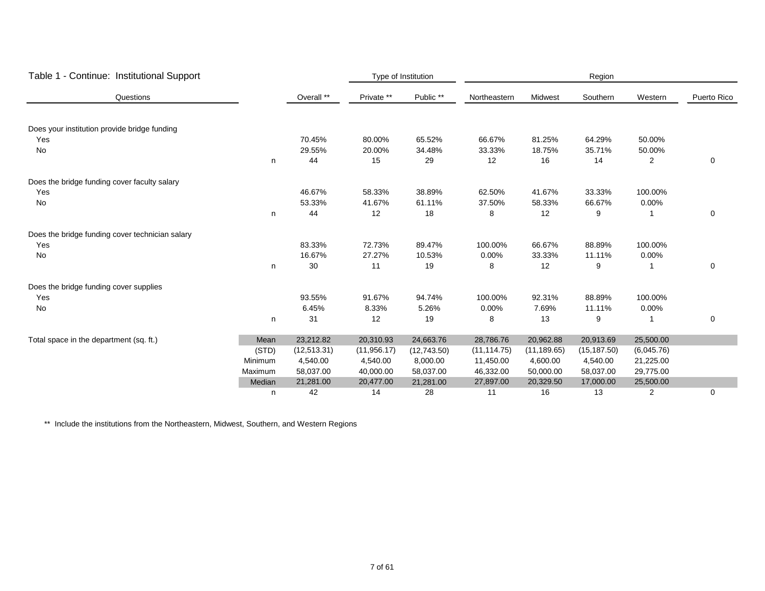## Table 1 - Continue: Institutional Support

| Questions | | Overall ** | Type of Institution: Private ** | Public ** | Region: Northeastern | Midwest | Southern | Western | Puerto Rico |
|---|---|---|---|---|---|---|---|---|---|
| Does your institution provide bridge funding | | | | | | | | | |
| Yes | | 70.45% | 80.00% | 65.52% | 66.67% | 81.25% | 64.29% | 50.00% | |
| No | | 29.55% | 20.00% | 34.48% | 33.33% | 18.75% | 35.71% | 50.00% | |
| | n | 44 | 15 | 29 | 12 | 16 | 14 | 2 | 0 |
| Does the bridge funding cover faculty salary | | | | | | | | | |
| Yes | | 46.67% | 58.33% | 38.89% | 62.50% | 41.67% | 33.33% | 100.00% | |
| No | | 53.33% | 41.67% | 61.11% | 37.50% | 58.33% | 66.67% | 0.00% | |
| | n | 44 | 12 | 18 | 8 | 12 | 9 | 1 | 0 |
| Does the bridge funding cover technician salary | | | | | | | | | |
| Yes | | 83.33% | 72.73% | 89.47% | 100.00% | 66.67% | 88.89% | 100.00% | |
| No | | 16.67% | 27.27% | 10.53% | 0.00% | 33.33% | 11.11% | 0.00% | |
| | n | 30 | 11 | 19 | 8 | 12 | 9 | 1 | 0 |
| Does the bridge funding cover supplies | | | | | | | | | |
| Yes | | 93.55% | 91.67% | 94.74% | 100.00% | 92.31% | 88.89% | 100.00% | |
| No | | 6.45% | 8.33% | 5.26% | 0.00% | 7.69% | 11.11% | 0.00% | |
| | n | 31 | 12 | 19 | 8 | 13 | 9 | 1 | 0 |
| Total space in the department (sq. ft.) | Mean | 23,212.82 | 20,310.93 | 24,663.76 | 28,786.76 | 20,962.88 | 20,913.69 | 25,500.00 | |
| | (STD) | (12,513.31) | (11,956.17) | (12,743.50) | (11,114.75) | (11,189.65) | (15,187.50) | (6,045.76) | |
| | Minimum | 4,540.00 | 4,540.00 | 8,000.00 | 11,450.00 | 4,600.00 | 4,540.00 | 21,225.00 | |
| | Maximum | 58,037.00 | 40,000.00 | 58,037.00 | 46,332.00 | 50,000.00 | 58,037.00 | 29,775.00 | |
| | Median | 21,281.00 | 20,477.00 | 21,281.00 | 27,897.00 | 20,329.50 | 17,000.00 | 25,500.00 | |
| | n | 42 | 14 | 28 | 11 | 16 | 13 | 2 | 0 |

** Include the institutions from the Northeastern, Midwest, Southern, and Western Regions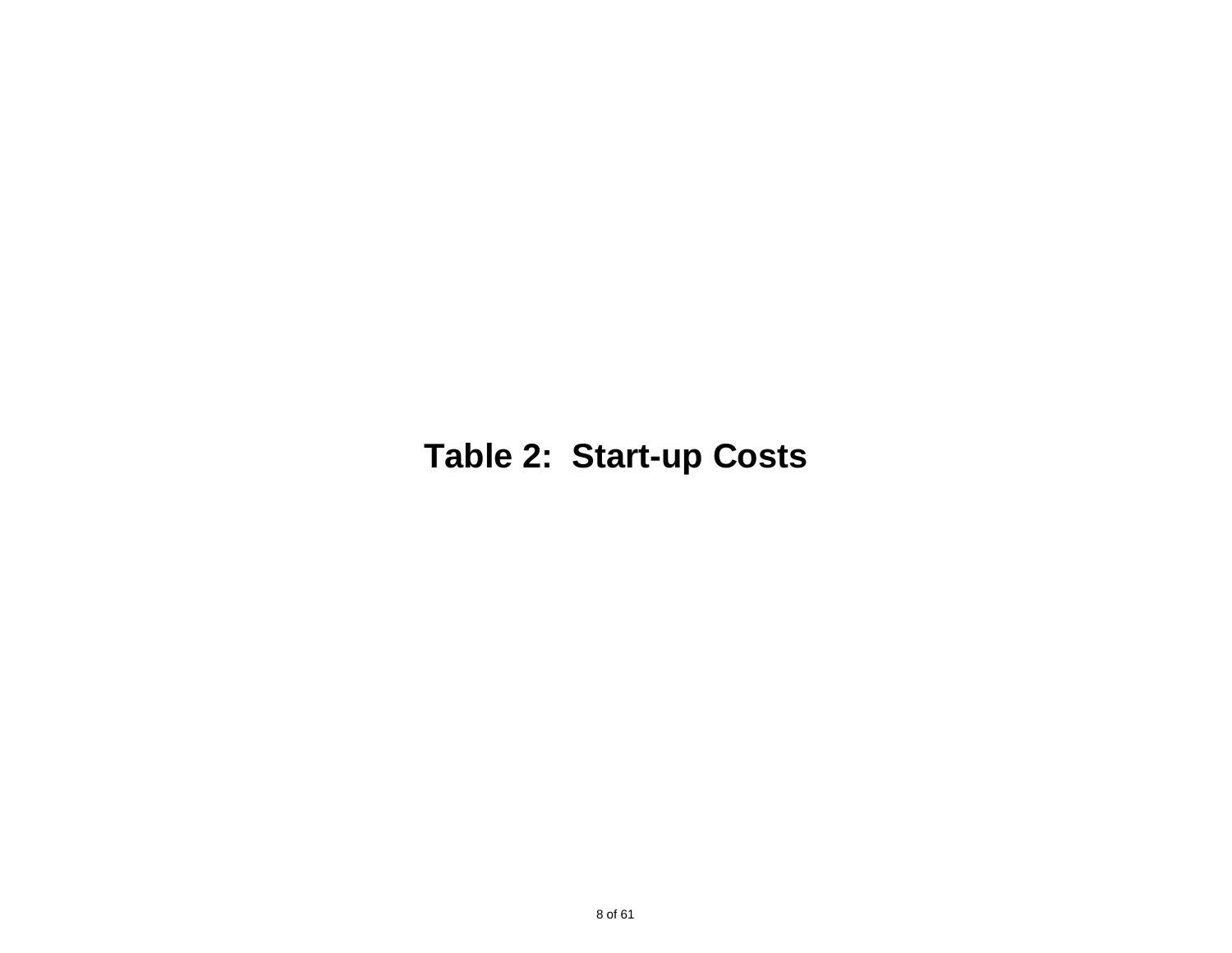# Table 2: Start-up Costs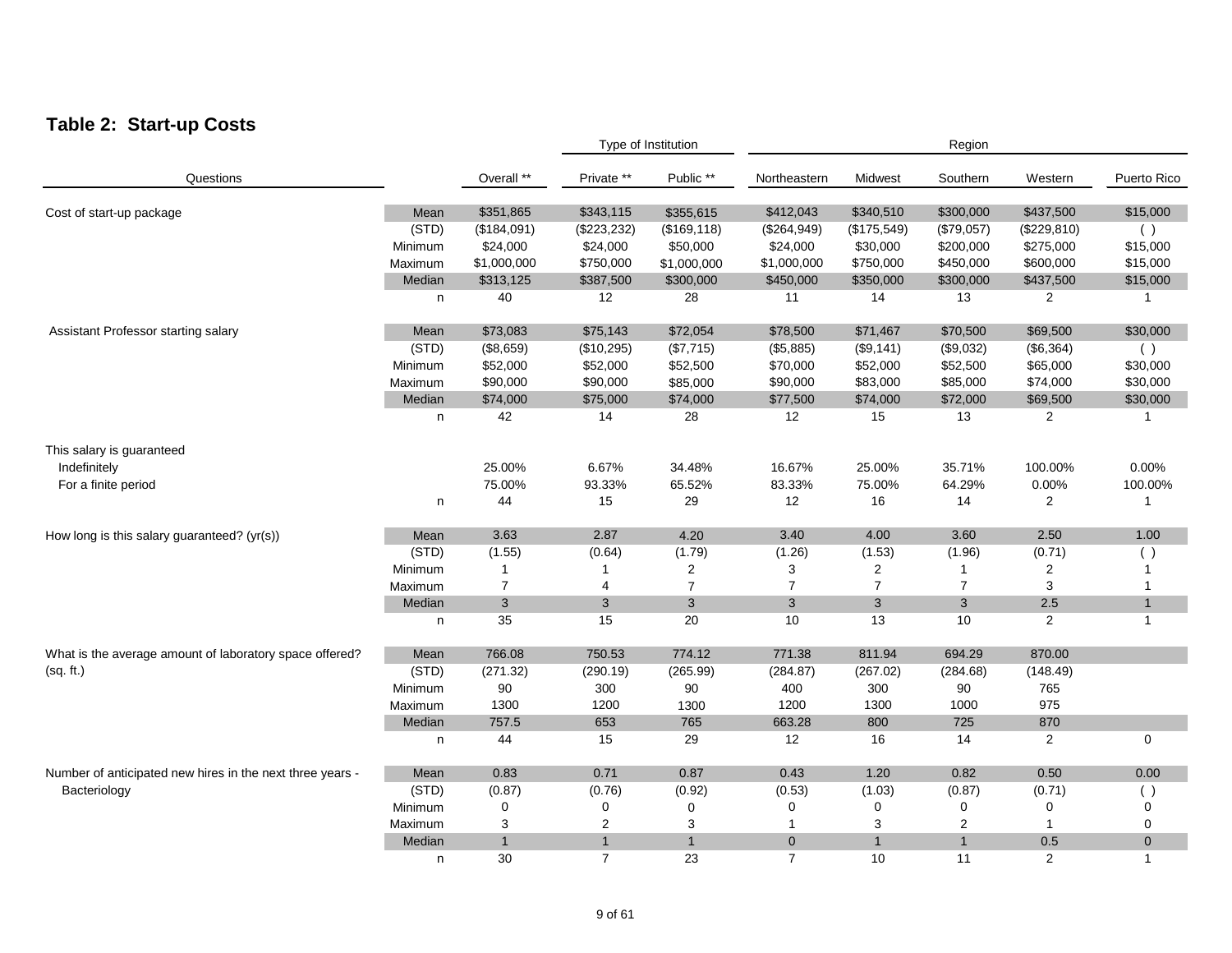## Table 2: Start-up Costs

| Questions | | Overall ** | Private ** | Public ** | Northeastern | Midwest | Southern | Western | Puerto Rico |
|---|---|---|---|---|---|---|---|---|---|
| | | | Type of Institution | | Region | | | | |
| Cost of start-up package | Mean | $351,865 | $343,115 | $355,615 | $412,043 | $340,510 | $300,000 | $437,500 | $15,000 |
| | (STD) | ($184,091) | ($223,232) | ($169,118) | ($264,949) | ($175,549) | ($79,057) | ($229,810) | ( ) |
| | Minimum | $24,000 | $24,000 | $50,000 | $24,000 | $30,000 | $200,000 | $275,000 | $15,000 |
| | Maximum | $1,000,000 | $750,000 | $1,000,000 | $1,000,000 | $750,000 | $450,000 | $600,000 | $15,000 |
| | Median | $313,125 | $387,500 | $300,000 | $450,000 | $350,000 | $300,000 | $437,500 | $15,000 |
| | n | 40 | 12 | 28 | 11 | 14 | 13 | 2 | 1 |
| Assistant Professor starting salary | Mean | $73,083 | $75,143 | $72,054 | $78,500 | $71,467 | $70,500 | $69,500 | $30,000 |
| | (STD) | ($8,659) | ($10,295) | ($7,715) | ($5,885) | ($9,141) | ($9,032) | ($6,364) | ( ) |
| | Minimum | $52,000 | $52,000 | $52,500 | $70,000 | $52,000 | $52,500 | $65,000 | $30,000 |
| | Maximum | $90,000 | $90,000 | $85,000 | $90,000 | $83,000 | $85,000 | $74,000 | $30,000 |
| | Median | $74,000 | $75,000 | $74,000 | $77,500 | $74,000 | $72,000 | $69,500 | $30,000 |
| | n | 42 | 14 | 28 | 12 | 15 | 13 | 2 | 1 |
| This salary is guaranteed | | | | | | | | | |
| Indefinitely | | 25.00% | 6.67% | 34.48% | 16.67% | 25.00% | 35.71% | 100.00% | 0.00% |
| For a finite period | | 75.00% | 93.33% | 65.52% | 83.33% | 75.00% | 64.29% | 0.00% | 100.00% |
| | n | 44 | 15 | 29 | 12 | 16 | 14 | 2 | 1 |
| How long is this salary guaranteed? (yr(s)) | Mean | 3.63 | 2.87 | 4.20 | 3.40 | 4.00 | 3.60 | 2.50 | 1.00 |
| | (STD) | (1.55) | (0.64) | (1.79) | (1.26) | (1.53) | (1.96) | (0.71) | ( ) |
| | Minimum | 1 | 1 | 2 | 3 | 2 | 1 | 2 | 1 |
| | Maximum | 7 | 4 | 7 | 7 | 7 | 7 | 3 | 1 |
| | Median | 3 | 3 | 3 | 3 | 3 | 3 | 2.5 | 1 |
| | n | 35 | 15 | 20 | 10 | 13 | 10 | 2 | 1 |
| What is the average amount of laboratory space offered? (sq. ft.) | Mean | 766.08 | 750.53 | 774.12 | 771.38 | 811.94 | 694.29 | 870.00 | |
| | (STD) | (271.32) | (290.19) | (265.99) | (284.87) | (267.02) | (284.68) | (148.49) | |
| | Minimum | 90 | 300 | 90 | 400 | 300 | 90 | 765 | |
| | Maximum | 1300 | 1200 | 1300 | 1200 | 1300 | 1000 | 975 | |
| | Median | 757.5 | 653 | 765 | 663.28 | 800 | 725 | 870 | |
| | n | 44 | 15 | 29 | 12 | 16 | 14 | 2 | 0 |
| Number of anticipated new hires in the next three years - Bacteriology | Mean | 0.83 | 0.71 | 0.87 | 0.43 | 1.20 | 0.82 | 0.50 | 0.00 |
| | (STD) | (0.87) | (0.76) | (0.92) | (0.53) | (1.03) | (0.87) | (0.71) | ( ) |
| | Minimum | 0 | 0 | 0 | 0 | 0 | 0 | 0 | 0 |
| | Maximum | 3 | 2 | 3 | 1 | 3 | 2 | 1 | 0 |
| | Median | 1 | 1 | 1 | 0 | 1 | 1 | 0.5 | 0 |
| | n | 30 | 7 | 23 | 7 | 10 | 11 | 2 | 1 |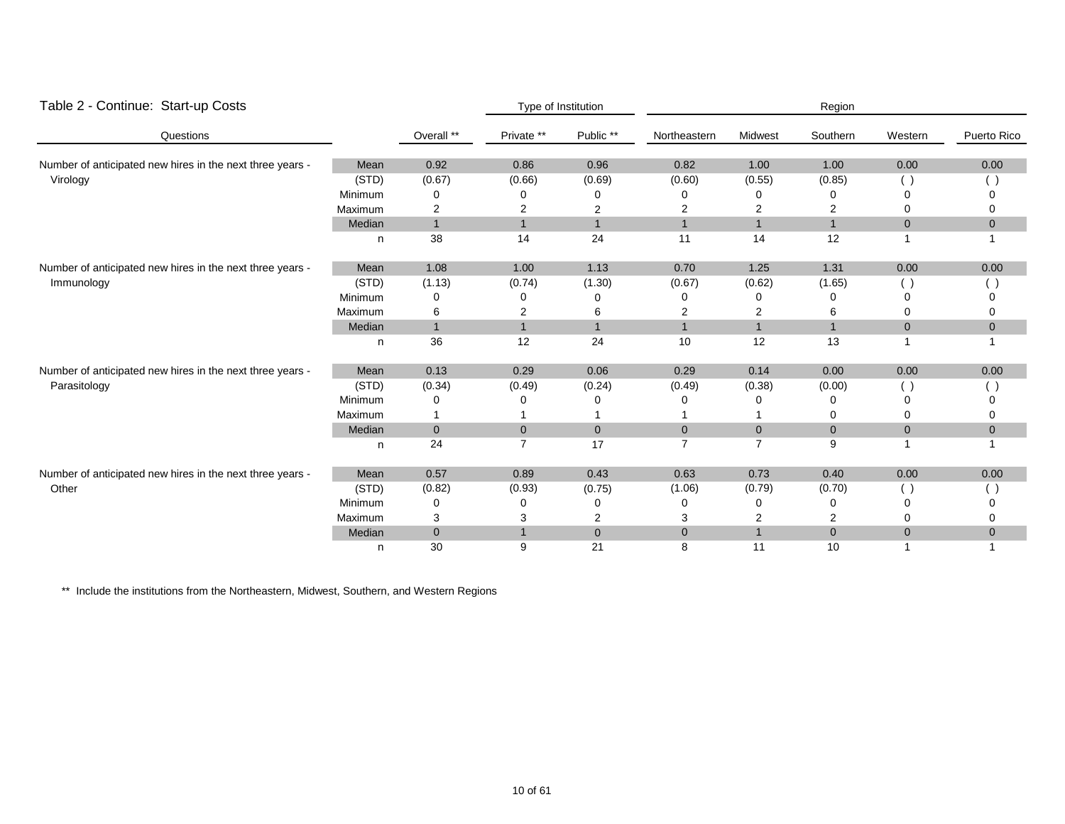## Table 2 - Continue: Start-up Costs

| Questions | | Overall ** | Type of Institution | | Region | | | | |
|---|---|---|---|---|---|---|---|---|---|
| | | | Private ** | Public ** | Northeastern | Midwest | Southern | Western | Puerto Rico |
| Number of anticipated new hires in the next three years - Virology | Mean | 0.92 | 0.86 | 0.96 | 0.82 | 1.00 | 1.00 | 0.00 | 0.00 |
| | (STD) | (0.67) | (0.66) | (0.69) | (0.60) | (0.55) | (0.85) | ( ) | ( ) |
| | Minimum | 0 | 0 | 0 | 0 | 0 | 0 | 0 | 0 |
| | Maximum | 2 | 2 | 2 | 2 | 2 | 2 | 0 | 0 |
| | Median | 1 | 1 | 1 | 1 | 1 | 1 | 0 | 0 |
| | n | 38 | 14 | 24 | 11 | 14 | 12 | 1 | 1 |
| Number of anticipated new hires in the next three years - Immunology | Mean | 1.08 | 1.00 | 1.13 | 0.70 | 1.25 | 1.31 | 0.00 | 0.00 |
| | (STD) | (1.13) | (0.74) | (1.30) | (0.67) | (0.62) | (1.65) | ( ) | ( ) |
| | Minimum | 0 | 0 | 0 | 0 | 0 | 0 | 0 | 0 |
| | Maximum | 6 | 2 | 6 | 2 | 2 | 6 | 0 | 0 |
| | Median | 1 | 1 | 1 | 1 | 1 | 1 | 0 | 0 |
| | n | 36 | 12 | 24 | 10 | 12 | 13 | 1 | 1 |
| Number of anticipated new hires in the next three years - Parasitology | Mean | 0.13 | 0.29 | 0.06 | 0.29 | 0.14 | 0.00 | 0.00 | 0.00 |
| | (STD) | (0.34) | (0.49) | (0.24) | (0.49) | (0.38) | (0.00) | ( ) | ( ) |
| | Minimum | 0 | 0 | 0 | 0 | 0 | 0 | 0 | 0 |
| | Maximum | 1 | 1 | 1 | 1 | 1 | 0 | 0 | 0 |
| | Median | 0 | 0 | 0 | 0 | 0 | 0 | 0 | 0 |
| | n | 24 | 7 | 17 | 7 | 7 | 9 | 1 | 1 |
| Number of anticipated new hires in the next three years - Other | Mean | 0.57 | 0.89 | 0.43 | 0.63 | 0.73 | 0.40 | 0.00 | 0.00 |
| | (STD) | (0.82) | (0.93) | (0.75) | (1.06) | (0.79) | (0.70) | ( ) | ( ) |
| | Minimum | 0 | 0 | 0 | 0 | 0 | 0 | 0 | 0 |
| | Maximum | 3 | 3 | 2 | 3 | 2 | 2 | 0 | 0 |
| | Median | 0 | 1 | 0 | 0 | 1 | 0 | 0 | 0 |
| | n | 30 | 9 | 21 | 8 | 11 | 10 | 1 | 1 |

** Include the institutions from the Northeastern, Midwest, Southern, and Western Regions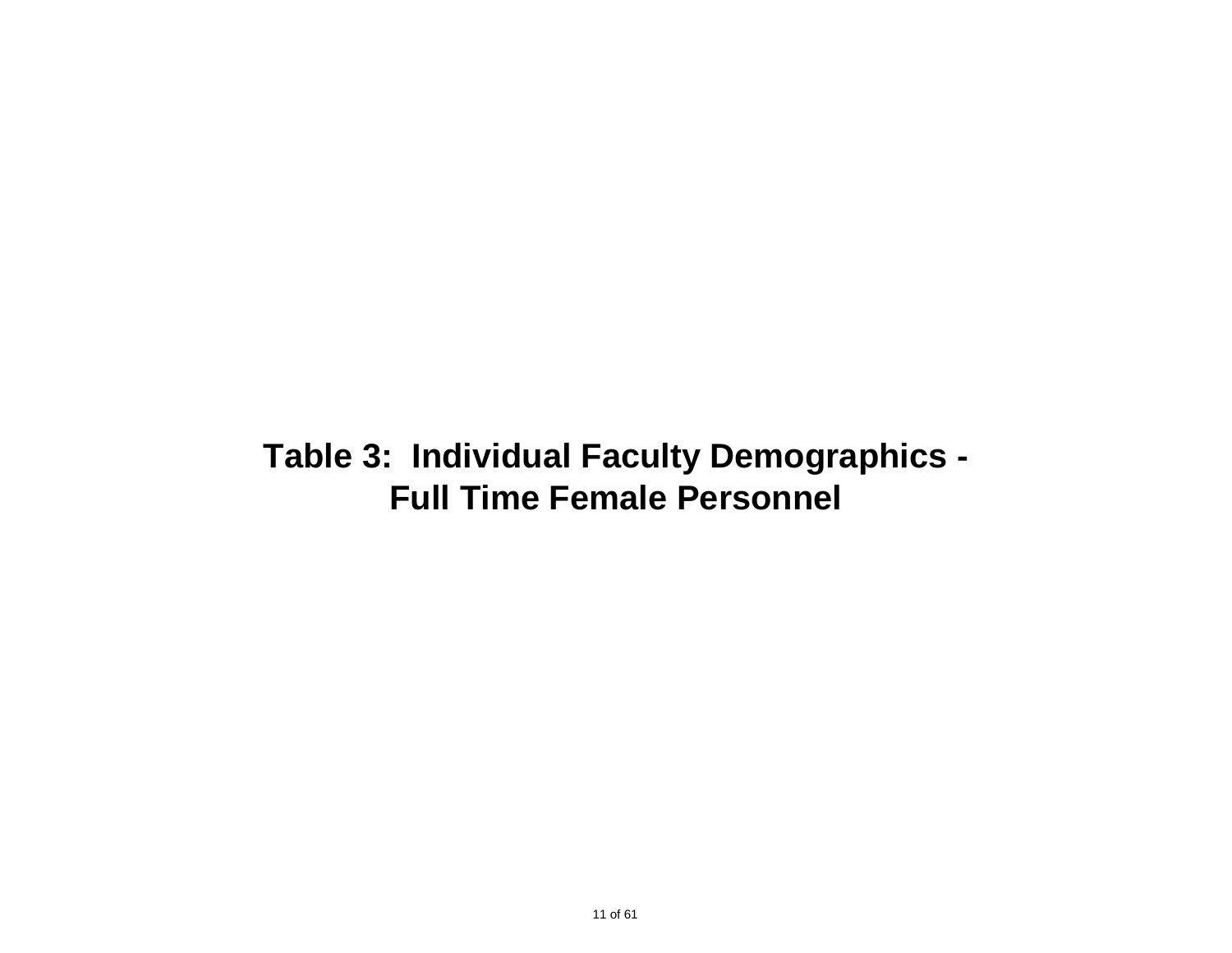# Table 3: Individual Faculty Demographics - Full Time Female Personnel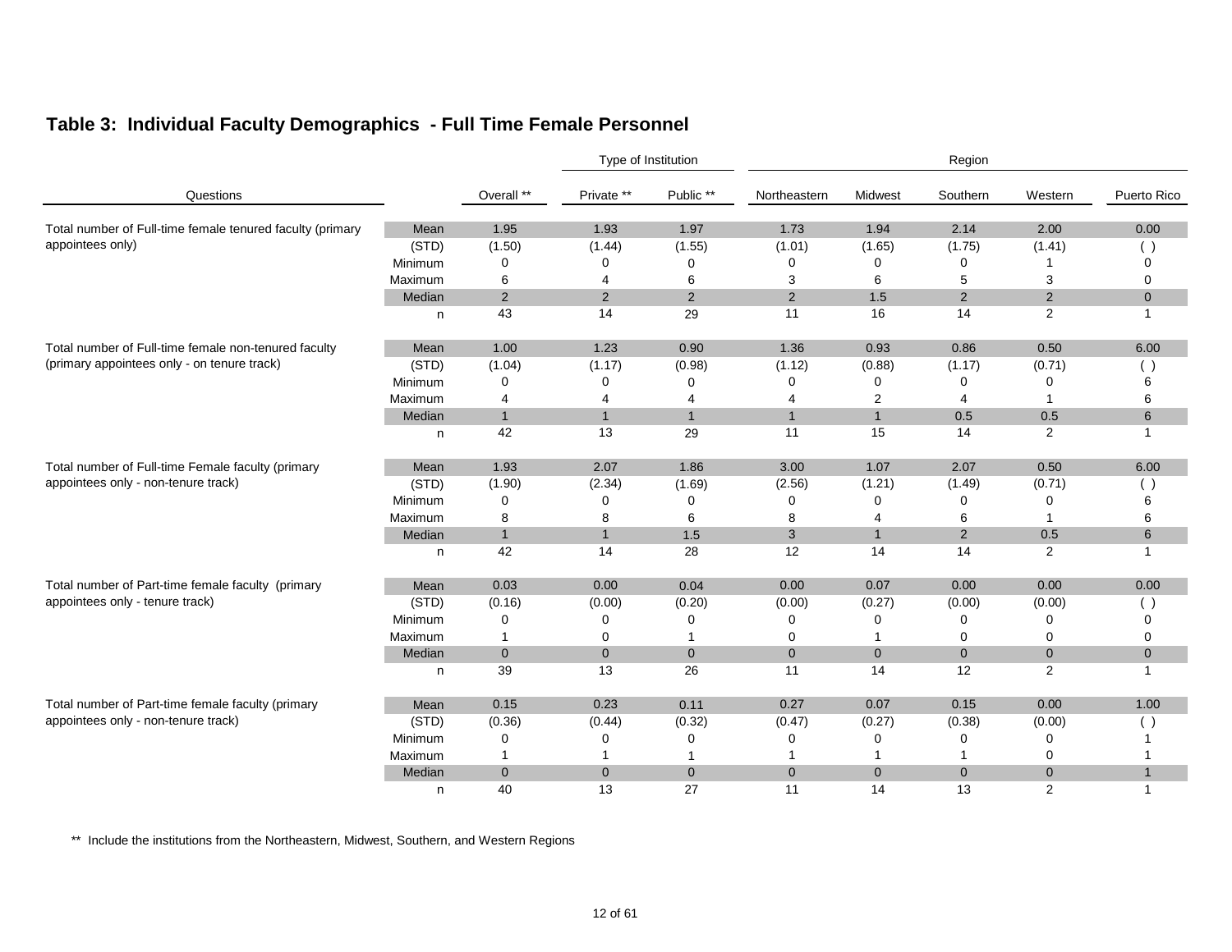## Table 3: Individual Faculty Demographics - Full Time Female Personnel

| Questions | | Type of Institution | | | Region | | | | |
|---|---|---|---|---|---|---|---|---|---|
| | | Overall ** | Private ** | Public ** | Northeastern | Midwest | Southern | Western | Puerto Rico |
| Total number of Full-time female tenured faculty (primary appointees only) | Mean | 1.95 | 1.93 | 1.97 | 1.73 | 1.94 | 2.14 | 2.00 | 0.00 |
| | (STD) | (1.50) | (1.44) | (1.55) | (1.01) | (1.65) | (1.75) | (1.41) | ( ) |
| | Minimum | 0 | 0 | 0 | 0 | 0 | 0 | 1 | 0 |
| | Maximum | 6 | 4 | 6 | 3 | 6 | 5 | 3 | 0 |
| | Median | 2 | 2 | 2 | 2 | 1.5 | 2 | 2 | 0 |
| | n | 43 | 14 | 29 | 11 | 16 | 14 | 2 | 1 |
| Total number of Full-time female non-tenured faculty (primary appointees only - on tenure track) | Mean | 1.00 | 1.23 | 0.90 | 1.36 | 0.93 | 0.86 | 0.50 | 6.00 |
| | (STD) | (1.04) | (1.17) | (0.98) | (1.12) | (0.88) | (1.17) | (0.71) | ( ) |
| | Minimum | 0 | 0 | 0 | 0 | 0 | 0 | 0 | 6 |
| | Maximum | 4 | 4 | 4 | 4 | 2 | 4 | 1 | 6 |
| | Median | 1 | 1 | 1 | 1 | 1 | 0.5 | 0.5 | 6 |
| | n | 42 | 13 | 29 | 11 | 15 | 14 | 2 | 1 |
| Total number of Full-time Female faculty (primary appointees only - non-tenure track) | Mean | 1.93 | 2.07 | 1.86 | 3.00 | 1.07 | 2.07 | 0.50 | 6.00 |
| | (STD) | (1.90) | (2.34) | (1.69) | (2.56) | (1.21) | (1.49) | (0.71) | ( ) |
| | Minimum | 0 | 0 | 0 | 0 | 0 | 0 | 0 | 6 |
| | Maximum | 8 | 8 | 6 | 8 | 4 | 6 | 1 | 6 |
| | Median | 1 | 1 | 1.5 | 3 | 1 | 2 | 0.5 | 6 |
| | n | 42 | 14 | 28 | 12 | 14 | 14 | 2 | 1 |
| Total number of Part-time female faculty (primary appointees only - tenure track) | Mean | 0.03 | 0.00 | 0.04 | 0.00 | 0.07 | 0.00 | 0.00 | 0.00 |
| | (STD) | (0.16) | (0.00) | (0.20) | (0.00) | (0.27) | (0.00) | (0.00) | ( ) |
| | Minimum | 0 | 0 | 0 | 0 | 0 | 0 | 0 | 0 |
| | Maximum | 1 | 0 | 1 | 0 | 1 | 0 | 0 | 0 |
| | Median | 0 | 0 | 0 | 0 | 0 | 0 | 0 | 0 |
| | n | 39 | 13 | 26 | 11 | 14 | 12 | 2 | 1 |
| Total number of Part-time female faculty (primary appointees only - non-tenure track) | Mean | 0.15 | 0.23 | 0.11 | 0.27 | 0.07 | 0.15 | 0.00 | 1.00 |
| | (STD) | (0.36) | (0.44) | (0.32) | (0.47) | (0.27) | (0.38) | (0.00) | ( ) |
| | Minimum | 0 | 0 | 0 | 0 | 0 | 0 | 0 | 1 |
| | Maximum | 1 | 1 | 1 | 1 | 1 | 1 | 0 | 1 |
| | Median | 0 | 0 | 0 | 0 | 0 | 0 | 0 | 1 |
| | n | 40 | 13 | 27 | 11 | 14 | 13 | 2 | 1 |

** Include the institutions from the Northeastern, Midwest, Southern, and Western Regions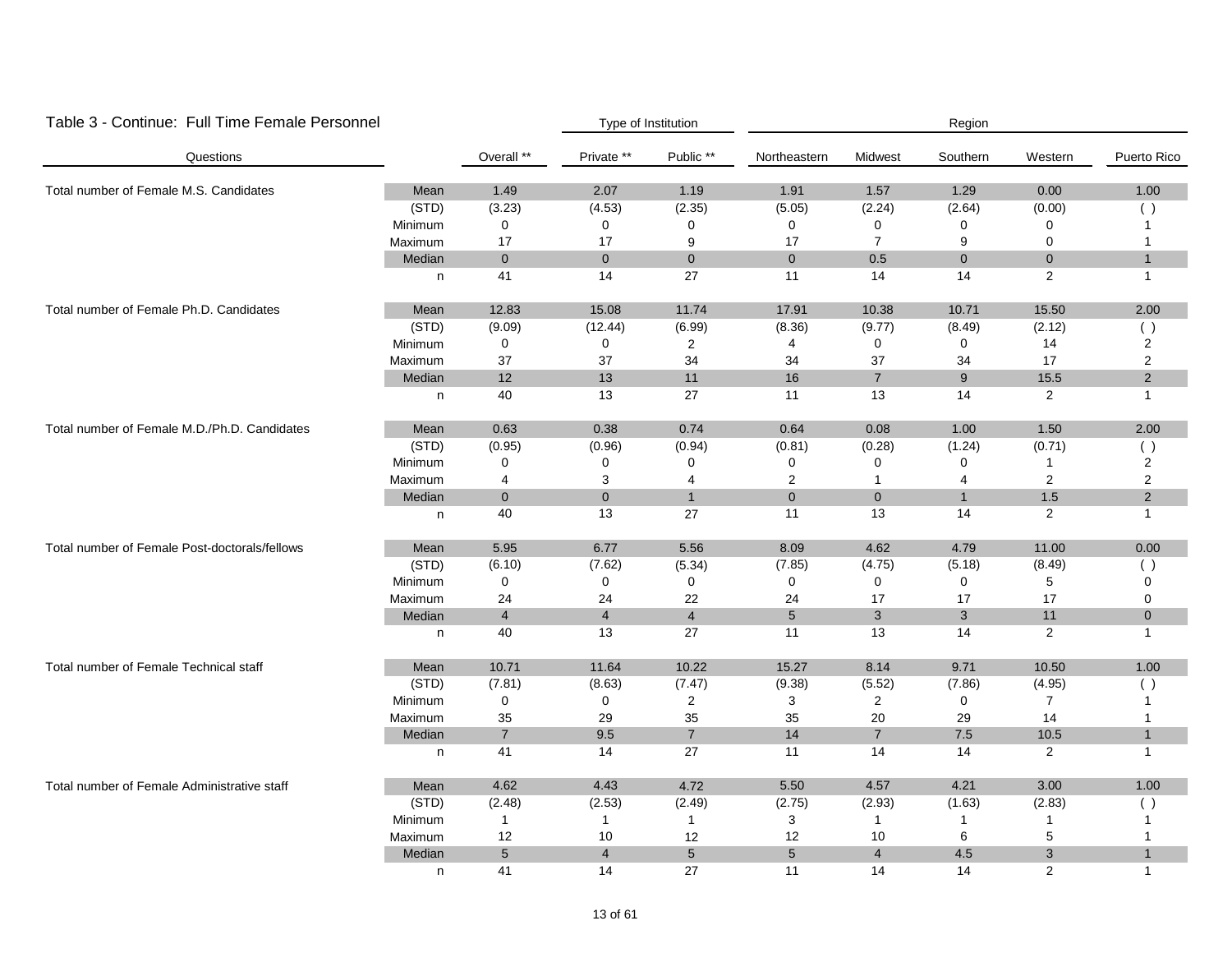## Table 3 - Continue: Full Time Female Personnel

| Questions | | Overall ** | Type of Institution | | Region | | | | |
|---|---|---|---|---|---|---|---|---|---|
| | | | Private ** | Public ** | Northeastern | Midwest | Southern | Western | Puerto Rico |
| Total number of Female M.S. Candidates | Mean | 1.49 | 2.07 | 1.19 | 1.91 | 1.57 | 1.29 | 0.00 | 1.00 |
| | (STD) | (3.23) | (4.53) | (2.35) | (5.05) | (2.24) | (2.64) | (0.00) | ( ) |
| | Minimum | 0 | 0 | 0 | 0 | 0 | 0 | 0 | 1 |
| | Maximum | 17 | 17 | 9 | 17 | 7 | 9 | 0 | 1 |
| | Median | 0 | 0 | 0 | 0 | 0.5 | 0 | 0 | 1 |
| | n | 41 | 14 | 27 | 11 | 14 | 14 | 2 | 1 |
| Total number of Female Ph.D. Candidates | Mean | 12.83 | 15.08 | 11.74 | 17.91 | 10.38 | 10.71 | 15.50 | 2.00 |
| | (STD) | (9.09) | (12.44) | (6.99) | (8.36) | (9.77) | (8.49) | (2.12) | ( ) |
| | Minimum | 0 | 0 | 2 | 4 | 0 | 0 | 14 | 2 |
| | Maximum | 37 | 37 | 34 | 34 | 37 | 34 | 17 | 2 |
| | Median | 12 | 13 | 11 | 16 | 7 | 9 | 15.5 | 2 |
| | n | 40 | 13 | 27 | 11 | 13 | 14 | 2 | 1 |
| Total number of Female M.D./Ph.D. Candidates | Mean | 0.63 | 0.38 | 0.74 | 0.64 | 0.08 | 1.00 | 1.50 | 2.00 |
| | (STD) | (0.95) | (0.96) | (0.94) | (0.81) | (0.28) | (1.24) | (0.71) | ( ) |
| | Minimum | 0 | 0 | 0 | 0 | 0 | 0 | 1 | 2 |
| | Maximum | 4 | 3 | 4 | 2 | 1 | 4 | 2 | 2 |
| | Median | 0 | 0 | 1 | 0 | 0 | 1 | 1.5 | 2 |
| | n | 40 | 13 | 27 | 11 | 13 | 14 | 2 | 1 |
| Total number of Female Post-doctorals/fellows | Mean | 5.95 | 6.77 | 5.56 | 8.09 | 4.62 | 4.79 | 11.00 | 0.00 |
| | (STD) | (6.10) | (7.62) | (5.34) | (7.85) | (4.75) | (5.18) | (8.49) | ( ) |
| | Minimum | 0 | 0 | 0 | 0 | 0 | 0 | 5 | 0 |
| | Maximum | 24 | 24 | 22 | 24 | 17 | 17 | 17 | 0 |
| | Median | 4 | 4 | 4 | 5 | 3 | 3 | 11 | 0 |
| | n | 40 | 13 | 27 | 11 | 13 | 14 | 2 | 1 |
| Total number of Female Technical staff | Mean | 10.71 | 11.64 | 10.22 | 15.27 | 8.14 | 9.71 | 10.50 | 1.00 |
| | (STD) | (7.81) | (8.63) | (7.47) | (9.38) | (5.52) | (7.86) | (4.95) | ( ) |
| | Minimum | 0 | 0 | 2 | 3 | 2 | 0 | 7 | 1 |
| | Maximum | 35 | 29 | 35 | 35 | 20 | 29 | 14 | 1 |
| | Median | 7 | 9.5 | 7 | 14 | 7 | 7.5 | 10.5 | 1 |
| | n | 41 | 14 | 27 | 11 | 14 | 14 | 2 | 1 |
| Total number of Female Administrative staff | Mean | 4.62 | 4.43 | 4.72 | 5.50 | 4.57 | 4.21 | 3.00 | 1.00 |
| | (STD) | (2.48) | (2.53) | (2.49) | (2.75) | (2.93) | (1.63) | (2.83) | ( ) |
| | Minimum | 1 | 1 | 1 | 3 | 1 | 1 | 1 | 1 |
| | Maximum | 12 | 10 | 12 | 12 | 10 | 6 | 5 | 1 |
| | Median | 5 | 4 | 5 | 5 | 4 | 4.5 | 3 | 1 |
| | n | 41 | 14 | 27 | 11 | 14 | 14 | 2 | 1 |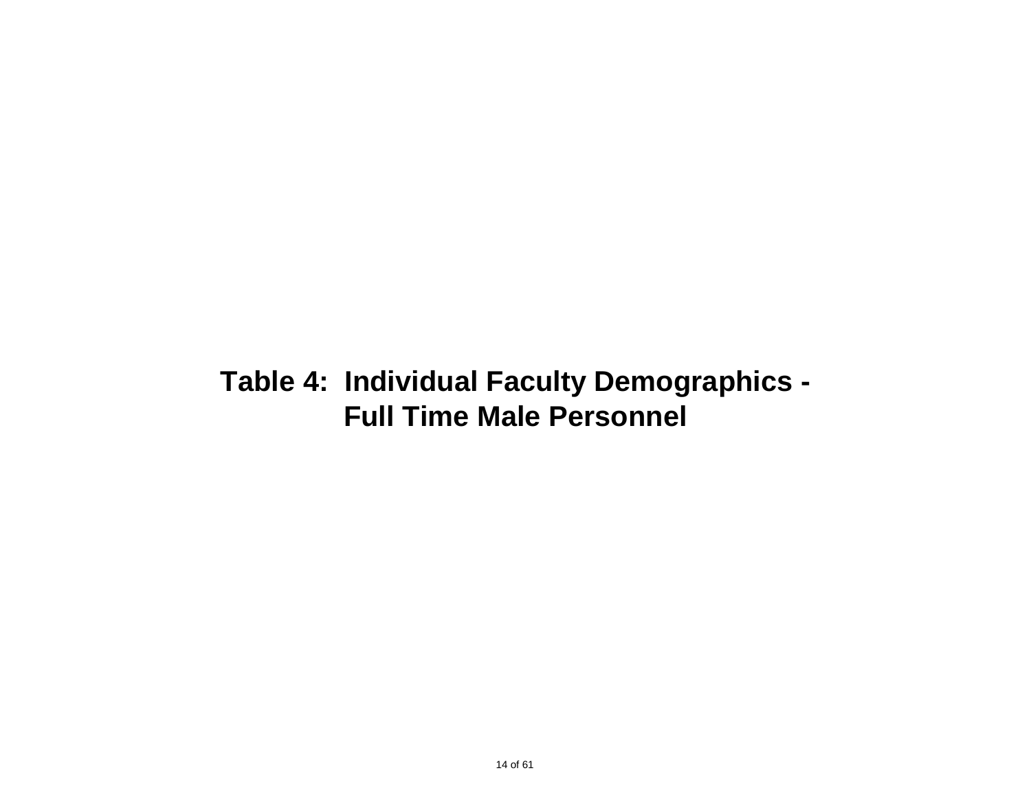# Table 4: Individual Faculty Demographics - Full Time Male Personnel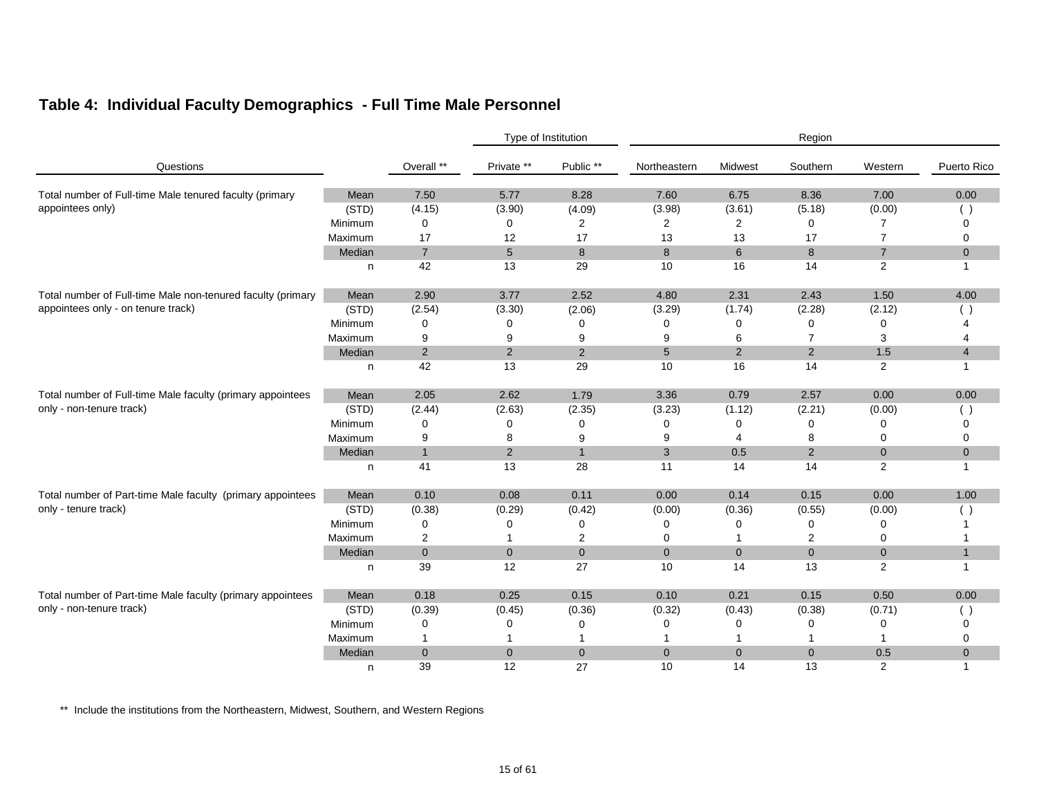## Table 4: Individual Faculty Demographics - Full Time Male Personnel

| Questions | | Overall ** | Type of Institution | | Region | | | | |
|---|---|---|---|---|---|---|---|---|---|
| | | | Private ** | Public ** | Northeastern | Midwest | Southern | Western | Puerto Rico |
| Total number of Full-time Male tenured faculty (primary appointees only) | Mean | 7.50 | 5.77 | 8.28 | 7.60 | 6.75 | 8.36 | 7.00 | 0.00 |
| | (STD) | (4.15) | (3.90) | (4.09) | (3.98) | (3.61) | (5.18) | (0.00) | ( ) |
| | Minimum | 0 | 0 | 2 | 2 | 2 | 0 | 7 | 0 |
| | Maximum | 17 | 12 | 17 | 13 | 13 | 17 | 7 | 0 |
| | Median | 7 | 5 | 8 | 8 | 6 | 8 | 7 | 0 |
| | n | 42 | 13 | 29 | 10 | 16 | 14 | 2 | 1 |
| Total number of Full-time Male non-tenured faculty (primary appointees only - on tenure track) | Mean | 2.90 | 3.77 | 2.52 | 4.80 | 2.31 | 2.43 | 1.50 | 4.00 |
| | (STD) | (2.54) | (3.30) | (2.06) | (3.29) | (1.74) | (2.28) | (2.12) | ( ) |
| | Minimum | 0 | 0 | 0 | 0 | 0 | 0 | 0 | 4 |
| | Maximum | 9 | 9 | 9 | 9 | 6 | 7 | 3 | 4 |
| | Median | 2 | 2 | 2 | 5 | 2 | 2 | 1.5 | 4 |
| | n | 42 | 13 | 29 | 10 | 16 | 14 | 2 | 1 |
| Total number of Full-time Male faculty (primary appointees only - non-tenure track) | Mean | 2.05 | 2.62 | 1.79 | 3.36 | 0.79 | 2.57 | 0.00 | 0.00 |
| | (STD) | (2.44) | (2.63) | (2.35) | (3.23) | (1.12) | (2.21) | (0.00) | ( ) |
| | Minimum | 0 | 0 | 0 | 0 | 0 | 0 | 0 | 0 |
| | Maximum | 9 | 8 | 9 | 9 | 4 | 8 | 0 | 0 |
| | Median | 1 | 2 | 1 | 3 | 0.5 | 2 | 0 | 0 |
| | n | 41 | 13 | 28 | 11 | 14 | 14 | 2 | 1 |
| Total number of Part-time Male faculty (primary appointees only - tenure track) | Mean | 0.10 | 0.08 | 0.11 | 0.00 | 0.14 | 0.15 | 0.00 | 1.00 |
| | (STD) | (0.38) | (0.29) | (0.42) | (0.00) | (0.36) | (0.55) | (0.00) | ( ) |
| | Minimum | 0 | 0 | 0 | 0 | 0 | 0 | 0 | 1 |
| | Maximum | 2 | 1 | 2 | 0 | 1 | 2 | 0 | 1 |
| | Median | 0 | 0 | 0 | 0 | 0 | 0 | 0 | 1 |
| | n | 39 | 12 | 27 | 10 | 14 | 13 | 2 | 1 |
| Total number of Part-time Male faculty (primary appointees only - non-tenure track) | Mean | 0.18 | 0.25 | 0.15 | 0.10 | 0.21 | 0.15 | 0.50 | 0.00 |
| | (STD) | (0.39) | (0.45) | (0.36) | (0.32) | (0.43) | (0.38) | (0.71) | ( ) |
| | Minimum | 0 | 0 | 0 | 0 | 0 | 0 | 0 | 0 |
| | Maximum | 1 | 1 | 1 | 1 | 1 | 1 | 1 | 0 |
| | Median | 0 | 0 | 0 | 0 | 0 | 0 | 0.5 | 0 |
| | n | 39 | 12 | 27 | 10 | 14 | 13 | 2 | 1 |

** Include the institutions from the Northeastern, Midwest, Southern, and Western Regions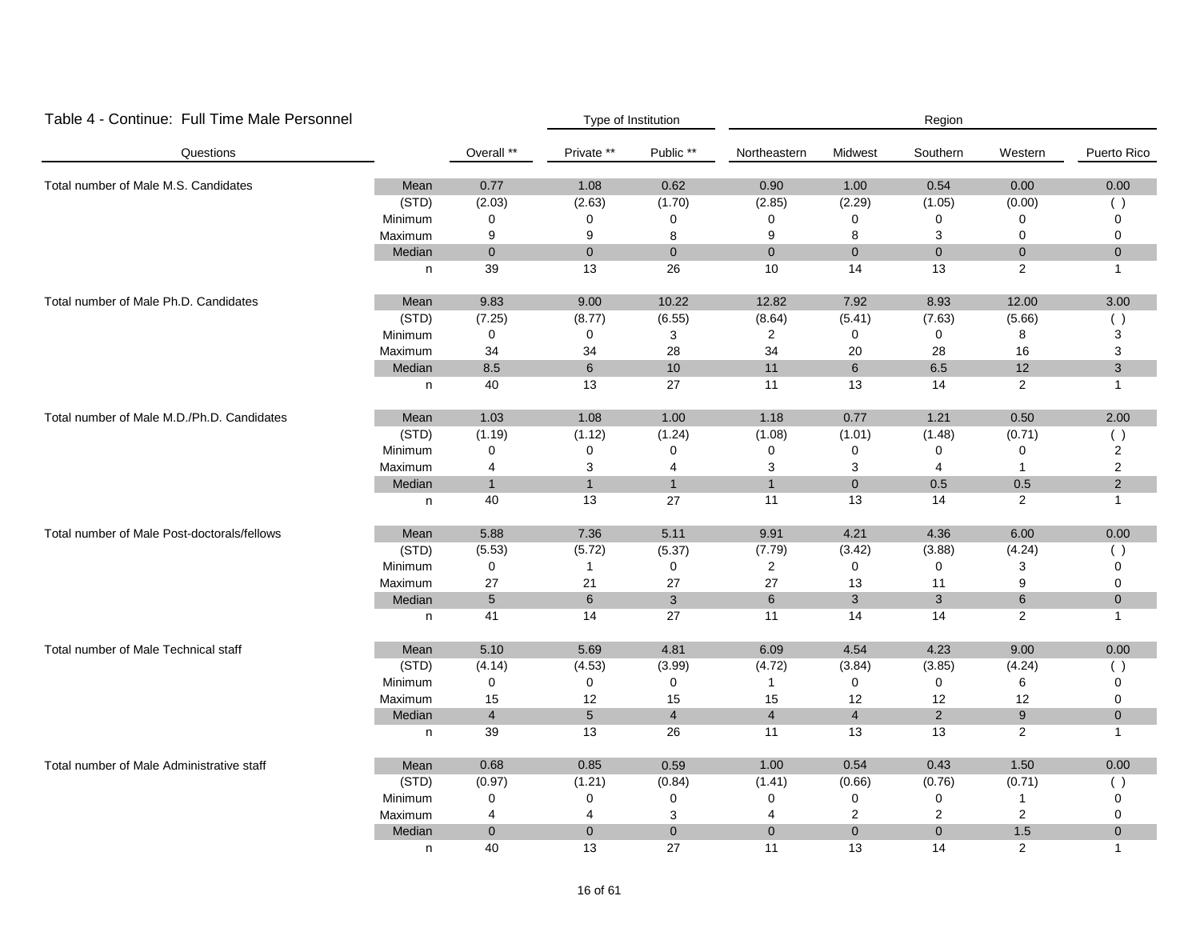Table 4 - Continue: Full Time Male Personnel

| Questions | | Overall ** | Type of Institution | | Region | | | | |
|---|---|---|---|---|---|---|---|---|---|
| | | | Private ** | Public ** | Northeastern | Midwest | Southern | Western | Puerto Rico |
| Total number of Male M.S. Candidates | Mean | 0.77 | 1.08 | 0.62 | 0.90 | 1.00 | 0.54 | 0.00 | 0.00 |
| | (STD) | (2.03) | (2.63) | (1.70) | (2.85) | (2.29) | (1.05) | (0.00) | ( ) |
| | Minimum | 0 | 0 | 0 | 0 | 0 | 0 | 0 | 0 |
| | Maximum | 9 | 9 | 8 | 9 | 8 | 3 | 0 | 0 |
| | Median | 0 | 0 | 0 | 0 | 0 | 0 | 0 | 0 |
| | n | 39 | 13 | 26 | 10 | 14 | 13 | 2 | 1 |
| Total number of Male Ph.D. Candidates | Mean | 9.83 | 9.00 | 10.22 | 12.82 | 7.92 | 8.93 | 12.00 | 3.00 |
| | (STD) | (7.25) | (8.77) | (6.55) | (8.64) | (5.41) | (7.63) | (5.66) | ( ) |
| | Minimum | 0 | 0 | 3 | 2 | 0 | 0 | 8 | 3 |
| | Maximum | 34 | 34 | 28 | 34 | 20 | 28 | 16 | 3 |
| | Median | 8.5 | 6 | 10 | 11 | 6 | 6.5 | 12 | 3 |
| | n | 40 | 13 | 27 | 11 | 13 | 14 | 2 | 1 |
| Total number of Male M.D./Ph.D. Candidates | Mean | 1.03 | 1.08 | 1.00 | 1.18 | 0.77 | 1.21 | 0.50 | 2.00 |
| | (STD) | (1.19) | (1.12) | (1.24) | (1.08) | (1.01) | (1.48) | (0.71) | ( ) |
| | Minimum | 0 | 0 | 0 | 0 | 0 | 0 | 0 | 2 |
| | Maximum | 4 | 3 | 4 | 3 | 3 | 4 | 1 | 2 |
| | Median | 1 | 1 | 1 | 1 | 0 | 0.5 | 0.5 | 2 |
| | n | 40 | 13 | 27 | 11 | 13 | 14 | 2 | 1 |
| Total number of Male Post-doctorals/fellows | Mean | 5.88 | 7.36 | 5.11 | 9.91 | 4.21 | 4.36 | 6.00 | 0.00 |
| | (STD) | (5.53) | (5.72) | (5.37) | (7.79) | (3.42) | (3.88) | (4.24) | ( ) |
| | Minimum | 0 | 1 | 0 | 2 | 0 | 0 | 3 | 0 |
| | Maximum | 27 | 21 | 27 | 27 | 13 | 11 | 9 | 0 |
| | Median | 5 | 6 | 3 | 6 | 3 | 3 | 6 | 0 |
| | n | 41 | 14 | 27 | 11 | 14 | 14 | 2 | 1 |
| Total number of Male Technical staff | Mean | 5.10 | 5.69 | 4.81 | 6.09 | 4.54 | 4.23 | 9.00 | 0.00 |
| | (STD) | (4.14) | (4.53) | (3.99) | (4.72) | (3.84) | (3.85) | (4.24) | ( ) |
| | Minimum | 0 | 0 | 0 | 1 | 0 | 0 | 6 | 0 |
| | Maximum | 15 | 12 | 15 | 15 | 12 | 12 | 12 | 0 |
| | Median | 4 | 5 | 4 | 4 | 4 | 2 | 9 | 0 |
| | n | 39 | 13 | 26 | 11 | 13 | 13 | 2 | 1 |
| Total number of Male Administrative staff | Mean | 0.68 | 0.85 | 0.59 | 1.00 | 0.54 | 0.43 | 1.50 | 0.00 |
| | (STD) | (0.97) | (1.21) | (0.84) | (1.41) | (0.66) | (0.76) | (0.71) | ( ) |
| | Minimum | 0 | 0 | 0 | 0 | 0 | 0 | 1 | 0 |
| | Maximum | 4 | 4 | 3 | 4 | 2 | 2 | 2 | 0 |
| | Median | 0 | 0 | 0 | 0 | 0 | 0 | 1.5 | 0 |
| | n | 40 | 13 | 27 | 11 | 13 | 14 | 2 | 1 |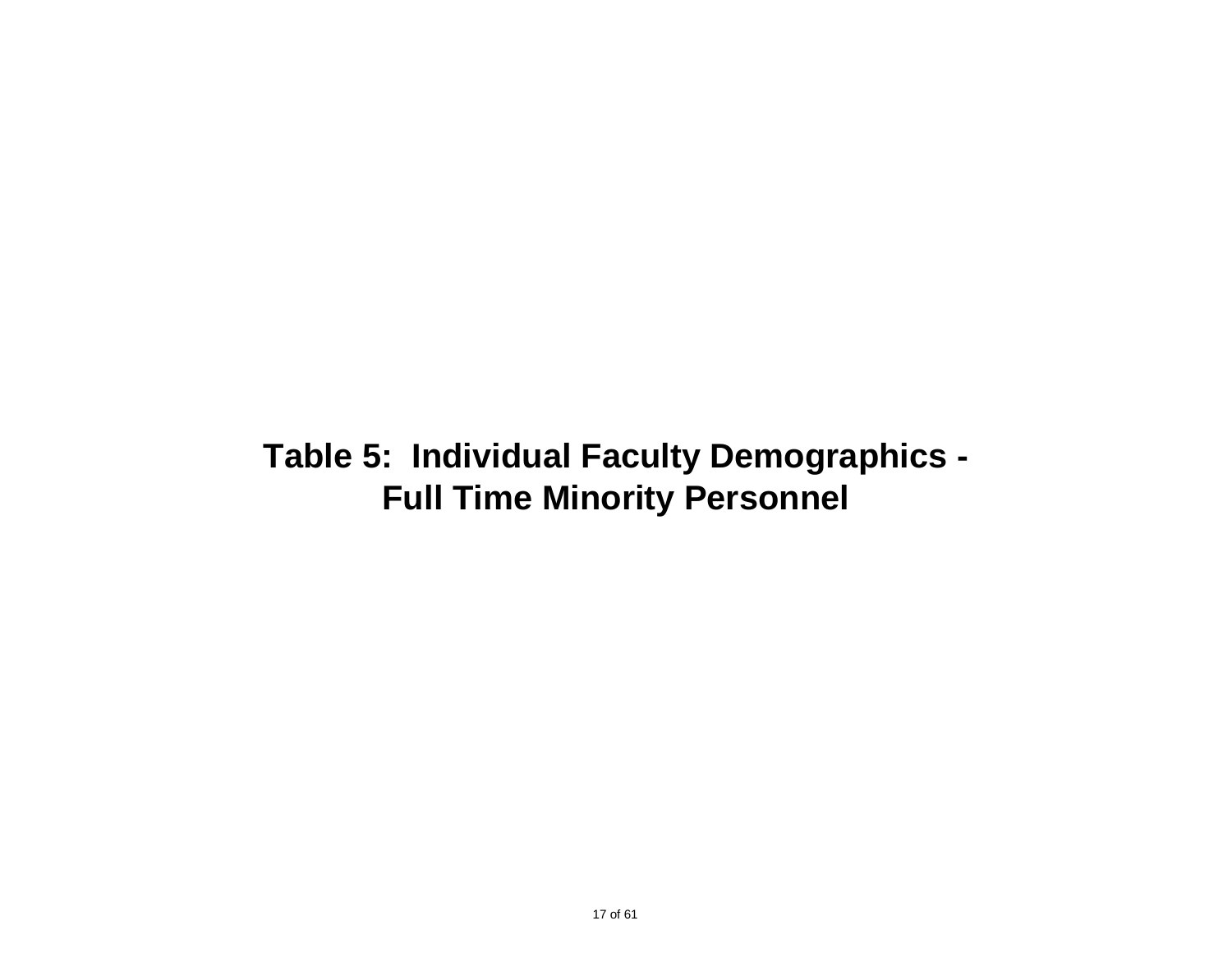# Table 5: Individual Faculty Demographics - Full Time Minority Personnel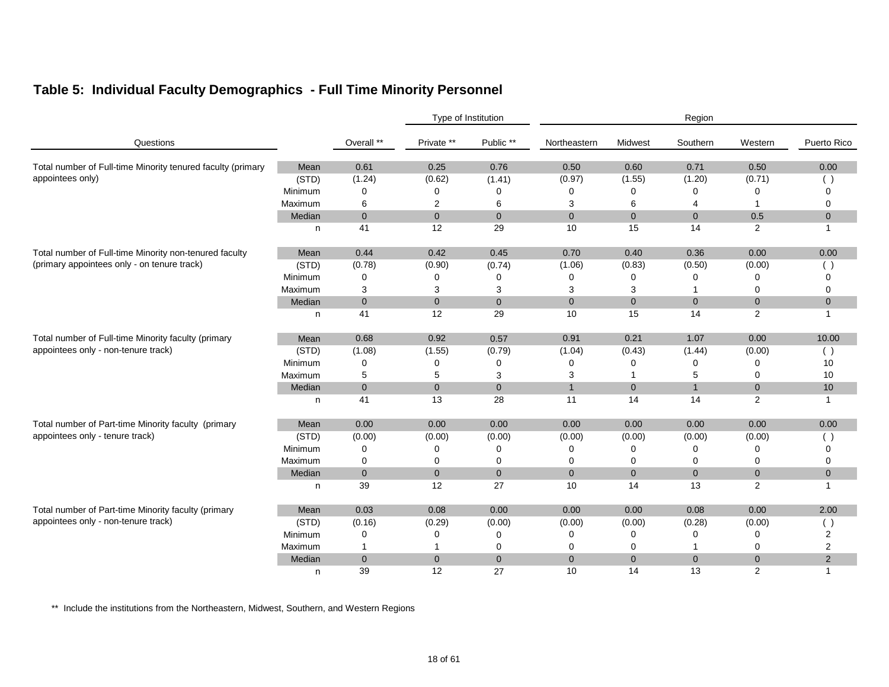## Table 5: Individual Faculty Demographics - Full Time Minority Personnel

| Questions | | Overall ** | Type of Institution | | Region | | | | |
|---|---|---|---|---|---|---|---|---|---|
| | | | Private ** | Public ** | Northeastern | Midwest | Southern | Western | Puerto Rico |
| Total number of Full-time Minority tenured faculty (primary appointees only) | Mean | 0.61 | 0.25 | 0.76 | 0.50 | 0.60 | 0.71 | 0.50 | 0.00 |
| | (STD) | (1.24) | (0.62) | (1.41) | (0.97) | (1.55) | (1.20) | (0.71) | ( ) |
| | Minimum | 0 | 0 | 0 | 0 | 0 | 0 | 0 | 0 |
| | Maximum | 6 | 2 | 6 | 3 | 6 | 4 | 1 | 0 |
| | Median | 0 | 0 | 0 | 0 | 0 | 0 | 0.5 | 0 |
| | n | 41 | 12 | 29 | 10 | 15 | 14 | 2 | 1 |
| Total number of Full-time Minority non-tenured faculty (primary appointees only - on tenure track) | Mean | 0.44 | 0.42 | 0.45 | 0.70 | 0.40 | 0.36 | 0.00 | 0.00 |
| | (STD) | (0.78) | (0.90) | (0.74) | (1.06) | (0.83) | (0.50) | (0.00) | ( ) |
| | Minimum | 0 | 0 | 0 | 0 | 0 | 0 | 0 | 0 |
| | Maximum | 3 | 3 | 3 | 3 | 3 | 1 | 0 | 0 |
| | Median | 0 | 0 | 0 | 0 | 0 | 0 | 0 | 0 |
| | n | 41 | 12 | 29 | 10 | 15 | 14 | 2 | 1 |
| Total number of Full-time Minority faculty (primary appointees only - non-tenure track) | Mean | 0.68 | 0.92 | 0.57 | 0.91 | 0.21 | 1.07 | 0.00 | 10.00 |
| | (STD) | (1.08) | (1.55) | (0.79) | (1.04) | (0.43) | (1.44) | (0.00) | ( ) |
| | Minimum | 0 | 0 | 0 | 0 | 0 | 0 | 0 | 10 |
| | Maximum | 5 | 5 | 3 | 3 | 1 | 5 | 0 | 10 |
| | Median | 0 | 0 | 0 | 1 | 0 | 1 | 0 | 10 |
| | n | 41 | 13 | 28 | 11 | 14 | 14 | 2 | 1 |
| Total number of Part-time Minority faculty (primary appointees only - tenure track) | Mean | 0.00 | 0.00 | 0.00 | 0.00 | 0.00 | 0.00 | 0.00 | 0.00 |
| | (STD) | (0.00) | (0.00) | (0.00) | (0.00) | (0.00) | (0.00) | (0.00) | ( ) |
| | Minimum | 0 | 0 | 0 | 0 | 0 | 0 | 0 | 0 |
| | Maximum | 0 | 0 | 0 | 0 | 0 | 0 | 0 | 0 |
| | Median | 0 | 0 | 0 | 0 | 0 | 0 | 0 | 0 |
| | n | 39 | 12 | 27 | 10 | 14 | 13 | 2 | 1 |
| Total number of Part-time Minority faculty (primary appointees only - non-tenure track) | Mean | 0.03 | 0.08 | 0.00 | 0.00 | 0.00 | 0.08 | 0.00 | 2.00 |
| | (STD) | (0.16) | (0.29) | (0.00) | (0.00) | (0.00) | (0.28) | (0.00) | ( ) |
| | Minimum | 0 | 0 | 0 | 0 | 0 | 0 | 0 | 2 |
| | Maximum | 1 | 1 | 0 | 0 | 0 | 1 | 0 | 2 |
| | Median | 0 | 0 | 0 | 0 | 0 | 0 | 0 | 2 |
| | n | 39 | 12 | 27 | 10 | 14 | 13 | 2 | 1 |

** Include the institutions from the Northeastern, Midwest, Southern, and Western Regions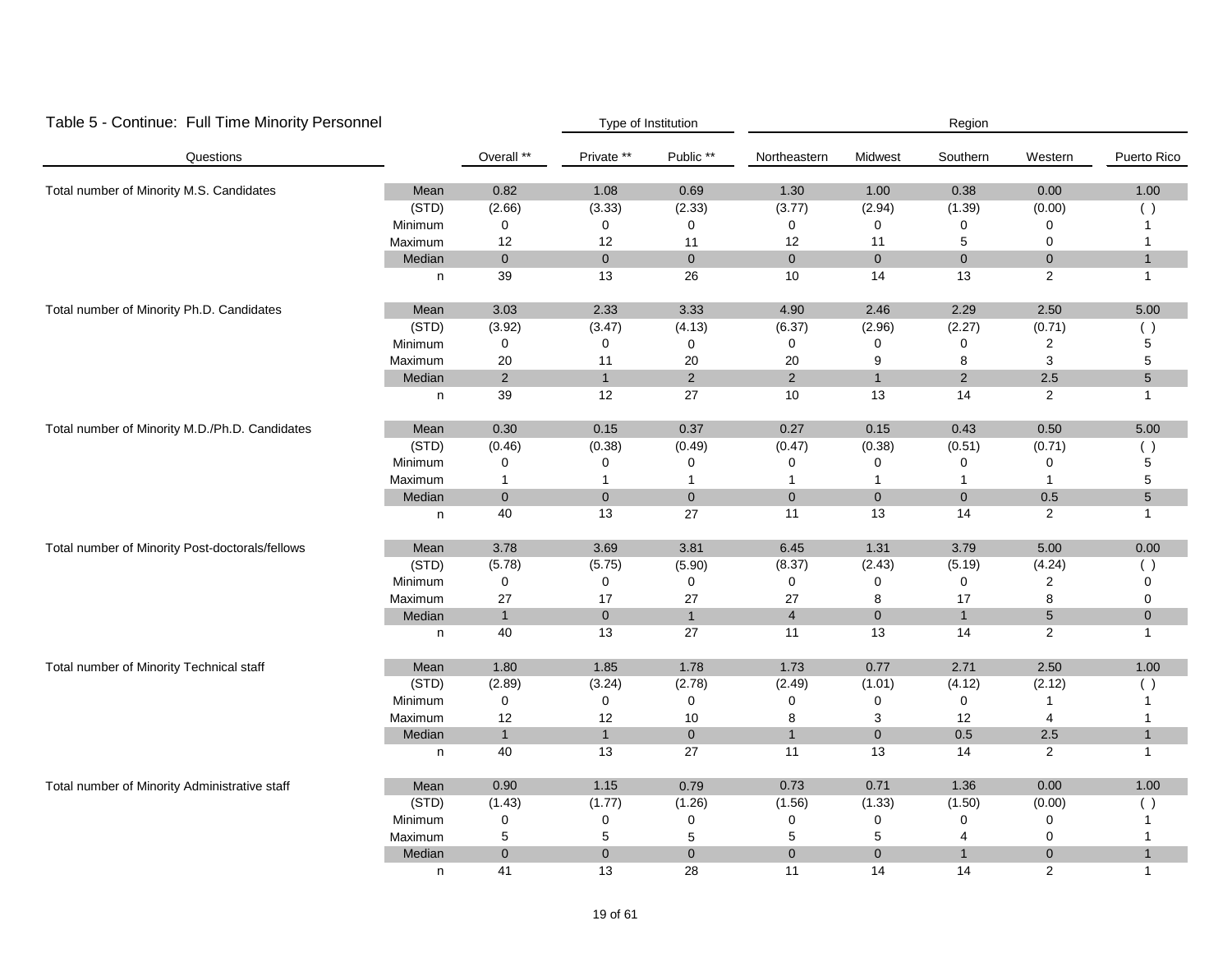## Table 5 - Continue:  Full Time Minority Personnel

| Questions | | Overall ** | Private ** | Public ** | Northeastern | Midwest | Southern | Western | Puerto Rico |
|---|---|---|---|---|---|---|---|---|---|
| | | | Type of Institution | | Region | | | | |
| Total number of Minority M.S. Candidates | Mean | 0.82 | 1.08 | 0.69 | 1.30 | 1.00 | 0.38 | 0.00 | 1.00 |
| | (STD) | (2.66) | (3.33) | (2.33) | (3.77) | (2.94) | (1.39) | (0.00) | ( ) |
| | Minimum | 0 | 0 | 0 | 0 | 0 | 0 | 0 | 1 |
| | Maximum | 12 | 12 | 11 | 12 | 11 | 5 | 0 | 1 |
| | Median | 0 | 0 | 0 | 0 | 0 | 0 | 0 | 1 |
| | n | 39 | 13 | 26 | 10 | 14 | 13 | 2 | 1 |
| Total number of Minority Ph.D. Candidates | Mean | 3.03 | 2.33 | 3.33 | 4.90 | 2.46 | 2.29 | 2.50 | 5.00 |
| | (STD) | (3.92) | (3.47) | (4.13) | (6.37) | (2.96) | (2.27) | (0.71) | ( ) |
| | Minimum | 0 | 0 | 0 | 0 | 0 | 0 | 2 | 5 |
| | Maximum | 20 | 11 | 20 | 20 | 9 | 8 | 3 | 5 |
| | Median | 2 | 1 | 2 | 2 | 1 | 2 | 2.5 | 5 |
| | n | 39 | 12 | 27 | 10 | 13 | 14 | 2 | 1 |
| Total number of Minority M.D./Ph.D. Candidates | Mean | 0.30 | 0.15 | 0.37 | 0.27 | 0.15 | 0.43 | 0.50 | 5.00 |
| | (STD) | (0.46) | (0.38) | (0.49) | (0.47) | (0.38) | (0.51) | (0.71) | ( ) |
| | Minimum | 0 | 0 | 0 | 0 | 0 | 0 | 0 | 5 |
| | Maximum | 1 | 1 | 1 | 1 | 1 | 1 | 1 | 5 |
| | Median | 0 | 0 | 0 | 0 | 0 | 0 | 0.5 | 5 |
| | n | 40 | 13 | 27 | 11 | 13 | 14 | 2 | 1 |
| Total number of Minority Post-doctorals/fellows | Mean | 3.78 | 3.69 | 3.81 | 6.45 | 1.31 | 3.79 | 5.00 | 0.00 |
| | (STD) | (5.78) | (5.75) | (5.90) | (8.37) | (2.43) | (5.19) | (4.24) | ( ) |
| | Minimum | 0 | 0 | 0 | 0 | 0 | 0 | 2 | 0 |
| | Maximum | 27 | 17 | 27 | 27 | 8 | 17 | 8 | 0 |
| | Median | 1 | 0 | 1 | 4 | 0 | 1 | 5 | 0 |
| | n | 40 | 13 | 27 | 11 | 13 | 14 | 2 | 1 |
| Total number of Minority Technical staff | Mean | 1.80 | 1.85 | 1.78 | 1.73 | 0.77 | 2.71 | 2.50 | 1.00 |
| | (STD) | (2.89) | (3.24) | (2.78) | (2.49) | (1.01) | (4.12) | (2.12) | ( ) |
| | Minimum | 0 | 0 | 0 | 0 | 0 | 0 | 1 | 1 |
| | Maximum | 12 | 12 | 10 | 8 | 3 | 12 | 4 | 1 |
| | Median | 1 | 1 | 0 | 1 | 0 | 0.5 | 2.5 | 1 |
| | n | 40 | 13 | 27 | 11 | 13 | 14 | 2 | 1 |
| Total number of Minority Administrative staff | Mean | 0.90 | 1.15 | 0.79 | 0.73 | 0.71 | 1.36 | 0.00 | 1.00 |
| | (STD) | (1.43) | (1.77) | (1.26) | (1.56) | (1.33) | (1.50) | (0.00) | ( ) |
| | Minimum | 0 | 0 | 0 | 0 | 0 | 0 | 0 | 1 |
| | Maximum | 5 | 5 | 5 | 5 | 5 | 4 | 0 | 1 |
| | Median | 0 | 0 | 0 | 0 | 0 | 1 | 0 | 1 |
| | n | 41 | 13 | 28 | 11 | 14 | 14 | 2 | 1 |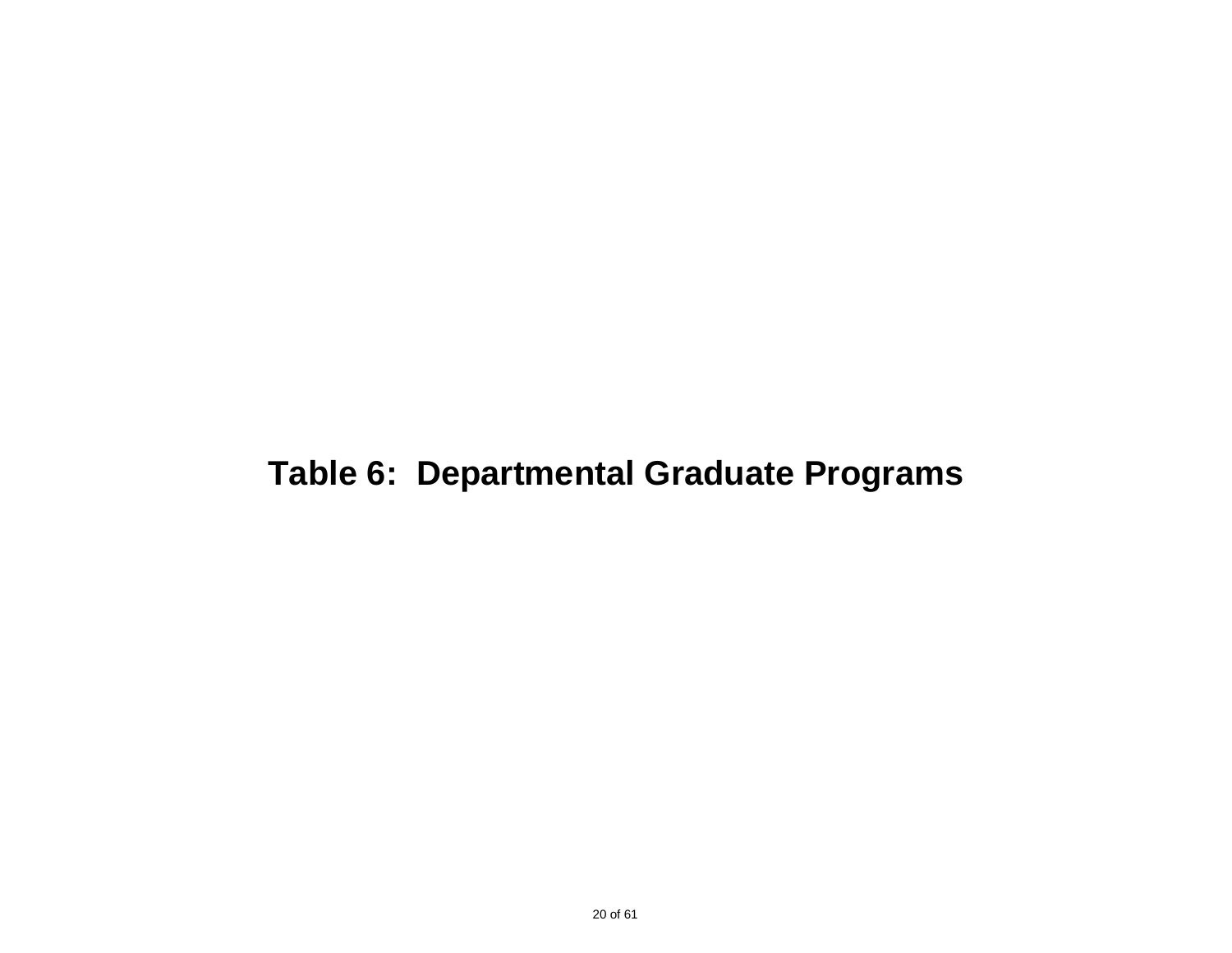# Table 6: Departmental Graduate Programs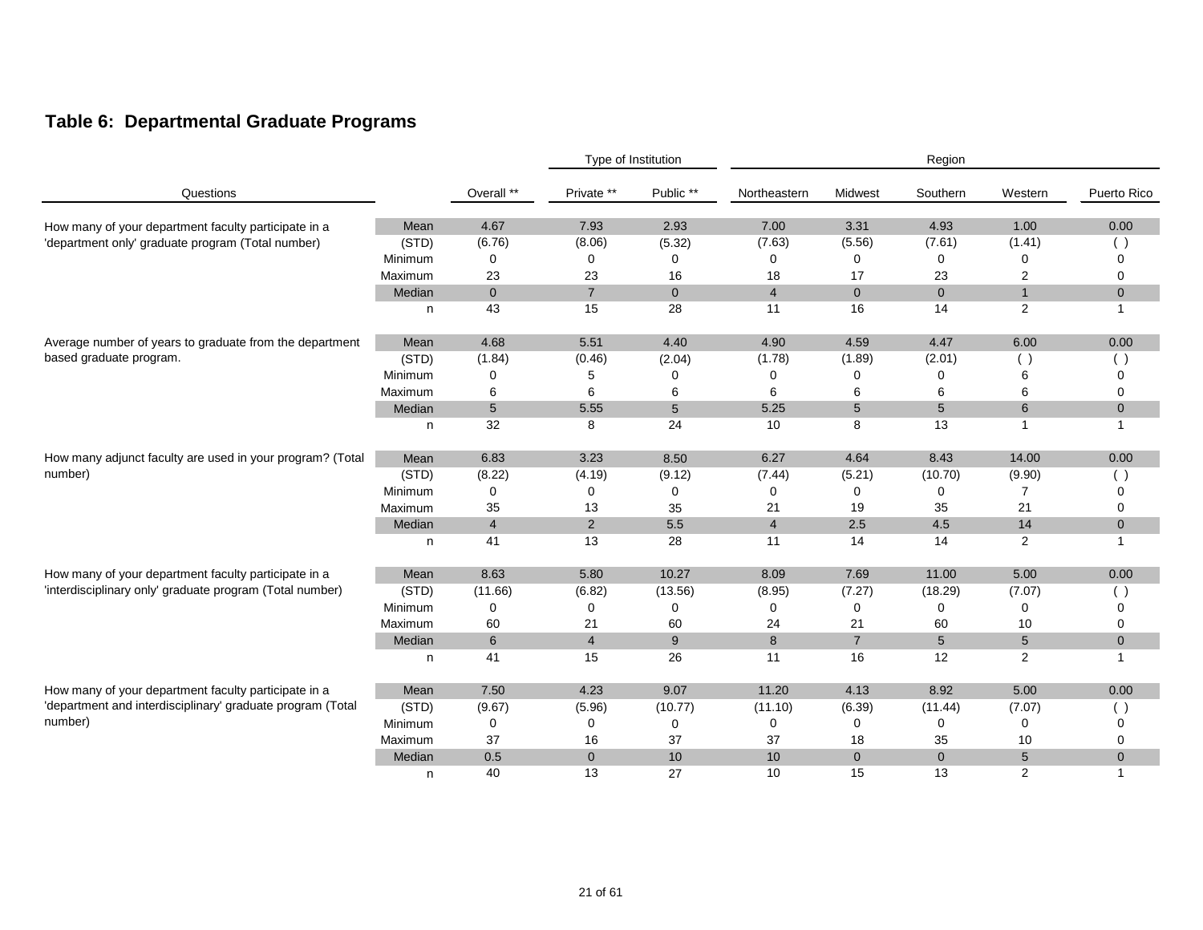## Table 6: Departmental Graduate Programs

| Questions | | Overall ** | Type of Institution | | Region | | | | |
|---|---|---|---|---|---|---|---|---|---|
| | | | Private ** | Public ** | Northeastern | Midwest | Southern | Western | Puerto Rico |
| How many of your department faculty participate in a 'department only' graduate program (Total number) | Mean | 4.67 | 7.93 | 2.93 | 7.00 | 3.31 | 4.93 | 1.00 | 0.00 |
| | (STD) | (6.76) | (8.06) | (5.32) | (7.63) | (5.56) | (7.61) | (1.41) | ( ) |
| | Minimum | 0 | 0 | 0 | 0 | 0 | 0 | 0 | 0 |
| | Maximum | 23 | 23 | 16 | 18 | 17 | 23 | 2 | 0 |
| | Median | 0 | 7 | 0 | 4 | 0 | 0 | 1 | 0 |
| | n | 43 | 15 | 28 | 11 | 16 | 14 | 2 | 1 |
| Average number of years to graduate from the department based graduate program. | Mean | 4.68 | 5.51 | 4.40 | 4.90 | 4.59 | 4.47 | 6.00 | 0.00 |
| | (STD) | (1.84) | (0.46) | (2.04) | (1.78) | (1.89) | (2.01) | ( ) | ( ) |
| | Minimum | 0 | 5 | 0 | 0 | 0 | 0 | 6 | 0 |
| | Maximum | 6 | 6 | 6 | 6 | 6 | 6 | 6 | 0 |
| | Median | 5 | 5.55 | 5 | 5.25 | 5 | 5 | 6 | 0 |
| | n | 32 | 8 | 24 | 10 | 8 | 13 | 1 | 1 |
| How many adjunct faculty are used in your program? (Total number) | Mean | 6.83 | 3.23 | 8.50 | 6.27 | 4.64 | 8.43 | 14.00 | 0.00 |
| | (STD) | (8.22) | (4.19) | (9.12) | (7.44) | (5.21) | (10.70) | (9.90) | ( ) |
| | Minimum | 0 | 0 | 0 | 0 | 0 | 0 | 7 | 0 |
| | Maximum | 35 | 13 | 35 | 21 | 19 | 35 | 21 | 0 |
| | Median | 4 | 2 | 5.5 | 4 | 2.5 | 4.5 | 14 | 0 |
| | n | 41 | 13 | 28 | 11 | 14 | 14 | 2 | 1 |
| How many of your department faculty participate in a 'interdisciplinary only' graduate program (Total number) | Mean | 8.63 | 5.80 | 10.27 | 8.09 | 7.69 | 11.00 | 5.00 | 0.00 |
| | (STD) | (11.66) | (6.82) | (13.56) | (8.95) | (7.27) | (18.29) | (7.07) | ( ) |
| | Minimum | 0 | 0 | 0 | 0 | 0 | 0 | 0 | 0 |
| | Maximum | 60 | 21 | 60 | 24 | 21 | 60 | 10 | 0 |
| | Median | 6 | 4 | 9 | 8 | 7 | 5 | 5 | 0 |
| | n | 41 | 15 | 26 | 11 | 16 | 12 | 2 | 1 |
| How many of your department faculty participate in a 'department and interdisciplinary' graduate program (Total number) | Mean | 7.50 | 4.23 | 9.07 | 11.20 | 4.13 | 8.92 | 5.00 | 0.00 |
| | (STD) | (9.67) | (5.96) | (10.77) | (11.10) | (6.39) | (11.44) | (7.07) | ( ) |
| | Minimum | 0 | 0 | 0 | 0 | 0 | 0 | 0 | 0 |
| | Maximum | 37 | 16 | 37 | 37 | 18 | 35 | 10 | 0 |
| | Median | 0.5 | 0 | 10 | 10 | 0 | 0 | 5 | 0 |
| | n | 40 | 13 | 27 | 10 | 15 | 13 | 2 | 1 |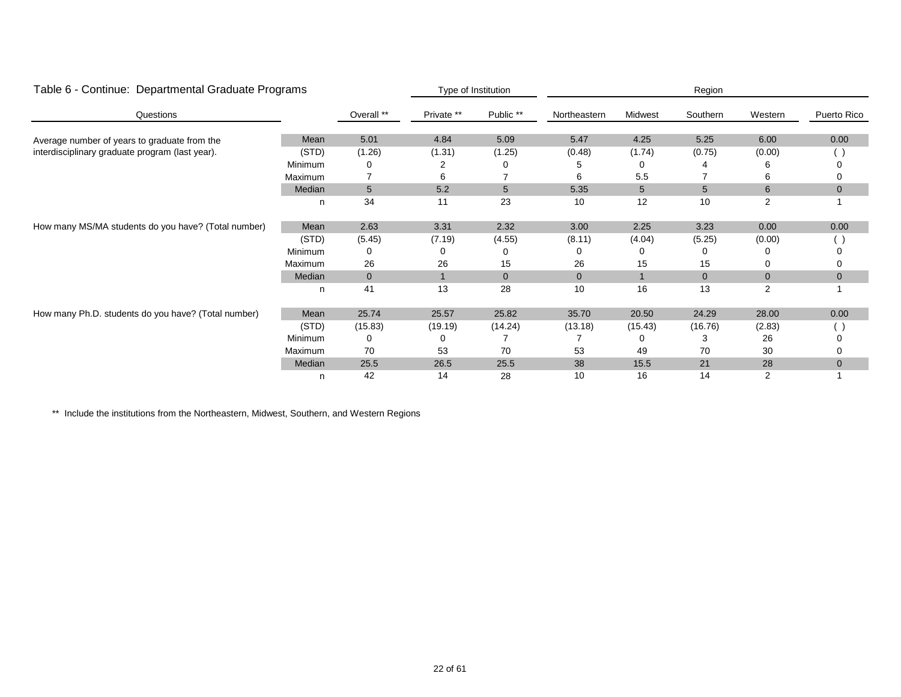## Table 6 - Continue: Departmental Graduate Programs

| Questions | | Overall ** | Type of Institution | | Region | | | | |
|---|---|---|---|---|---|---|---|---|---|
| | | | Private ** | Public ** | Northeastern | Midwest | Southern | Western | Puerto Rico |
| Average number of years to graduate from the interdisciplinary graduate program (last year). | Mean | 5.01 | 4.84 | 5.09 | 5.47 | 4.25 | 5.25 | 6.00 | 0.00 |
| | (STD) | (1.26) | (1.31) | (1.25) | (0.48) | (1.74) | (0.75) | (0.00) | ( ) |
| | Minimum | 0 | 2 | 0 | 5 | 0 | 4 | 6 | 0 |
| | Maximum | 7 | 6 | 7 | 6 | 5.5 | 7 | 6 | 0 |
| | Median | 5 | 5.2 | 5 | 5.35 | 5 | 5 | 6 | 0 |
| | n | 34 | 11 | 23 | 10 | 12 | 10 | 2 | 1 |
| How many MS/MA students do you have? (Total number) | Mean | 2.63 | 3.31 | 2.32 | 3.00 | 2.25 | 3.23 | 0.00 | 0.00 |
| | (STD) | (5.45) | (7.19) | (4.55) | (8.11) | (4.04) | (5.25) | (0.00) | ( ) |
| | Minimum | 0 | 0 | 0 | 0 | 0 | 0 | 0 | 0 |
| | Maximum | 26 | 26 | 15 | 26 | 15 | 15 | 0 | 0 |
| | Median | 0 | 1 | 0 | 0 | 1 | 0 | 0 | 0 |
| | n | 41 | 13 | 28 | 10 | 16 | 13 | 2 | 1 |
| How many Ph.D. students do you have? (Total number) | Mean | 25.74 | 25.57 | 25.82 | 35.70 | 20.50 | 24.29 | 28.00 | 0.00 |
| | (STD) | (15.83) | (19.19) | (14.24) | (13.18) | (15.43) | (16.76) | (2.83) | ( ) |
| | Minimum | 0 | 0 | 7 | 7 | 0 | 3 | 26 | 0 |
| | Maximum | 70 | 53 | 70 | 53 | 49 | 70 | 30 | 0 |
| | Median | 25.5 | 26.5 | 25.5 | 38 | 15.5 | 21 | 28 | 0 |
| | n | 42 | 14 | 28 | 10 | 16 | 14 | 2 | 1 |

** Include the institutions from the Northeastern, Midwest, Southern, and Western Regions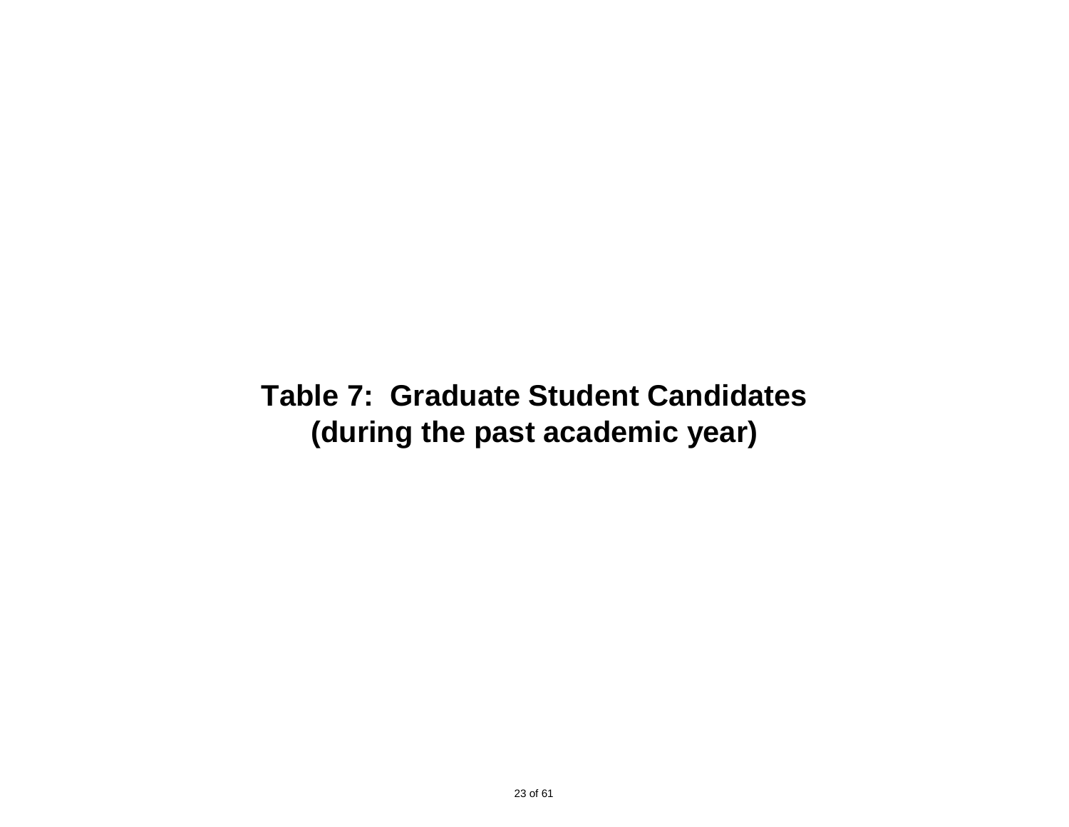# Table 7: Graduate Student Candidates (during the past academic year)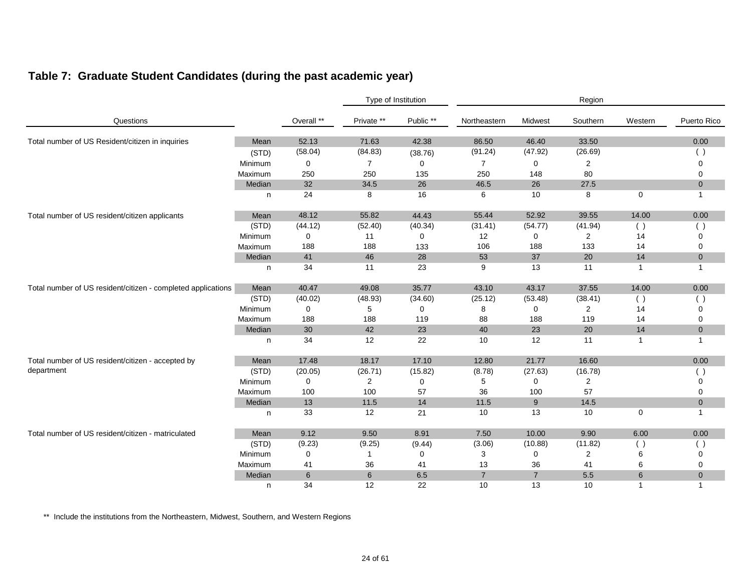## Table 7: Graduate Student Candidates (during the past academic year)

| Questions | | Overall ** | Type of Institution | | Region | | | | |
|---|---|---|---|---|---|---|---|---|---|
| | | | Private ** | Public ** | Northeastern | Midwest | Southern | Western | Puerto Rico |
| Total number of US Resident/citizen in inquiries | Mean | 52.13 | 71.63 | 42.38 | 86.50 | 46.40 | 33.50 | | 0.00 |
| | (STD) | (58.04) | (84.83) | (38.76) | (91.24) | (47.92) | (26.69) | | ( ) |
| | Minimum | 0 | 7 | 0 | 7 | 0 | 2 | | 0 |
| | Maximum | 250 | 250 | 135 | 250 | 148 | 80 | | 0 |
| | Median | 32 | 34.5 | 26 | 46.5 | 26 | 27.5 | | 0 |
| | n | 24 | 8 | 16 | 6 | 10 | 8 | 0 | 1 |
| Total number of US resident/citizen applicants | Mean | 48.12 | 55.82 | 44.43 | 55.44 | 52.92 | 39.55 | 14.00 | 0.00 |
| | (STD) | (44.12) | (52.40) | (40.34) | (31.41) | (54.77) | (41.94) | ( ) | ( ) |
| | Minimum | 0 | 11 | 0 | 12 | 0 | 2 | 14 | 0 |
| | Maximum | 188 | 188 | 133 | 106 | 188 | 133 | 14 | 0 |
| | Median | 41 | 46 | 28 | 53 | 37 | 20 | 14 | 0 |
| | n | 34 | 11 | 23 | 9 | 13 | 11 | 1 | 1 |
| Total number of US resident/citizen - completed applications | Mean | 40.47 | 49.08 | 35.77 | 43.10 | 43.17 | 37.55 | 14.00 | 0.00 |
| | (STD) | (40.02) | (48.93) | (34.60) | (25.12) | (53.48) | (38.41) | ( ) | ( ) |
| | Minimum | 0 | 5 | 0 | 8 | 0 | 2 | 14 | 0 |
| | Maximum | 188 | 188 | 119 | 88 | 188 | 119 | 14 | 0 |
| | Median | 30 | 42 | 23 | 40 | 23 | 20 | 14 | 0 |
| | n | 34 | 12 | 22 | 10 | 12 | 11 | 1 | 1 |
| Total number of US resident/citizen - accepted by department | Mean | 17.48 | 18.17 | 17.10 | 12.80 | 21.77 | 16.60 | | 0.00 |
| | (STD) | (20.05) | (26.71) | (15.82) | (8.78) | (27.63) | (16.78) | | ( ) |
| | Minimum | 0 | 2 | 0 | 5 | 0 | 2 | | 0 |
| | Maximum | 100 | 100 | 57 | 36 | 100 | 57 | | 0 |
| | Median | 13 | 11.5 | 14 | 11.5 | 9 | 14.5 | | 0 |
| | n | 33 | 12 | 21 | 10 | 13 | 10 | 0 | 1 |
| Total number of US resident/citizen - matriculated | Mean | 9.12 | 9.50 | 8.91 | 7.50 | 10.00 | 9.90 | 6.00 | 0.00 |
| | (STD) | (9.23) | (9.25) | (9.44) | (3.06) | (10.88) | (11.82) | ( ) | ( ) |
| | Minimum | 0 | 1 | 0 | 3 | 0 | 2 | 6 | 0 |
| | Maximum | 41 | 36 | 41 | 13 | 36 | 41 | 6 | 0 |
| | Median | 6 | 6 | 6.5 | 7 | 7 | 5.5 | 6 | 0 |
| | n | 34 | 12 | 22 | 10 | 13 | 10 | 1 | 1 |

** Include the institutions from the Northeastern, Midwest, Southern, and Western Regions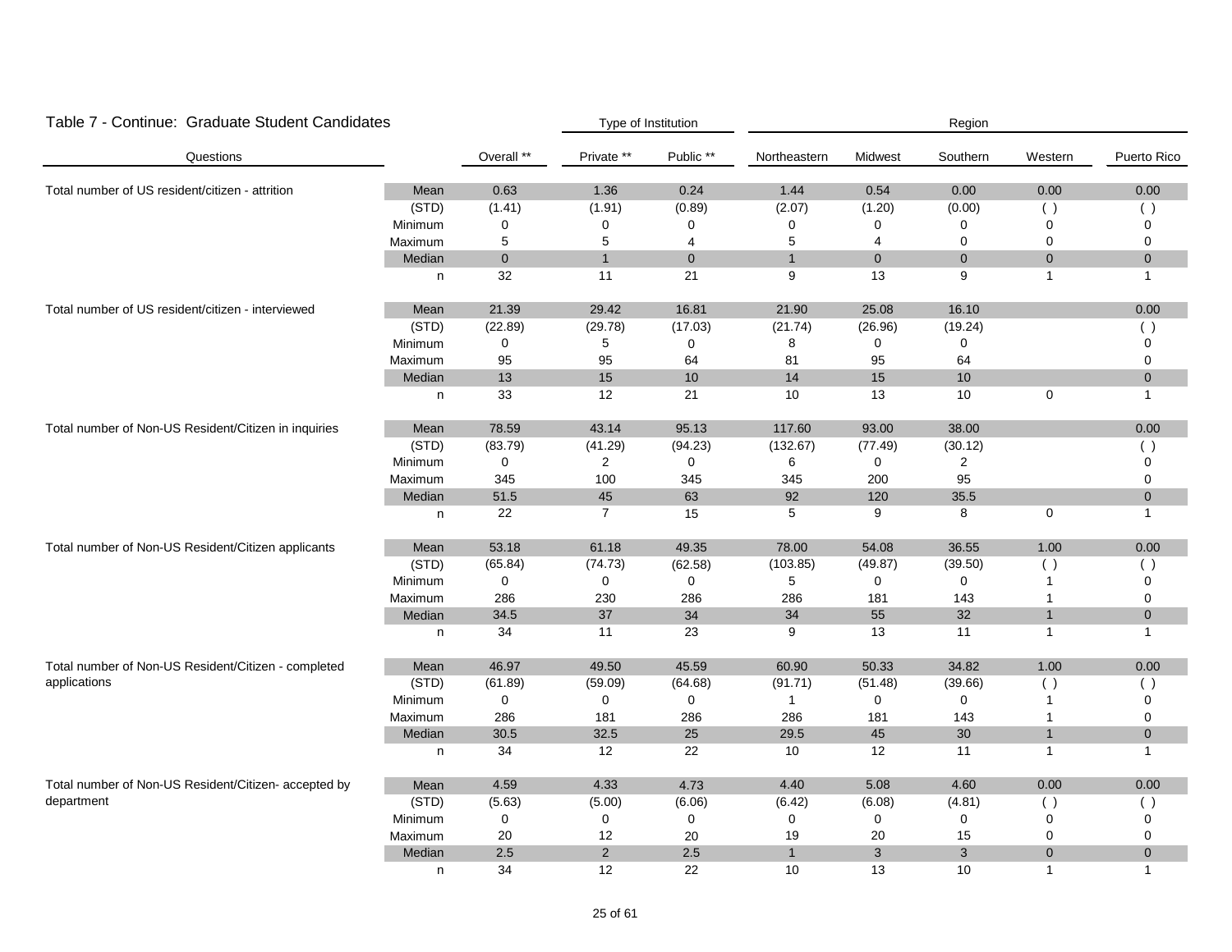## Table 7 - Continue: Graduate Student Candidates

| Questions | | Overall ** | Type of Institution | | Region | | | | |
|---|---|---|---|---|---|---|---|---|---|
| | | | Private ** | Public ** | Northeastern | Midwest | Southern | Western | Puerto Rico |
| Total number of US resident/citizen - attrition | Mean | 0.63 | 1.36 | 0.24 | 1.44 | 0.54 | 0.00 | 0.00 | 0.00 |
| | (STD) | (1.41) | (1.91) | (0.89) | (2.07) | (1.20) | (0.00) | ( ) | ( ) |
| | Minimum | 0 | 0 | 0 | 0 | 0 | 0 | 0 | 0 |
| | Maximum | 5 | 5 | 4 | 5 | 4 | 0 | 0 | 0 |
| | Median | 0 | 1 | 0 | 1 | 0 | 0 | 0 | 0 |
| | n | 32 | 11 | 21 | 9 | 13 | 9 | 1 | 1 |
| Total number of US resident/citizen - interviewed | Mean | 21.39 | 29.42 | 16.81 | 21.90 | 25.08 | 16.10 | | 0.00 |
| | (STD) | (22.89) | (29.78) | (17.03) | (21.74) | (26.96) | (19.24) | | ( ) |
| | Minimum | 0 | 5 | 0 | 8 | 0 | 0 | | 0 |
| | Maximum | 95 | 95 | 64 | 81 | 95 | 64 | | 0 |
| | Median | 13 | 15 | 10 | 14 | 15 | 10 | | 0 |
| | n | 33 | 12 | 21 | 10 | 13 | 10 | 0 | 1 |
| Total number of Non-US Resident/Citizen in inquiries | Mean | 78.59 | 43.14 | 95.13 | 117.60 | 93.00 | 38.00 | | 0.00 |
| | (STD) | (83.79) | (41.29) | (94.23) | (132.67) | (77.49) | (30.12) | | ( ) |
| | Minimum | 0 | 2 | 0 | 6 | 0 | 2 | | 0 |
| | Maximum | 345 | 100 | 345 | 345 | 200 | 95 | | 0 |
| | Median | 51.5 | 45 | 63 | 92 | 120 | 35.5 | | 0 |
| | n | 22 | 7 | 15 | 5 | 9 | 8 | 0 | 1 |
| Total number of Non-US Resident/Citizen applicants | Mean | 53.18 | 61.18 | 49.35 | 78.00 | 54.08 | 36.55 | 1.00 | 0.00 |
| | (STD) | (65.84) | (74.73) | (62.58) | (103.85) | (49.87) | (39.50) | ( ) | ( ) |
| | Minimum | 0 | 0 | 0 | 5 | 0 | 0 | 1 | 0 |
| | Maximum | 286 | 230 | 286 | 286 | 181 | 143 | 1 | 0 |
| | Median | 34.5 | 37 | 34 | 34 | 55 | 32 | 1 | 0 |
| | n | 34 | 11 | 23 | 9 | 13 | 11 | 1 | 1 |
| Total number of Non-US Resident/Citizen - completed applications | Mean | 46.97 | 49.50 | 45.59 | 60.90 | 50.33 | 34.82 | 1.00 | 0.00 |
| | (STD) | (61.89) | (59.09) | (64.68) | (91.71) | (51.48) | (39.66) | ( ) | ( ) |
| | Minimum | 0 | 0 | 0 | 1 | 0 | 0 | 1 | 0 |
| | Maximum | 286 | 181 | 286 | 286 | 181 | 143 | 1 | 0 |
| | Median | 30.5 | 32.5 | 25 | 29.5 | 45 | 30 | 1 | 0 |
| | n | 34 | 12 | 22 | 10 | 12 | 11 | 1 | 1 |
| Total number of Non-US Resident/Citizen- accepted by department | Mean | 4.59 | 4.33 | 4.73 | 4.40 | 5.08 | 4.60 | 0.00 | 0.00 |
| | (STD) | (5.63) | (5.00) | (6.06) | (6.42) | (6.08) | (4.81) | ( ) | ( ) |
| | Minimum | 0 | 0 | 0 | 0 | 0 | 0 | 0 | 0 |
| | Maximum | 20 | 12 | 20 | 19 | 20 | 15 | 0 | 0 |
| | Median | 2.5 | 2 | 2.5 | 1 | 3 | 3 | 0 | 0 |
| | n | 34 | 12 | 22 | 10 | 13 | 10 | 1 | 1 |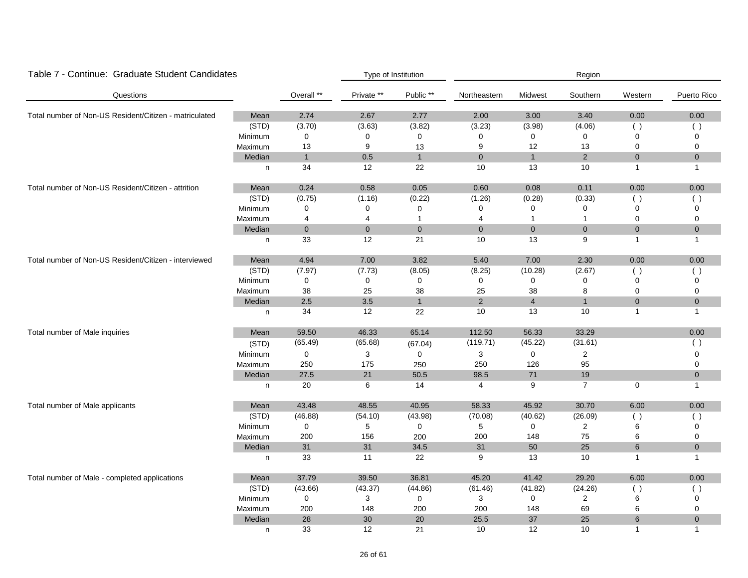## Table 7 - Continue: Graduate Student Candidates

| Questions | | Overall ** | Type of Institution | | Region | | | | |
|---|---|---|---|---|---|---|---|---|---|
| | | | Private ** | Public ** | Northeastern | Midwest | Southern | Western | Puerto Rico |
| Total number of Non-US Resident/Citizen - matriculated | Mean | 2.74 | 2.67 | 2.77 | 2.00 | 3.00 | 3.40 | 0.00 | 0.00 |
| | (STD) | (3.70) | (3.63) | (3.82) | (3.23) | (3.98) | (4.06) | ( ) | ( ) |
| | Minimum | 0 | 0 | 0 | 0 | 0 | 0 | 0 | 0 |
| | Maximum | 13 | 9 | 13 | 9 | 12 | 13 | 0 | 0 |
| | Median | 1 | 0.5 | 1 | 0 | 1 | 2 | 0 | 0 |
| | n | 34 | 12 | 22 | 10 | 13 | 10 | 1 | 1 |
| Total number of Non-US Resident/Citizen - attrition | Mean | 0.24 | 0.58 | 0.05 | 0.60 | 0.08 | 0.11 | 0.00 | 0.00 |
| | (STD) | (0.75) | (1.16) | (0.22) | (1.26) | (0.28) | (0.33) | ( ) | ( ) |
| | Minimum | 0 | 0 | 0 | 0 | 0 | 0 | 0 | 0 |
| | Maximum | 4 | 4 | 1 | 4 | 1 | 1 | 0 | 0 |
| | Median | 0 | 0 | 0 | 0 | 0 | 0 | 0 | 0 |
| | n | 33 | 12 | 21 | 10 | 13 | 9 | 1 | 1 |
| Total number of Non-US Resident/Citizen - interviewed | Mean | 4.94 | 7.00 | 3.82 | 5.40 | 7.00 | 2.30 | 0.00 | 0.00 |
| | (STD) | (7.97) | (7.73) | (8.05) | (8.25) | (10.28) | (2.67) | ( ) | ( ) |
| | Minimum | 0 | 0 | 0 | 0 | 0 | 0 | 0 | 0 |
| | Maximum | 38 | 25 | 38 | 25 | 38 | 8 | 0 | 0 |
| | Median | 2.5 | 3.5 | 1 | 2 | 4 | 1 | 0 | 0 |
| | n | 34 | 12 | 22 | 10 | 13 | 10 | 1 | 1 |
| Total number of Male inquiries | Mean | 59.50 | 46.33 | 65.14 | 112.50 | 56.33 | 33.29 | | 0.00 |
| | (STD) | (65.49) | (65.68) | (67.04) | (119.71) | (45.22) | (31.61) | | ( ) |
| | Minimum | 0 | 3 | 0 | 3 | 0 | 2 | | 0 |
| | Maximum | 250 | 175 | 250 | 250 | 126 | 95 | | 0 |
| | Median | 27.5 | 21 | 50.5 | 98.5 | 71 | 19 | | 0 |
| | n | 20 | 6 | 14 | 4 | 9 | 7 | 0 | 1 |
| Total number of Male applicants | Mean | 43.48 | 48.55 | 40.95 | 58.33 | 45.92 | 30.70 | 6.00 | 0.00 |
| | (STD) | (46.88) | (54.10) | (43.98) | (70.08) | (40.62) | (26.09) | ( ) | ( ) |
| | Minimum | 0 | 5 | 0 | 5 | 0 | 2 | 6 | 0 |
| | Maximum | 200 | 156 | 200 | 200 | 148 | 75 | 6 | 0 |
| | Median | 31 | 31 | 34.5 | 31 | 50 | 25 | 6 | 0 |
| | n | 33 | 11 | 22 | 9 | 13 | 10 | 1 | 1 |
| Total number of Male - completed applications | Mean | 37.79 | 39.50 | 36.81 | 45.20 | 41.42 | 29.20 | 6.00 | 0.00 |
| | (STD) | (43.66) | (43.37) | (44.86) | (61.46) | (41.82) | (24.26) | ( ) | ( ) |
| | Minimum | 0 | 3 | 0 | 3 | 0 | 2 | 6 | 0 |
| | Maximum | 200 | 148 | 200 | 200 | 148 | 69 | 6 | 0 |
| | Median | 28 | 30 | 20 | 25.5 | 37 | 25 | 6 | 0 |
| | n | 33 | 12 | 21 | 10 | 12 | 10 | 1 | 1 |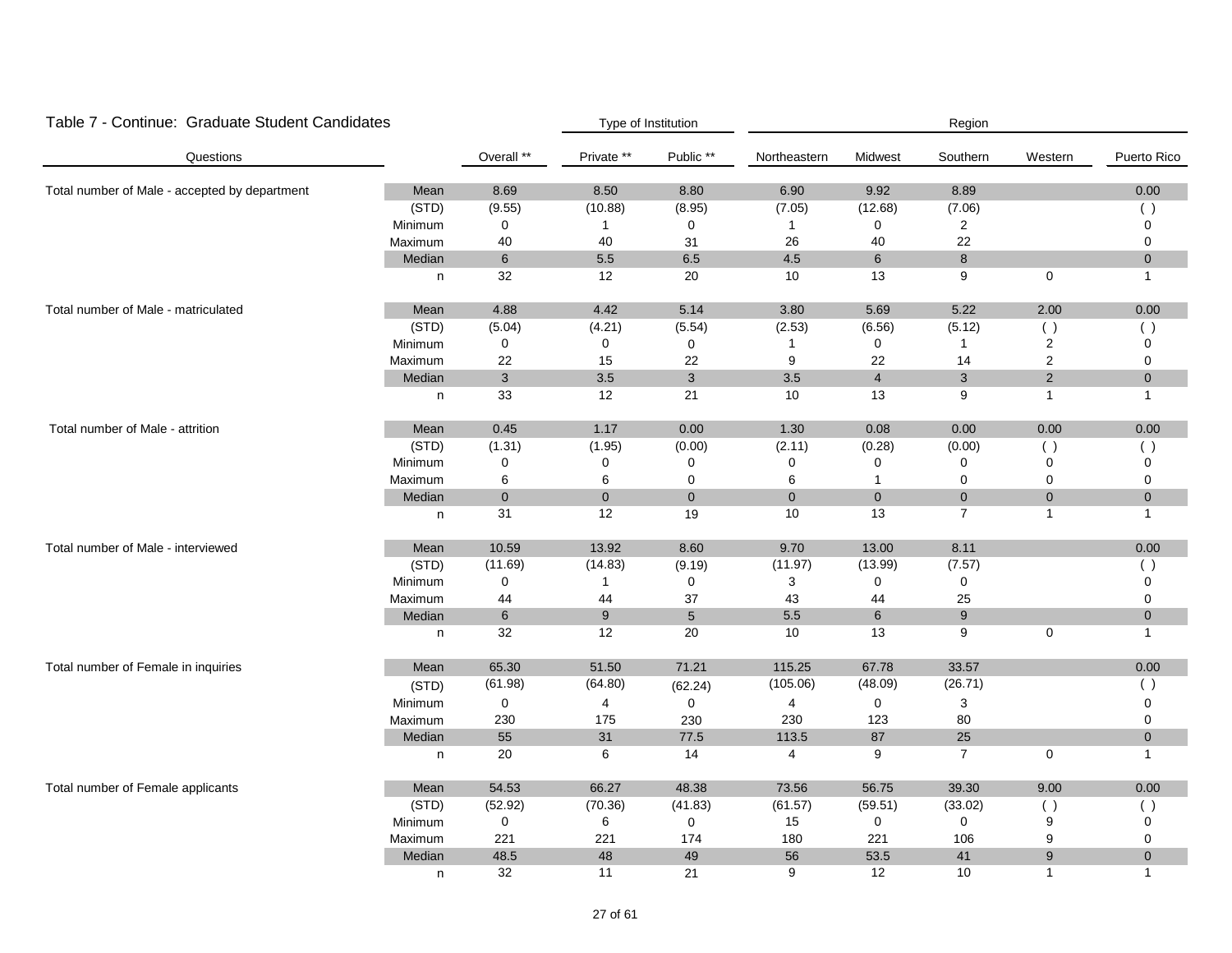## Table 7 - Continue: Graduate Student Candidates

| Questions | | Type of Institution | | | Region | | | | |
|---|---|---|---|---|---|---|---|---|---|
| | | Overall ** | Private ** | Public ** | Northeastern | Midwest | Southern | Western | Puerto Rico |
| Total number of Male - accepted by department | Mean | 8.69 | 8.50 | 8.80 | 6.90 | 9.92 | 8.89 | | 0.00 |
| | (STD) | (9.55) | (10.88) | (8.95) | (7.05) | (12.68) | (7.06) | | ( ) |
| | Minimum | 0 | 1 | 0 | 1 | 0 | 2 | | 0 |
| | Maximum | 40 | 40 | 31 | 26 | 40 | 22 | | 0 |
| | Median | 6 | 5.5 | 6.5 | 4.5 | 6 | 8 | | 0 |
| | n | 32 | 12 | 20 | 10 | 13 | 9 | 0 | 1 |
| Total number of Male - matriculated | Mean | 4.88 | 4.42 | 5.14 | 3.80 | 5.69 | 5.22 | 2.00 | 0.00 |
| | (STD) | (5.04) | (4.21) | (5.54) | (2.53) | (6.56) | (5.12) | ( ) | ( ) |
| | Minimum | 0 | 0 | 0 | 1 | 0 | 1 | 2 | 0 |
| | Maximum | 22 | 15 | 22 | 9 | 22 | 14 | 2 | 0 |
| | Median | 3 | 3.5 | 3 | 3.5 | 4 | 3 | 2 | 0 |
| | n | 33 | 12 | 21 | 10 | 13 | 9 | 1 | 1 |
| Total number of Male - attrition | Mean | 0.45 | 1.17 | 0.00 | 1.30 | 0.08 | 0.00 | 0.00 | 0.00 |
| | (STD) | (1.31) | (1.95) | (0.00) | (2.11) | (0.28) | (0.00) | ( ) | ( ) |
| | Minimum | 0 | 0 | 0 | 0 | 0 | 0 | 0 | 0 |
| | Maximum | 6 | 6 | 0 | 6 | 1 | 0 | 0 | 0 |
| | Median | 0 | 0 | 0 | 0 | 0 | 0 | 0 | 0 |
| | n | 31 | 12 | 19 | 10 | 13 | 7 | 1 | 1 |
| Total number of Male - interviewed | Mean | 10.59 | 13.92 | 8.60 | 9.70 | 13.00 | 8.11 | | 0.00 |
| | (STD) | (11.69) | (14.83) | (9.19) | (11.97) | (13.99) | (7.57) | | ( ) |
| | Minimum | 0 | 1 | 0 | 3 | 0 | 0 | | 0 |
| | Maximum | 44 | 44 | 37 | 43 | 44 | 25 | | 0 |
| | Median | 6 | 9 | 5 | 5.5 | 6 | 9 | | 0 |
| | n | 32 | 12 | 20 | 10 | 13 | 9 | 0 | 1 |
| Total number of Female in inquiries | Mean | 65.30 | 51.50 | 71.21 | 115.25 | 67.78 | 33.57 | | 0.00 |
| | (STD) | (61.98) | (64.80) | (62.24) | (105.06) | (48.09) | (26.71) | | ( ) |
| | Minimum | 0 | 4 | 0 | 4 | 0 | 3 | | 0 |
| | Maximum | 230 | 175 | 230 | 230 | 123 | 80 | | 0 |
| | Median | 55 | 31 | 77.5 | 113.5 | 87 | 25 | | 0 |
| | n | 20 | 6 | 14 | 4 | 9 | 7 | 0 | 1 |
| Total number of Female applicants | Mean | 54.53 | 66.27 | 48.38 | 73.56 | 56.75 | 39.30 | 9.00 | 0.00 |
| | (STD) | (52.92) | (70.36) | (41.83) | (61.57) | (59.51) | (33.02) | ( ) | ( ) |
| | Minimum | 0 | 6 | 0 | 15 | 0 | 0 | 9 | 0 |
| | Maximum | 221 | 221 | 174 | 180 | 221 | 106 | 9 | 0 |
| | Median | 48.5 | 48 | 49 | 56 | 53.5 | 41 | 9 | 0 |
| | n | 32 | 11 | 21 | 9 | 12 | 10 | 1 | 1 |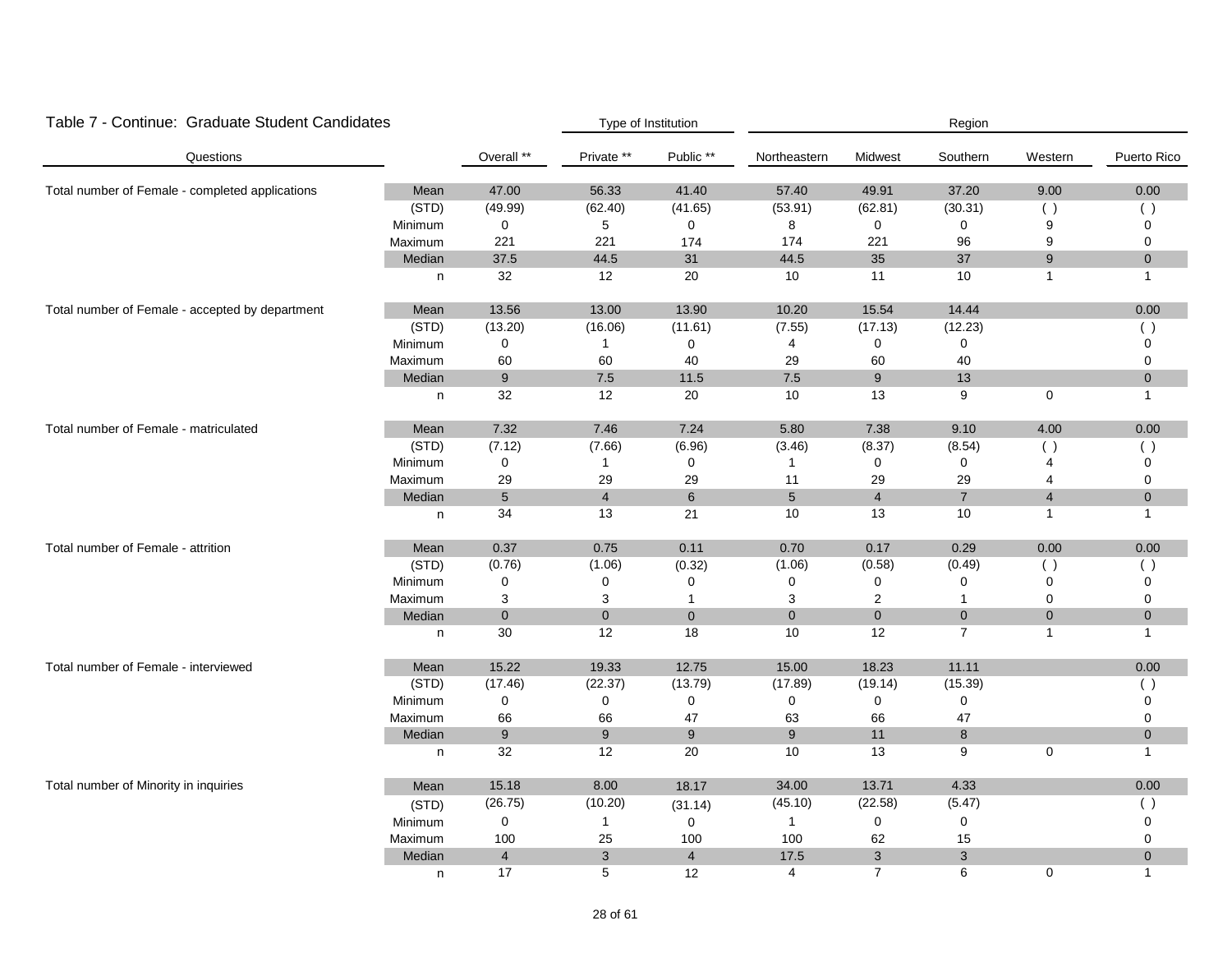## Table 7 - Continue: Graduate Student Candidates

| Questions | | Overall ** | Type of Institution | | Region | | | | |
|---|---|---|---|---|---|---|---|---|---|
| | | | Private ** | Public ** | Northeastern | Midwest | Southern | Western | Puerto Rico |
| Total number of Female - completed applications | Mean | 47.00 | 56.33 | 41.40 | 57.40 | 49.91 | 37.20 | 9.00 | 0.00 |
| | (STD) | (49.99) | (62.40) | (41.65) | (53.91) | (62.81) | (30.31) | ( ) | ( ) |
| | Minimum | 0 | 5 | 0 | 8 | 0 | 0 | 9 | 0 |
| | Maximum | 221 | 221 | 174 | 174 | 221 | 96 | 9 | 0 |
| | Median | 37.5 | 44.5 | 31 | 44.5 | 35 | 37 | 9 | 0 |
| | n | 32 | 12 | 20 | 10 | 11 | 10 | 1 | 1 |
| Total number of Female - accepted by department | Mean | 13.56 | 13.00 | 13.90 | 10.20 | 15.54 | 14.44 | | 0.00 |
| | (STD) | (13.20) | (16.06) | (11.61) | (7.55) | (17.13) | (12.23) | | ( ) |
| | Minimum | 0 | 1 | 0 | 4 | 0 | 0 | | 0 |
| | Maximum | 60 | 60 | 40 | 29 | 60 | 40 | | 0 |
| | Median | 9 | 7.5 | 11.5 | 7.5 | 9 | 13 | | 0 |
| | n | 32 | 12 | 20 | 10 | 13 | 9 | 0 | 1 |
| Total number of Female - matriculated | Mean | 7.32 | 7.46 | 7.24 | 5.80 | 7.38 | 9.10 | 4.00 | 0.00 |
| | (STD) | (7.12) | (7.66) | (6.96) | (3.46) | (8.37) | (8.54) | ( ) | ( ) |
| | Minimum | 0 | 1 | 0 | 1 | 0 | 0 | 4 | 0 |
| | Maximum | 29 | 29 | 29 | 11 | 29 | 29 | 4 | 0 |
| | Median | 5 | 4 | 6 | 5 | 4 | 7 | 4 | 0 |
| | n | 34 | 13 | 21 | 10 | 13 | 10 | 1 | 1 |
| Total number of Female - attrition | Mean | 0.37 | 0.75 | 0.11 | 0.70 | 0.17 | 0.29 | 0.00 | 0.00 |
| | (STD) | (0.76) | (1.06) | (0.32) | (1.06) | (0.58) | (0.49) | ( ) | ( ) |
| | Minimum | 0 | 0 | 0 | 0 | 0 | 0 | 0 | 0 |
| | Maximum | 3 | 3 | 1 | 3 | 2 | 1 | 0 | 0 |
| | Median | 0 | 0 | 0 | 0 | 0 | 0 | 0 | 0 |
| | n | 30 | 12 | 18 | 10 | 12 | 7 | 1 | 1 |
| Total number of Female - interviewed | Mean | 15.22 | 19.33 | 12.75 | 15.00 | 18.23 | 11.11 | | 0.00 |
| | (STD) | (17.46) | (22.37) | (13.79) | (17.89) | (19.14) | (15.39) | | ( ) |
| | Minimum | 0 | 0 | 0 | 0 | 0 | 0 | | 0 |
| | Maximum | 66 | 66 | 47 | 63 | 66 | 47 | | 0 |
| | Median | 9 | 9 | 9 | 9 | 11 | 8 | | 0 |
| | n | 32 | 12 | 20 | 10 | 13 | 9 | 0 | 1 |
| Total number of Minority in inquiries | Mean | 15.18 | 8.00 | 18.17 | 34.00 | 13.71 | 4.33 | | 0.00 |
| | (STD) | (26.75) | (10.20) | (31.14) | (45.10) | (22.58) | (5.47) | | ( ) |
| | Minimum | 0 | 1 | 0 | 1 | 0 | 0 | | 0 |
| | Maximum | 100 | 25 | 100 | 100 | 62 | 15 | | 0 |
| | Median | 4 | 3 | 4 | 17.5 | 3 | 3 | | 0 |
| | n | 17 | 5 | 12 | 4 | 7 | 6 | 0 | 1 |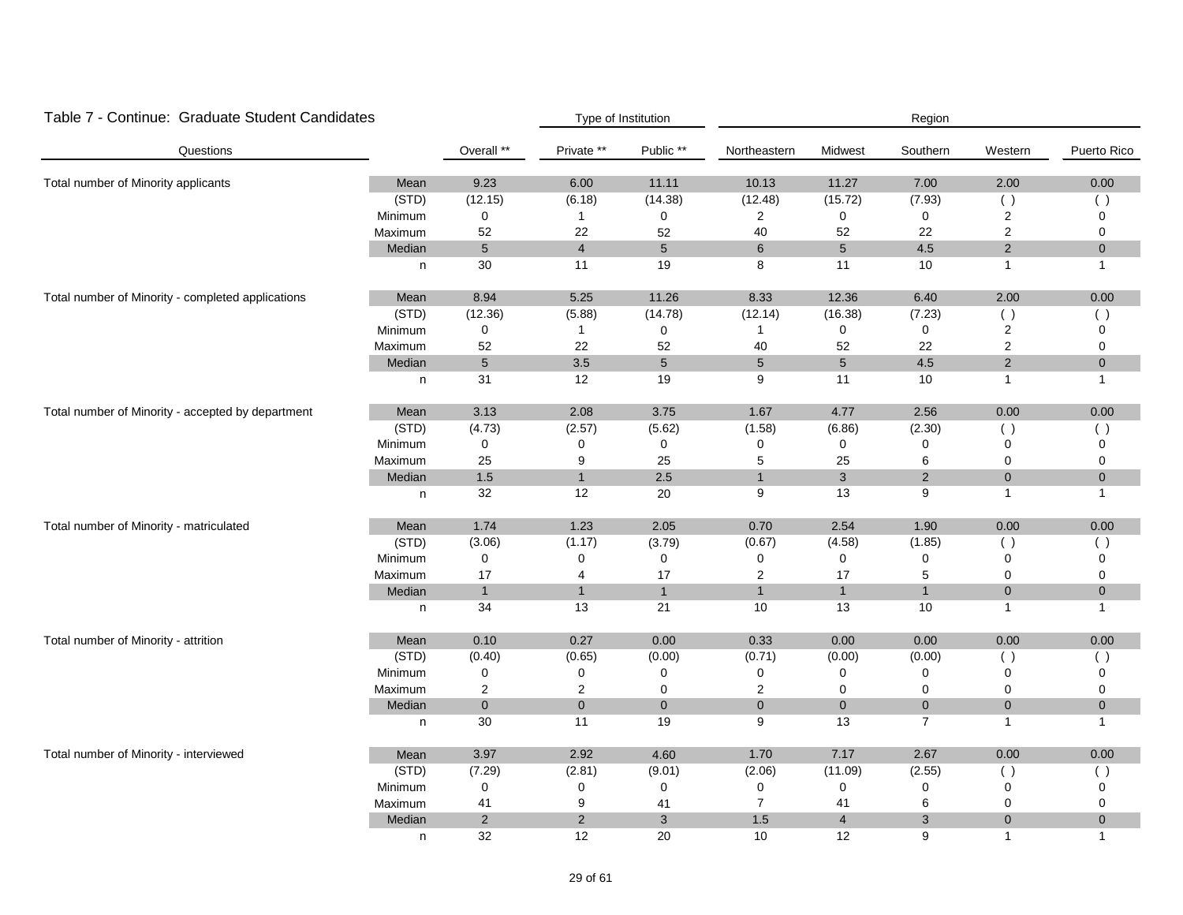## Table 7 - Continue: Graduate Student Candidates

| Questions | | Overall ** | Private ** | Public ** | Northeastern | Midwest | Southern | Western | Puerto Rico |
|---|---|---|---|---|---|---|---|---|---|
| | | | Type of Institution | | Region | | | | |
| Total number of Minority applicants | Mean | 9.23 | 6.00 | 11.11 | 10.13 | 11.27 | 7.00 | 2.00 | 0.00 |
| | (STD) | (12.15) | (6.18) | (14.38) | (12.48) | (15.72) | (7.93) | ( ) | ( ) |
| | Minimum | 0 | 1 | 0 | 2 | 0 | 0 | 2 | 0 |
| | Maximum | 52 | 22 | 52 | 40 | 52 | 22 | 2 | 0 |
| | Median | 5 | 4 | 5 | 6 | 5 | 4.5 | 2 | 0 |
| | n | 30 | 11 | 19 | 8 | 11 | 10 | 1 | 1 |
| Total number of Minority - completed applications | Mean | 8.94 | 5.25 | 11.26 | 8.33 | 12.36 | 6.40 | 2.00 | 0.00 |
| | (STD) | (12.36) | (5.88) | (14.78) | (12.14) | (16.38) | (7.23) | ( ) | ( ) |
| | Minimum | 0 | 1 | 0 | 1 | 0 | 0 | 2 | 0 |
| | Maximum | 52 | 22 | 52 | 40 | 52 | 22 | 2 | 0 |
| | Median | 5 | 3.5 | 5 | 5 | 5 | 4.5 | 2 | 0 |
| | n | 31 | 12 | 19 | 9 | 11 | 10 | 1 | 1 |
| Total number of Minority - accepted by department | Mean | 3.13 | 2.08 | 3.75 | 1.67 | 4.77 | 2.56 | 0.00 | 0.00 |
| | (STD) | (4.73) | (2.57) | (5.62) | (1.58) | (6.86) | (2.30) | ( ) | ( ) |
| | Minimum | 0 | 0 | 0 | 0 | 0 | 0 | 0 | 0 |
| | Maximum | 25 | 9 | 25 | 5 | 25 | 6 | 0 | 0 |
| | Median | 1.5 | 1 | 2.5 | 1 | 3 | 2 | 0 | 0 |
| | n | 32 | 12 | 20 | 9 | 13 | 9 | 1 | 1 |
| Total number of Minority - matriculated | Mean | 1.74 | 1.23 | 2.05 | 0.70 | 2.54 | 1.90 | 0.00 | 0.00 |
| | (STD) | (3.06) | (1.17) | (3.79) | (0.67) | (4.58) | (1.85) | ( ) | ( ) |
| | Minimum | 0 | 0 | 0 | 0 | 0 | 0 | 0 | 0 |
| | Maximum | 17 | 4 | 17 | 2 | 17 | 5 | 0 | 0 |
| | Median | 1 | 1 | 1 | 1 | 1 | 1 | 0 | 0 |
| | n | 34 | 13 | 21 | 10 | 13 | 10 | 1 | 1 |
| Total number of Minority - attrition | Mean | 0.10 | 0.27 | 0.00 | 0.33 | 0.00 | 0.00 | 0.00 | 0.00 |
| | (STD) | (0.40) | (0.65) | (0.00) | (0.71) | (0.00) | (0.00) | ( ) | ( ) |
| | Minimum | 0 | 0 | 0 | 0 | 0 | 0 | 0 | 0 |
| | Maximum | 2 | 2 | 0 | 2 | 0 | 0 | 0 | 0 |
| | Median | 0 | 0 | 0 | 0 | 0 | 0 | 0 | 0 |
| | n | 30 | 11 | 19 | 9 | 13 | 7 | 1 | 1 |
| Total number of Minority - interviewed | Mean | 3.97 | 2.92 | 4.60 | 1.70 | 7.17 | 2.67 | 0.00 | 0.00 |
| | (STD) | (7.29) | (2.81) | (9.01) | (2.06) | (11.09) | (2.55) | ( ) | ( ) |
| | Minimum | 0 | 0 | 0 | 0 | 0 | 0 | 0 | 0 |
| | Maximum | 41 | 9 | 41 | 7 | 41 | 6 | 0 | 0 |
| | Median | 2 | 2 | 3 | 1.5 | 4 | 3 | 0 | 0 |
| | n | 32 | 12 | 20 | 10 | 12 | 9 | 1 | 1 |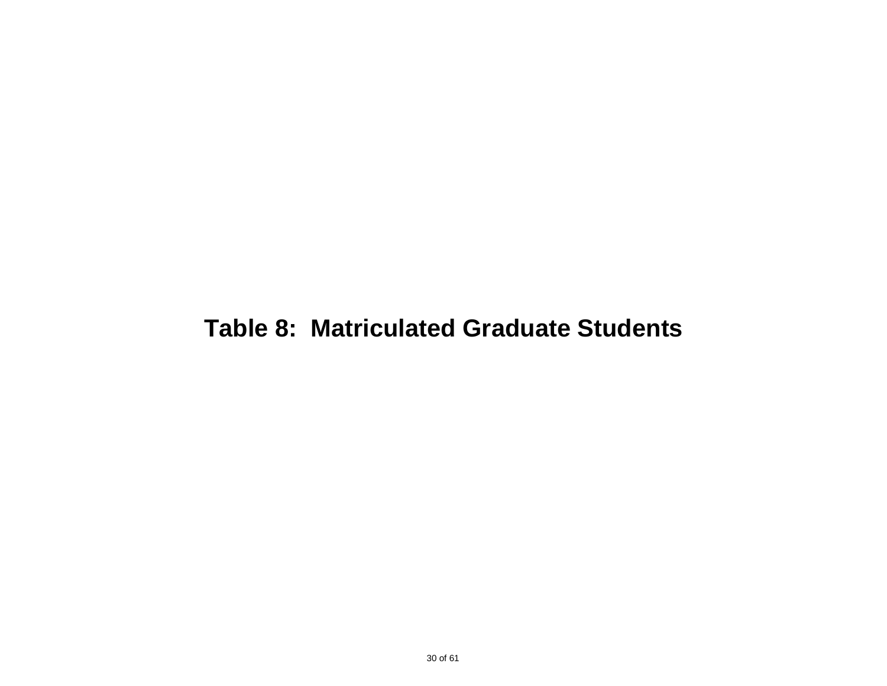# Table 8: Matriculated Graduate Students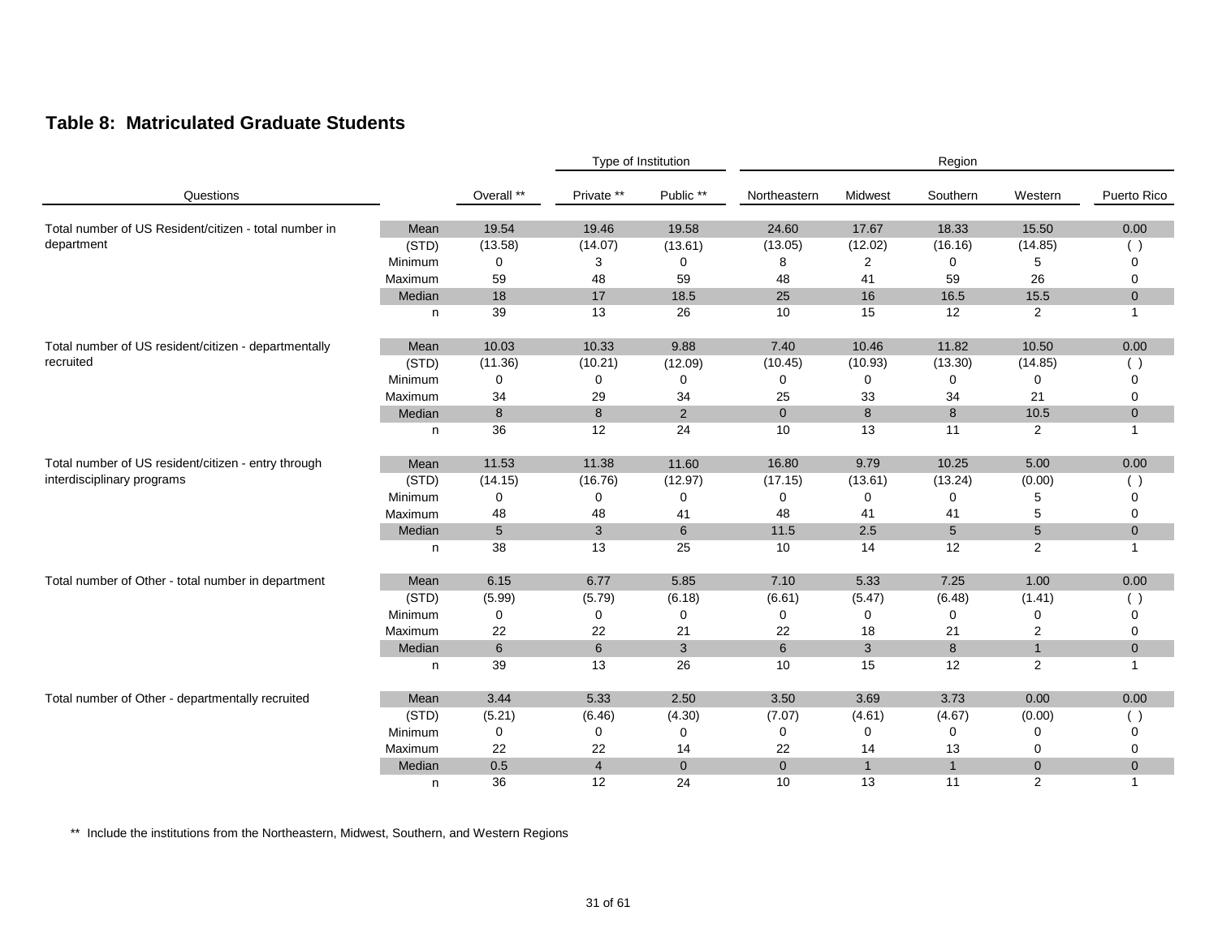## Table 8: Matriculated Graduate Students

| Questions | | Overall ** | Type of Institution | | Region | | | | |
|---|---|---|---|---|---|---|---|---|---|
| | | | Private ** | Public ** | Northeastern | Midwest | Southern | Western | Puerto Rico |
| Total number of US Resident/citizen - total number in department | Mean | 19.54 | 19.46 | 19.58 | 24.60 | 17.67 | 18.33 | 15.50 | 0.00 |
| | (STD) | (13.58) | (14.07) | (13.61) | (13.05) | (12.02) | (16.16) | (14.85) | ( ) |
| | Minimum | 0 | 3 | 0 | 8 | 2 | 0 | 5 | 0 |
| | Maximum | 59 | 48 | 59 | 48 | 41 | 59 | 26 | 0 |
| | Median | 18 | 17 | 18.5 | 25 | 16 | 16.5 | 15.5 | 0 |
| | n | 39 | 13 | 26 | 10 | 15 | 12 | 2 | 1 |
| Total number of US resident/citizen - departmentally recruited | Mean | 10.03 | 10.33 | 9.88 | 7.40 | 10.46 | 11.82 | 10.50 | 0.00 |
| | (STD) | (11.36) | (10.21) | (12.09) | (10.45) | (10.93) | (13.30) | (14.85) | ( ) |
| | Minimum | 0 | 0 | 0 | 0 | 0 | 0 | 0 | 0 |
| | Maximum | 34 | 29 | 34 | 25 | 33 | 34 | 21 | 0 |
| | Median | 8 | 8 | 2 | 0 | 8 | 8 | 10.5 | 0 |
| | n | 36 | 12 | 24 | 10 | 13 | 11 | 2 | 1 |
| Total number of US resident/citizen - entry through interdisciplinary programs | Mean | 11.53 | 11.38 | 11.60 | 16.80 | 9.79 | 10.25 | 5.00 | 0.00 |
| | (STD) | (14.15) | (16.76) | (12.97) | (17.15) | (13.61) | (13.24) | (0.00) | ( ) |
| | Minimum | 0 | 0 | 0 | 0 | 0 | 0 | 5 | 0 |
| | Maximum | 48 | 48 | 41 | 48 | 41 | 41 | 5 | 0 |
| | Median | 5 | 3 | 6 | 11.5 | 2.5 | 5 | 5 | 0 |
| | n | 38 | 13 | 25 | 10 | 14 | 12 | 2 | 1 |
| Total number of Other - total number in department | Mean | 6.15 | 6.77 | 5.85 | 7.10 | 5.33 | 7.25 | 1.00 | 0.00 |
| | (STD) | (5.99) | (5.79) | (6.18) | (6.61) | (5.47) | (6.48) | (1.41) | ( ) |
| | Minimum | 0 | 0 | 0 | 0 | 0 | 0 | 0 | 0 |
| | Maximum | 22 | 22 | 21 | 22 | 18 | 21 | 2 | 0 |
| | Median | 6 | 6 | 3 | 6 | 3 | 8 | 1 | 0 |
| | n | 39 | 13 | 26 | 10 | 15 | 12 | 2 | 1 |
| Total number of Other - departmentally recruited | Mean | 3.44 | 5.33 | 2.50 | 3.50 | 3.69 | 3.73 | 0.00 | 0.00 |
| | (STD) | (5.21) | (6.46) | (4.30) | (7.07) | (4.61) | (4.67) | (0.00) | ( ) |
| | Minimum | 0 | 0 | 0 | 0 | 0 | 0 | 0 | 0 |
| | Maximum | 22 | 22 | 14 | 22 | 14 | 13 | 0 | 0 |
| | Median | 0.5 | 4 | 0 | 0 | 1 | 1 | 0 | 0 |
| | n | 36 | 12 | 24 | 10 | 13 | 11 | 2 | 1 |

** Include the institutions from the Northeastern, Midwest, Southern, and Western Regions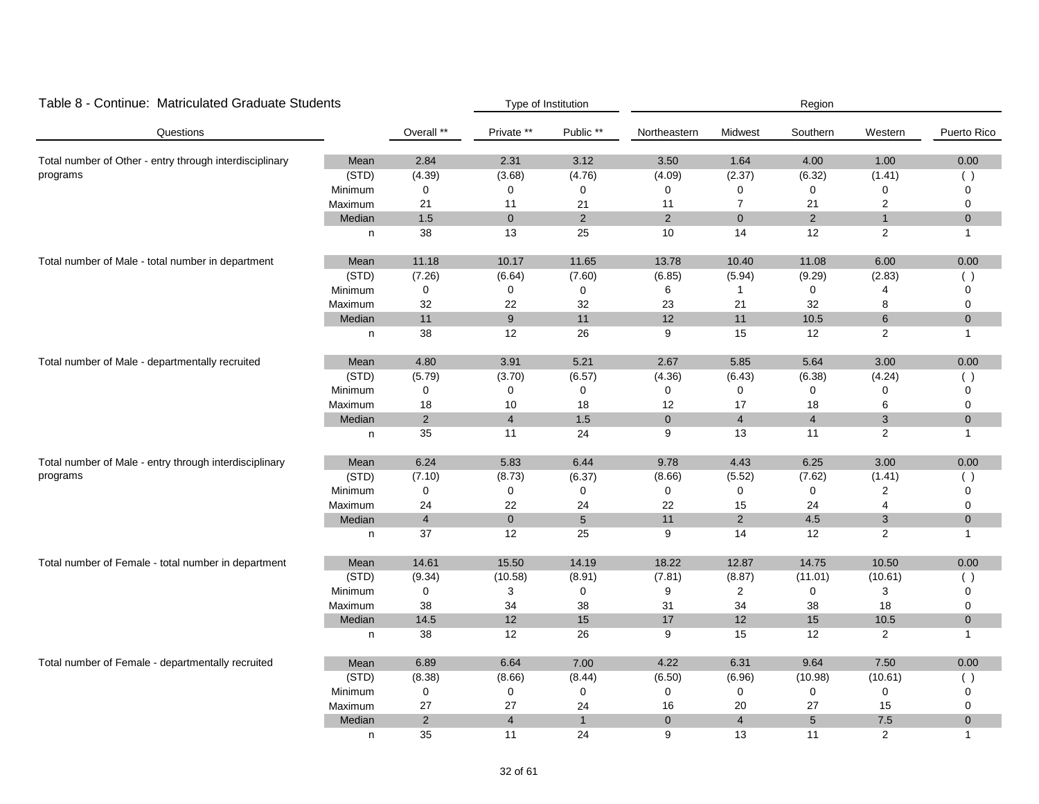## Table 8 - Continue: Matriculated Graduate Students

| Questions | | Overall ** | Type of Institution: Private ** | Public ** | Region: Northeastern | Midwest | Southern | Western | Puerto Rico |
|---|---|---|---|---|---|---|---|---|---|
| Total number of Other - entry through interdisciplinary programs | Mean | 2.84 | 2.31 | 3.12 | 3.50 | 1.64 | 4.00 | 1.00 | 0.00 |
| | (STD) | (4.39) | (3.68) | (4.76) | (4.09) | (2.37) | (6.32) | (1.41) | ( ) |
| | Minimum | 0 | 0 | 0 | 0 | 0 | 0 | 0 | 0 |
| | Maximum | 21 | 11 | 21 | 11 | 7 | 21 | 2 | 0 |
| | Median | 1.5 | 0 | 2 | 2 | 0 | 2 | 1 | 0 |
| | n | 38 | 13 | 25 | 10 | 14 | 12 | 2 | 1 |
| Total number of Male - total number in department | Mean | 11.18 | 10.17 | 11.65 | 13.78 | 10.40 | 11.08 | 6.00 | 0.00 |
| | (STD) | (7.26) | (6.64) | (7.60) | (6.85) | (5.94) | (9.29) | (2.83) | ( ) |
| | Minimum | 0 | 0 | 0 | 6 | 1 | 0 | 4 | 0 |
| | Maximum | 32 | 22 | 32 | 23 | 21 | 32 | 8 | 0 |
| | Median | 11 | 9 | 11 | 12 | 11 | 10.5 | 6 | 0 |
| | n | 38 | 12 | 26 | 9 | 15 | 12 | 2 | 1 |
| Total number of Male - departmentally recruited | Mean | 4.80 | 3.91 | 5.21 | 2.67 | 5.85 | 5.64 | 3.00 | 0.00 |
| | (STD) | (5.79) | (3.70) | (6.57) | (4.36) | (6.43) | (6.38) | (4.24) | ( ) |
| | Minimum | 0 | 0 | 0 | 0 | 0 | 0 | 0 | 0 |
| | Maximum | 18 | 10 | 18 | 12 | 17 | 18 | 6 | 0 |
| | Median | 2 | 4 | 1.5 | 0 | 4 | 4 | 3 | 0 |
| | n | 35 | 11 | 24 | 9 | 13 | 11 | 2 | 1 |
| Total number of Male - entry through interdisciplinary programs | Mean | 6.24 | 5.83 | 6.44 | 9.78 | 4.43 | 6.25 | 3.00 | 0.00 |
| | (STD) | (7.10) | (8.73) | (6.37) | (8.66) | (5.52) | (7.62) | (1.41) | ( ) |
| | Minimum | 0 | 0 | 0 | 0 | 0 | 0 | 2 | 0 |
| | Maximum | 24 | 22 | 24 | 22 | 15 | 24 | 4 | 0 |
| | Median | 4 | 0 | 5 | 11 | 2 | 4.5 | 3 | 0 |
| | n | 37 | 12 | 25 | 9 | 14 | 12 | 2 | 1 |
| Total number of Female - total number in department | Mean | 14.61 | 15.50 | 14.19 | 18.22 | 12.87 | 14.75 | 10.50 | 0.00 |
| | (STD) | (9.34) | (10.58) | (8.91) | (7.81) | (8.87) | (11.01) | (10.61) | ( ) |
| | Minimum | 0 | 3 | 0 | 9 | 2 | 0 | 3 | 0 |
| | Maximum | 38 | 34 | 38 | 31 | 34 | 38 | 18 | 0 |
| | Median | 14.5 | 12 | 15 | 17 | 12 | 15 | 10.5 | 0 |
| | n | 38 | 12 | 26 | 9 | 15 | 12 | 2 | 1 |
| Total number of Female - departmentally recruited | Mean | 6.89 | 6.64 | 7.00 | 4.22 | 6.31 | 9.64 | 7.50 | 0.00 |
| | (STD) | (8.38) | (8.66) | (8.44) | (6.50) | (6.96) | (10.98) | (10.61) | ( ) |
| | Minimum | 0 | 0 | 0 | 0 | 0 | 0 | 0 | 0 |
| | Maximum | 27 | 27 | 24 | 16 | 20 | 27 | 15 | 0 |
| | Median | 2 | 4 | 1 | 0 | 4 | 5 | 7.5 | 0 |
| | n | 35 | 11 | 24 | 9 | 13 | 11 | 2 | 1 |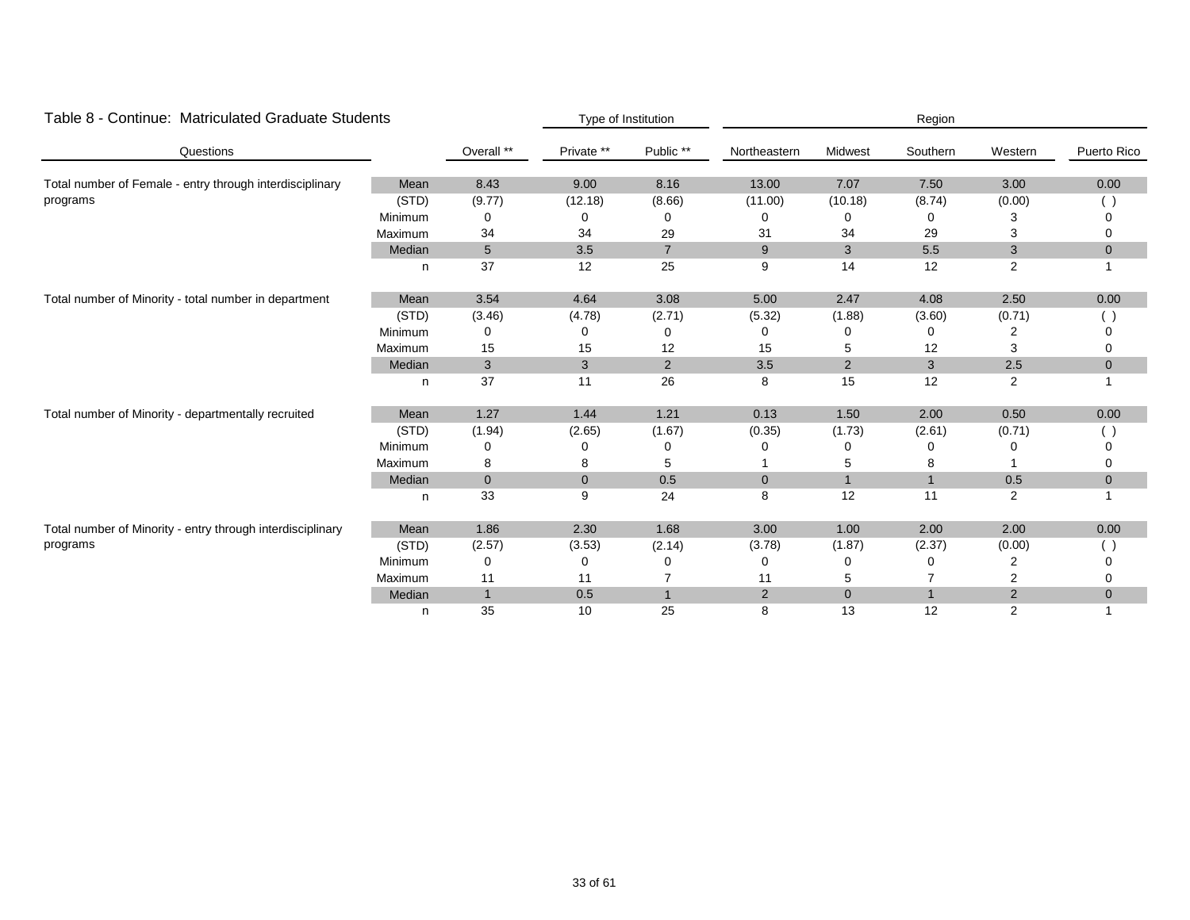## Table 8 - Continue: Matriculated Graduate Students

| Questions | | Overall ** | Private ** | Public ** | Northeastern | Midwest | Southern | Western | Puerto Rico |
|---|---|---|---|---|---|---|---|---|---|
| | | | Type of Institution | | Region | | | | |
| Total number of Female - entry through interdisciplinary programs | Mean | 8.43 | 9.00 | 8.16 | 13.00 | 7.07 | 7.50 | 3.00 | 0.00 |
| | (STD) | (9.77) | (12.18) | (8.66) | (11.00) | (10.18) | (8.74) | (0.00) | ( ) |
| | Minimum | 0 | 0 | 0 | 0 | 0 | 0 | 3 | 0 |
| | Maximum | 34 | 34 | 29 | 31 | 34 | 29 | 3 | 0 |
| | Median | 5 | 3.5 | 7 | 9 | 3 | 5.5 | 3 | 0 |
| | n | 37 | 12 | 25 | 9 | 14 | 12 | 2 | 1 |
| Total number of Minority - total number in department | Mean | 3.54 | 4.64 | 3.08 | 5.00 | 2.47 | 4.08 | 2.50 | 0.00 |
| | (STD) | (3.46) | (4.78) | (2.71) | (5.32) | (1.88) | (3.60) | (0.71) | ( ) |
| | Minimum | 0 | 0 | 0 | 0 | 0 | 0 | 2 | 0 |
| | Maximum | 15 | 15 | 12 | 15 | 5 | 12 | 3 | 0 |
| | Median | 3 | 3 | 2 | 3.5 | 2 | 3 | 2.5 | 0 |
| | n | 37 | 11 | 26 | 8 | 15 | 12 | 2 | 1 |
| Total number of Minority - departmentally recruited | Mean | 1.27 | 1.44 | 1.21 | 0.13 | 1.50 | 2.00 | 0.50 | 0.00 |
| | (STD) | (1.94) | (2.65) | (1.67) | (0.35) | (1.73) | (2.61) | (0.71) | ( ) |
| | Minimum | 0 | 0 | 0 | 0 | 0 | 0 | 0 | 0 |
| | Maximum | 8 | 8 | 5 | 1 | 5 | 8 | 1 | 0 |
| | Median | 0 | 0 | 0.5 | 0 | 1 | 1 | 0.5 | 0 |
| | n | 33 | 9 | 24 | 8 | 12 | 11 | 2 | 1 |
| Total number of Minority - entry through interdisciplinary programs | Mean | 1.86 | 2.30 | 1.68 | 3.00 | 1.00 | 2.00 | 2.00 | 0.00 |
| | (STD) | (2.57) | (3.53) | (2.14) | (3.78) | (1.87) | (2.37) | (0.00) | ( ) |
| | Minimum | 0 | 0 | 0 | 0 | 0 | 0 | 2 | 0 |
| | Maximum | 11 | 11 | 7 | 11 | 5 | 7 | 2 | 0 |
| | Median | 1 | 0.5 | 1 | 2 | 0 | 1 | 2 | 0 |
| | n | 35 | 10 | 25 | 8 | 13 | 12 | 2 | 1 |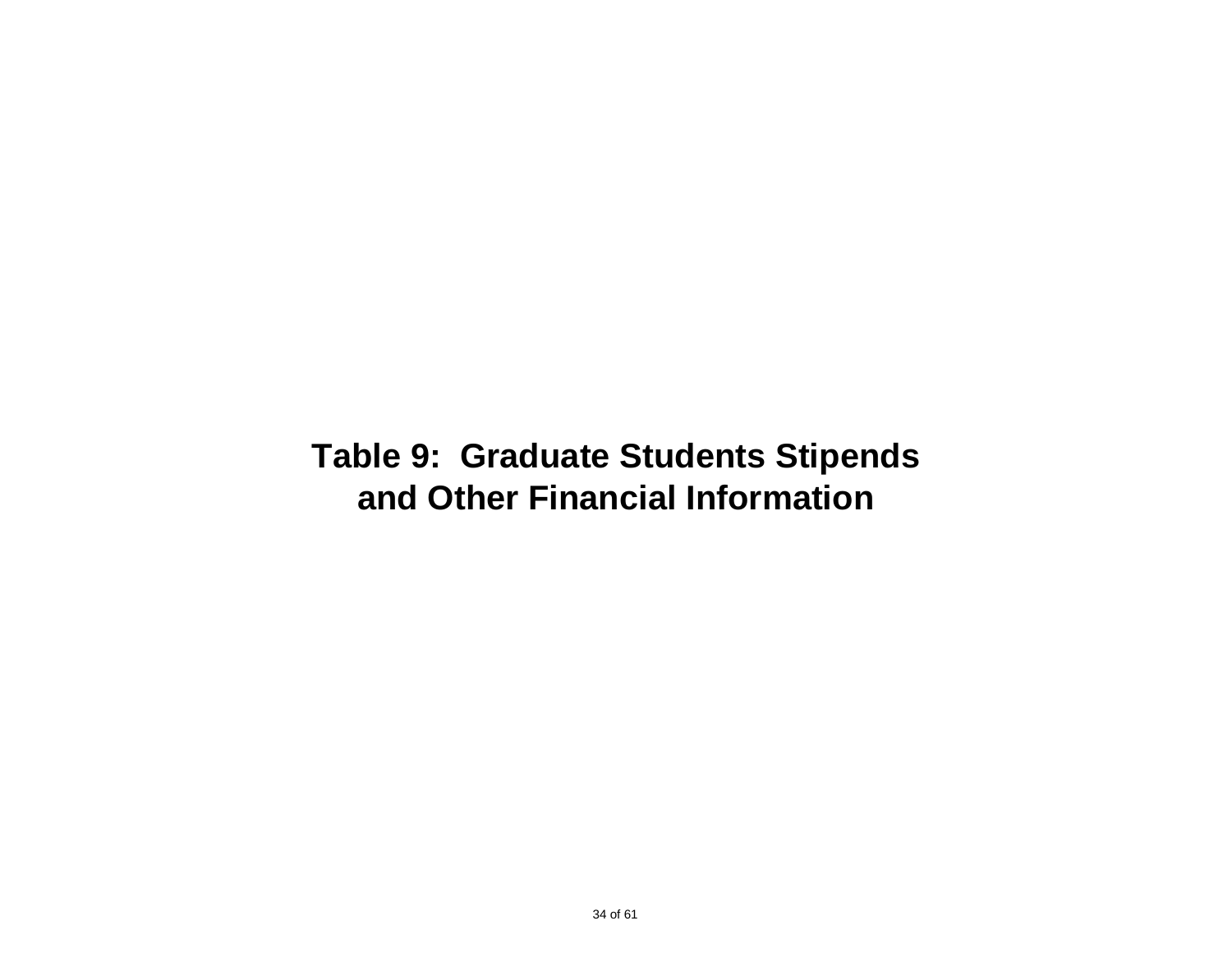# Table 9: Graduate Students Stipends and Other Financial Information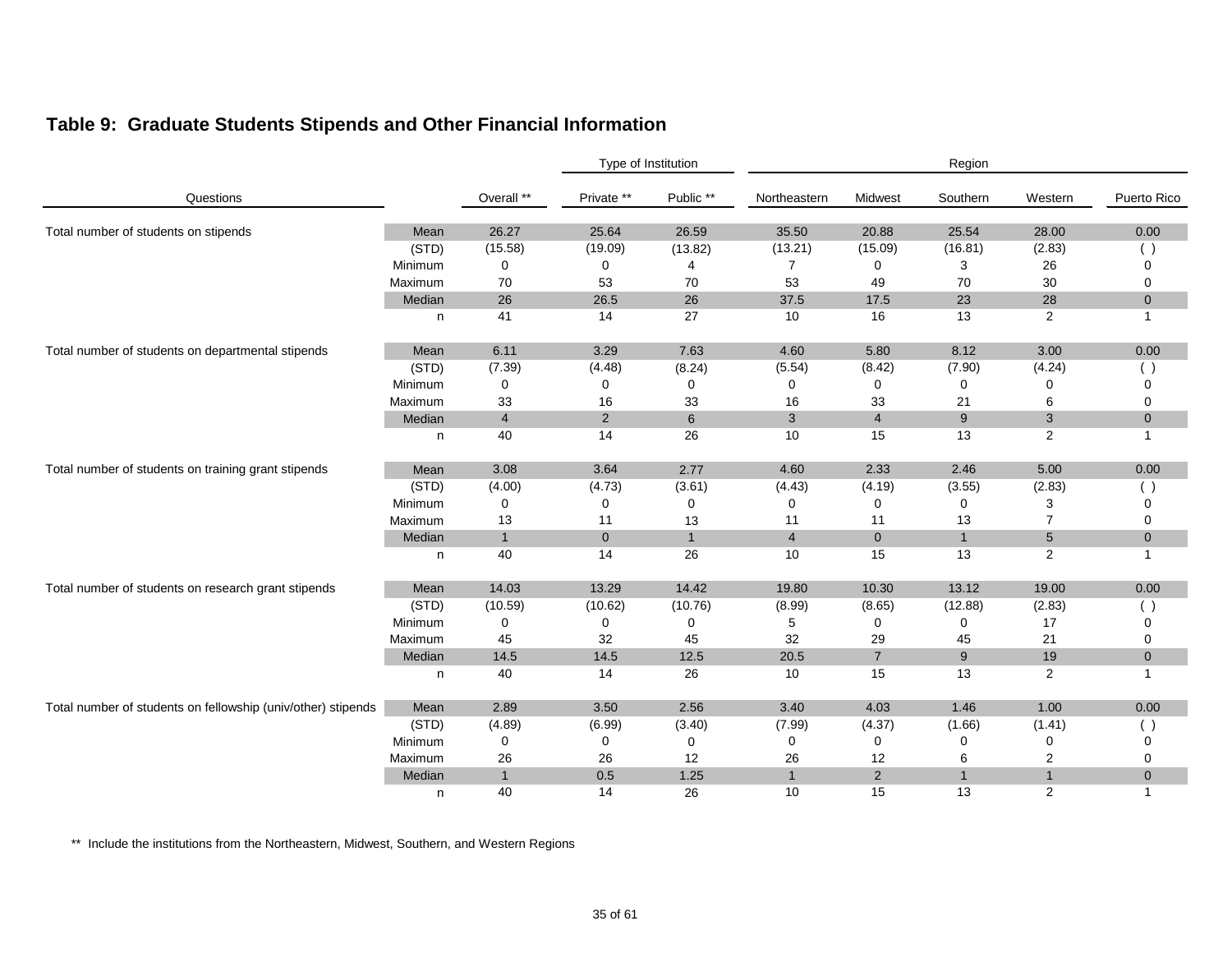## Table 9: Graduate Students Stipends and Other Financial Information

| Questions | | Overall ** | Type of Institution | | Region | | | | |
|---|---|---|---|---|---|---|---|---|---|
| | | | Private ** | Public ** | Northeastern | Midwest | Southern | Western | Puerto Rico |
| Total number of students on stipends | Mean | 26.27 | 25.64 | 26.59 | 35.50 | 20.88 | 25.54 | 28.00 | 0.00 |
| | (STD) | (15.58) | (19.09) | (13.82) | (13.21) | (15.09) | (16.81) | (2.83) | ( ) |
| | Minimum | 0 | 0 | 4 | 7 | 0 | 3 | 26 | 0 |
| | Maximum | 70 | 53 | 70 | 53 | 49 | 70 | 30 | 0 |
| | Median | 26 | 26.5 | 26 | 37.5 | 17.5 | 23 | 28 | 0 |
| | n | 41 | 14 | 27 | 10 | 16 | 13 | 2 | 1 |
| Total number of students on departmental stipends | Mean | 6.11 | 3.29 | 7.63 | 4.60 | 5.80 | 8.12 | 3.00 | 0.00 |
| | (STD) | (7.39) | (4.48) | (8.24) | (5.54) | (8.42) | (7.90) | (4.24) | ( ) |
| | Minimum | 0 | 0 | 0 | 0 | 0 | 0 | 0 | 0 |
| | Maximum | 33 | 16 | 33 | 16 | 33 | 21 | 6 | 0 |
| | Median | 4 | 2 | 6 | 3 | 4 | 9 | 3 | 0 |
| | n | 40 | 14 | 26 | 10 | 15 | 13 | 2 | 1 |
| Total number of students on training grant stipends | Mean | 3.08 | 3.64 | 2.77 | 4.60 | 2.33 | 2.46 | 5.00 | 0.00 |
| | (STD) | (4.00) | (4.73) | (3.61) | (4.43) | (4.19) | (3.55) | (2.83) | ( ) |
| | Minimum | 0 | 0 | 0 | 0 | 0 | 0 | 3 | 0 |
| | Maximum | 13 | 11 | 13 | 11 | 11 | 13 | 7 | 0 |
| | Median | 1 | 0 | 1 | 4 | 0 | 1 | 5 | 0 |
| | n | 40 | 14 | 26 | 10 | 15 | 13 | 2 | 1 |
| Total number of students on research grant stipends | Mean | 14.03 | 13.29 | 14.42 | 19.80 | 10.30 | 13.12 | 19.00 | 0.00 |
| | (STD) | (10.59) | (10.62) | (10.76) | (8.99) | (8.65) | (12.88) | (2.83) | ( ) |
| | Minimum | 0 | 0 | 0 | 5 | 0 | 0 | 17 | 0 |
| | Maximum | 45 | 32 | 45 | 32 | 29 | 45 | 21 | 0 |
| | Median | 14.5 | 14.5 | 12.5 | 20.5 | 7 | 9 | 19 | 0 |
| | n | 40 | 14 | 26 | 10 | 15 | 13 | 2 | 1 |
| Total number of students on fellowship (univ/other) stipends | Mean | 2.89 | 3.50 | 2.56 | 3.40 | 4.03 | 1.46 | 1.00 | 0.00 |
| | (STD) | (4.89) | (6.99) | (3.40) | (7.99) | (4.37) | (1.66) | (1.41) | ( ) |
| | Minimum | 0 | 0 | 0 | 0 | 0 | 0 | 0 | 0 |
| | Maximum | 26 | 26 | 12 | 26 | 12 | 6 | 2 | 0 |
| | Median | 1 | 0.5 | 1.25 | 1 | 2 | 1 | 1 | 0 |
| | n | 40 | 14 | 26 | 10 | 15 | 13 | 2 | 1 |

** Include the institutions from the Northeastern, Midwest, Southern, and Western Regions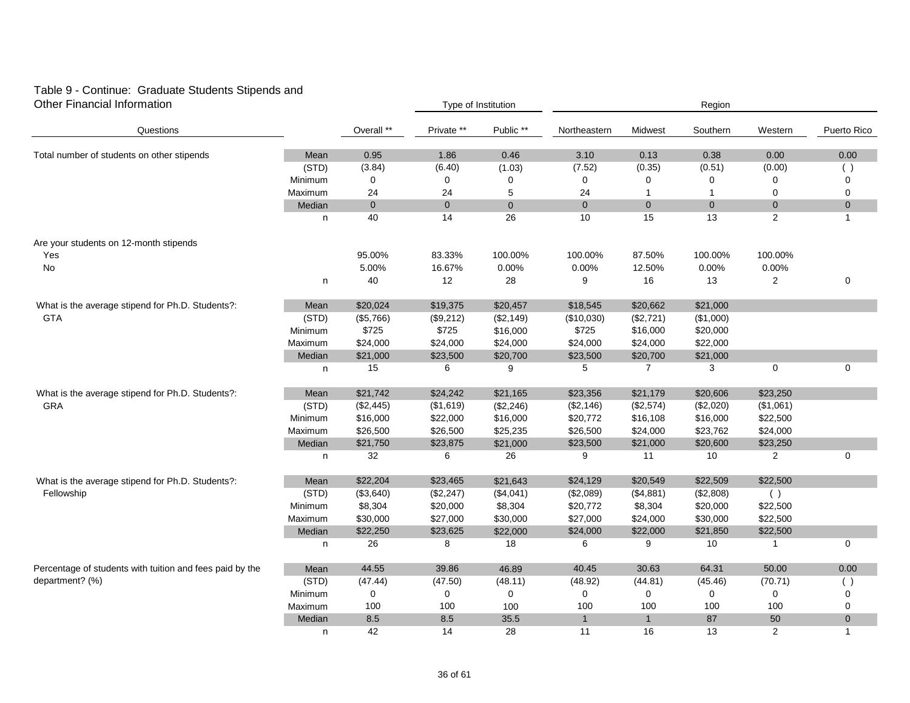Table 9 - Continue: Graduate Students Stipends and Other Financial Information

| Questions | | Overall ** | Type of Institution | | Region | | | | |
|---|---|---|---|---|---|---|---|---|---|
| | | | Private ** | Public ** | Northeastern | Midwest | Southern | Western | Puerto Rico |
| Total number of students on other stipends | Mean | 0.95 | 1.86 | 0.46 | 3.10 | 0.13 | 0.38 | 0.00 | 0.00 |
| | (STD) | (3.84) | (6.40) | (1.03) | (7.52) | (0.35) | (0.51) | (0.00) | ( ) |
| | Minimum | 0 | 0 | 0 | 0 | 0 | 0 | 0 | 0 |
| | Maximum | 24 | 24 | 5 | 24 | 1 | 1 | 0 | 0 |
| | Median | 0 | 0 | 0 | 0 | 0 | 0 | 0 | 0 |
| | n | 40 | 14 | 26 | 10 | 15 | 13 | 2 | 1 |
| Are your students on 12-month stipends | | | | | | | | | |
| Yes | | 95.00% | 83.33% | 100.00% | 100.00% | 87.50% | 100.00% | 100.00% | |
| No | | 5.00% | 16.67% | 0.00% | 0.00% | 12.50% | 0.00% | 0.00% | |
| | n | 40 | 12 | 28 | 9 | 16 | 13 | 2 | 0 |
| What is the average stipend for Ph.D. Students?: GTA | Mean | $20,024 | $19,375 | $20,457 | $18,545 | $20,662 | $21,000 | | |
| | (STD) | ($5,766) | ($9,212) | ($2,149) | ($10,030) | ($2,721) | ($1,000) | | |
| | Minimum | $725 | $725 | $16,000 | $725 | $16,000 | $20,000 | | |
| | Maximum | $24,000 | $24,000 | $24,000 | $24,000 | $24,000 | $22,000 | | |
| | Median | $21,000 | $23,500 | $20,700 | $23,500 | $20,700 | $21,000 | | |
| | n | 15 | 6 | 9 | 5 | 7 | 3 | 0 | 0 |
| What is the average stipend for Ph.D. Students?: GRA | Mean | $21,742 | $24,242 | $21,165 | $23,356 | $21,179 | $20,606 | $23,250 | |
| | (STD) | ($2,445) | ($1,619) | ($2,246) | ($2,146) | ($2,574) | ($2,020) | ($1,061) | |
| | Minimum | $16,000 | $22,000 | $16,000 | $20,772 | $16,108 | $16,000 | $22,500 | |
| | Maximum | $26,500 | $26,500 | $25,235 | $26,500 | $24,000 | $23,762 | $24,000 | |
| | Median | $21,750 | $23,875 | $21,000 | $23,500 | $21,000 | $20,600 | $23,250 | |
| | n | 32 | 6 | 26 | 9 | 11 | 10 | 2 | 0 |
| What is the average stipend for Ph.D. Students?: Fellowship | Mean | $22,204 | $23,465 | $21,643 | $24,129 | $20,549 | $22,509 | $22,500 | |
| | (STD) | ($3,640) | ($2,247) | ($4,041) | ($2,089) | ($4,881) | ($2,808) | ( ) | |
| | Minimum | $8,304 | $20,000 | $8,304 | $20,772 | $8,304 | $20,000 | $22,500 | |
| | Maximum | $30,000 | $27,000 | $30,000 | $27,000 | $24,000 | $30,000 | $22,500 | |
| | Median | $22,250 | $23,625 | $22,000 | $24,000 | $22,000 | $21,850 | $22,500 | |
| | n | 26 | 8 | 18 | 6 | 9 | 10 | 1 | 0 |
| Percentage of students with tuition and fees paid by the department? (%) | Mean | 44.55 | 39.86 | 46.89 | 40.45 | 30.63 | 64.31 | 50.00 | 0.00 |
| | (STD) | (47.44) | (47.50) | (48.11) | (48.92) | (44.81) | (45.46) | (70.71) | ( ) |
| | Minimum | 0 | 0 | 0 | 0 | 0 | 0 | 0 | 0 |
| | Maximum | 100 | 100 | 100 | 100 | 100 | 100 | 100 | 0 |
| | Median | 8.5 | 8.5 | 35.5 | 1 | 1 | 87 | 50 | 0 |
| | n | 42 | 14 | 28 | 11 | 16 | 13 | 2 | 1 |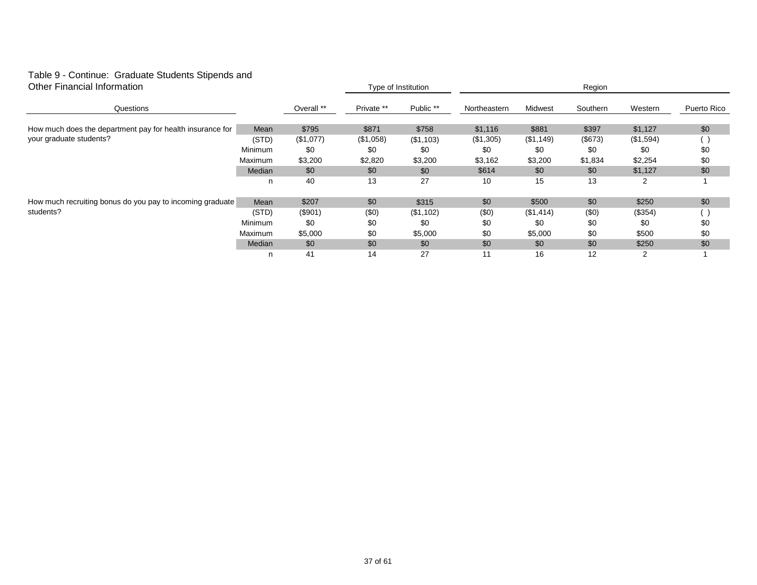## Table 9 - Continue: Graduate Students Stipends and Other Financial Information

| Questions | | Overall ** | Type of Institution: Private ** | Type of Institution: Public ** | Region: Northeastern | Region: Midwest | Region: Southern | Region: Western | Puerto Rico |
|---|---|---|---|---|---|---|---|---|---|
| How much does the department pay for health insurance for your graduate students? | Mean | $795 | $871 | $758 | $1,116 | $881 | $397 | $1,127 | $0 |
| | (STD) | ($1,077) | ($1,058) | ($1,103) | ($1,305) | ($1,149) | ($673) | ($1,594) | ( ) |
| | Minimum | $0 | $0 | $0 | $0 | $0 | $0 | $0 | $0 |
| | Maximum | $3,200 | $2,820 | $3,200 | $3,162 | $3,200 | $1,834 | $2,254 | $0 |
| | Median | $0 | $0 | $0 | $614 | $0 | $0 | $1,127 | $0 |
| | n | 40 | 13 | 27 | 10 | 15 | 13 | 2 | 1 |
| How much recruiting bonus do you pay to incoming graduate students? | Mean | $207 | $0 | $315 | $0 | $500 | $0 | $250 | $0 |
| | (STD) | ($901) | ($0) | ($1,102) | ($0) | ($1,414) | ($0) | ($354) | ( ) |
| | Minimum | $0 | $0 | $0 | $0 | $0 | $0 | $0 | $0 |
| | Maximum | $5,000 | $0 | $5,000 | $0 | $5,000 | $0 | $500 | $0 |
| | Median | $0 | $0 | $0 | $0 | $0 | $0 | $250 | $0 |
| | n | 41 | 14 | 27 | 11 | 16 | 12 | 2 | 1 |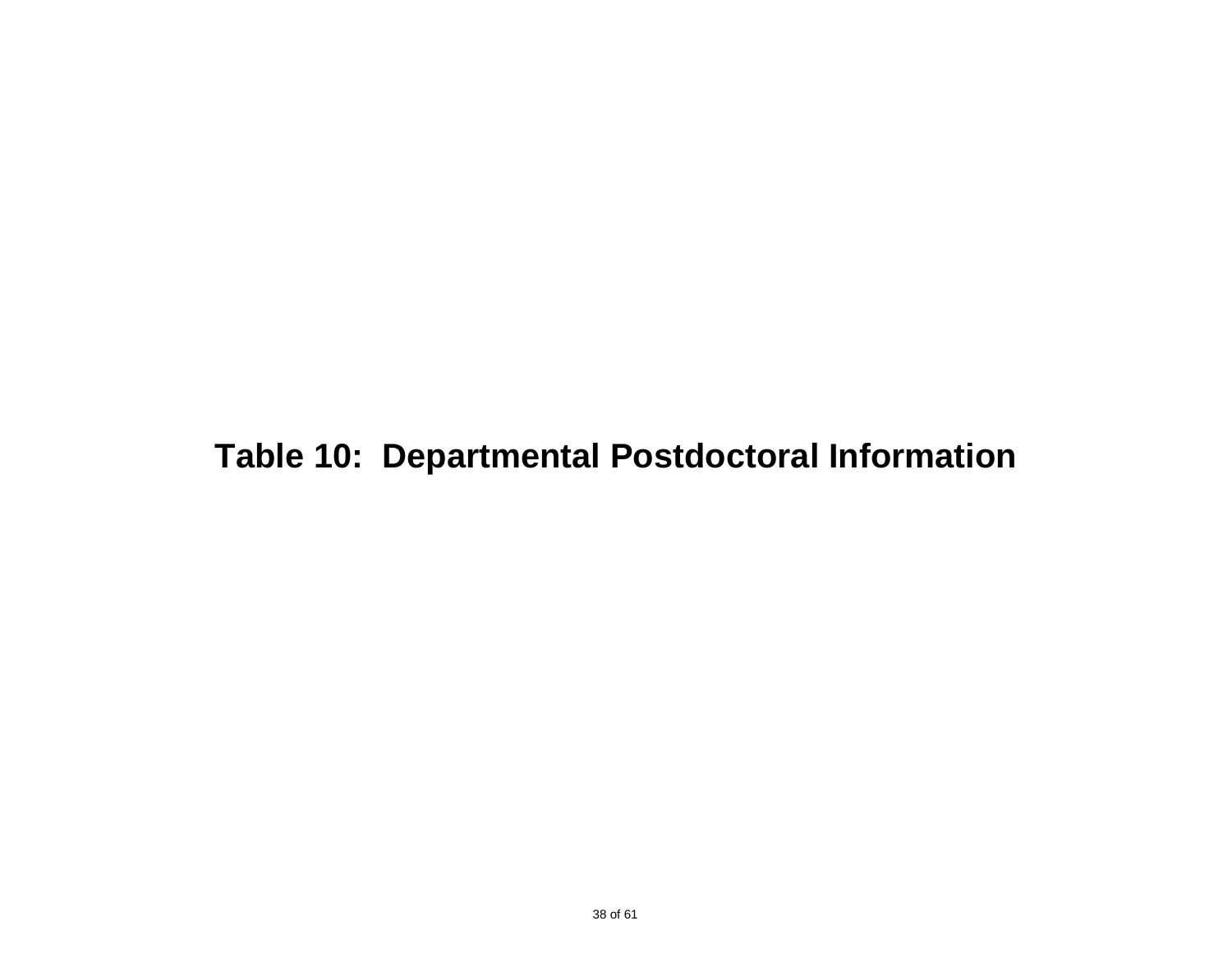# Table 10:  Departmental Postdoctoral Information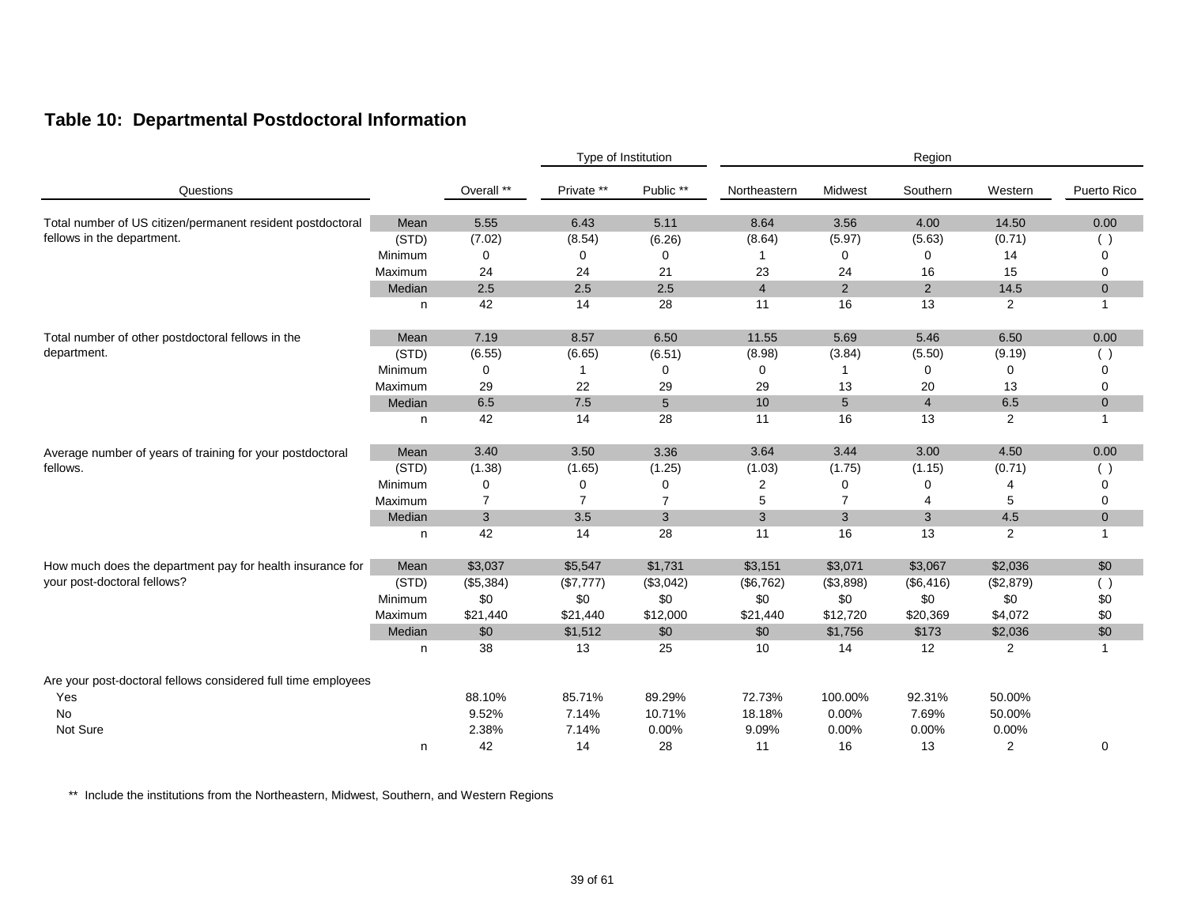## Table 10: Departmental Postdoctoral Information

| Questions | | Overall ** | Type of Institution | | Region | | | | |
|---|---|---|---|---|---|---|---|---|---|
| | | | Private ** | Public ** | Northeastern | Midwest | Southern | Western | Puerto Rico |
| Total number of US citizen/permanent resident postdoctoral fellows in the department. | Mean | 5.55 | 6.43 | 5.11 | 8.64 | 3.56 | 4.00 | 14.50 | 0.00 |
| | (STD) | (7.02) | (8.54) | (6.26) | (8.64) | (5.97) | (5.63) | (0.71) | ( ) |
| | Minimum | 0 | 0 | 0 | 1 | 0 | 0 | 14 | 0 |
| | Maximum | 24 | 24 | 21 | 23 | 24 | 16 | 15 | 0 |
| | Median | 2.5 | 2.5 | 2.5 | 4 | 2 | 2 | 14.5 | 0 |
| | n | 42 | 14 | 28 | 11 | 16 | 13 | 2 | 1 |
| Total number of other postdoctoral fellows in the department. | Mean | 7.19 | 8.57 | 6.50 | 11.55 | 5.69 | 5.46 | 6.50 | 0.00 |
| | (STD) | (6.55) | (6.65) | (6.51) | (8.98) | (3.84) | (5.50) | (9.19) | ( ) |
| | Minimum | 0 | 1 | 0 | 0 | 1 | 0 | 0 | 0 |
| | Maximum | 29 | 22 | 29 | 29 | 13 | 20 | 13 | 0 |
| | Median | 6.5 | 7.5 | 5 | 10 | 5 | 4 | 6.5 | 0 |
| | n | 42 | 14 | 28 | 11 | 16 | 13 | 2 | 1 |
| Average number of years of training for your postdoctoral fellows. | Mean | 3.40 | 3.50 | 3.36 | 3.64 | 3.44 | 3.00 | 4.50 | 0.00 |
| | (STD) | (1.38) | (1.65) | (1.25) | (1.03) | (1.75) | (1.15) | (0.71) | ( ) |
| | Minimum | 0 | 0 | 0 | 2 | 0 | 0 | 4 | 0 |
| | Maximum | 7 | 7 | 7 | 5 | 7 | 4 | 5 | 0 |
| | Median | 3 | 3.5 | 3 | 3 | 3 | 3 | 4.5 | 0 |
| | n | 42 | 14 | 28 | 11 | 16 | 13 | 2 | 1 |
| How much does the department pay for health insurance for your post-doctoral fellows? | Mean | $3,037 | $5,547 | $1,731 | $3,151 | $3,071 | $3,067 | $2,036 | $0 |
| | (STD) | ($5,384) | ($7,777) | ($3,042) | ($6,762) | ($3,898) | ($6,416) | ($2,879) | ( ) |
| | Minimum | $0 | $0 | $0 | $0 | $0 | $0 | $0 | $0 |
| | Maximum | $21,440 | $21,440 | $12,000 | $21,440 | $12,720 | $20,369 | $4,072 | $0 |
| | Median | $0 | $1,512 | $0 | $0 | $1,756 | $173 | $2,036 | $0 |
| | n | 38 | 13 | 25 | 10 | 14 | 12 | 2 | 1 |
| Are your post-doctoral fellows considered full time employees | | | | | | | | | |
| Yes | | 88.10% | 85.71% | 89.29% | 72.73% | 100.00% | 92.31% | 50.00% | |
| No | | 9.52% | 7.14% | 10.71% | 18.18% | 0.00% | 7.69% | 50.00% | |
| Not Sure | | 2.38% | 7.14% | 0.00% | 9.09% | 0.00% | 0.00% | 0.00% | |
| | n | 42 | 14 | 28 | 11 | 16 | 13 | 2 | 0 |

** Include the institutions from the Northeastern, Midwest, Southern, and Western Regions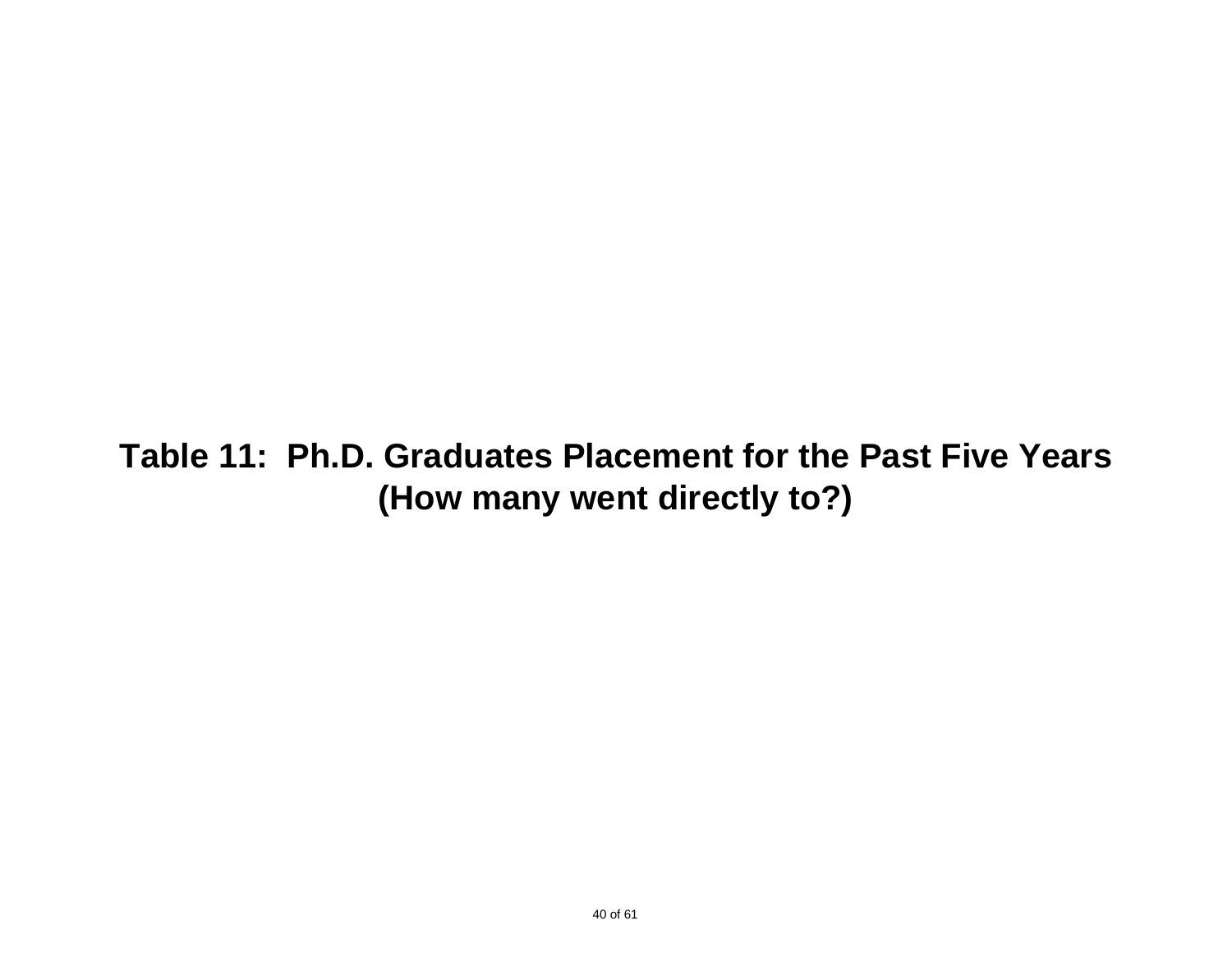# Table 11: Ph.D. Graduates Placement for the Past Five Years (How many went directly to?)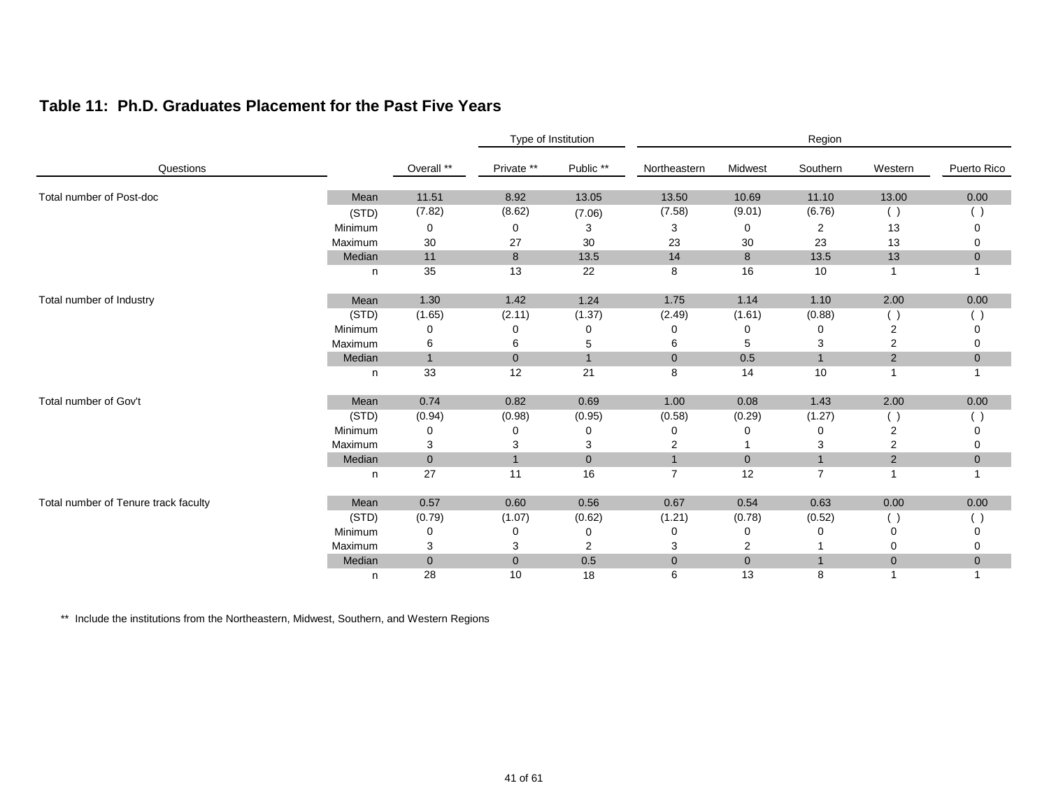## Table 11: Ph.D. Graduates Placement for the Past Five Years

| Questions | | Overall ** | Type of Institution | | Region | | | | |
|---|---|---|---|---|---|---|---|---|---|
| | | | Private ** | Public ** | Northeastern | Midwest | Southern | Western | Puerto Rico |
| Total number of Post-doc | Mean | 11.51 | 8.92 | 13.05 | 13.50 | 10.69 | 11.10 | 13.00 | 0.00 |
| | (STD) | (7.82) | (8.62) | (7.06) | (7.58) | (9.01) | (6.76) | ( ) | ( ) |
| | Minimum | 0 | 0 | 3 | 3 | 0 | 2 | 13 | 0 |
| | Maximum | 30 | 27 | 30 | 23 | 30 | 23 | 13 | 0 |
| | Median | 11 | 8 | 13.5 | 14 | 8 | 13.5 | 13 | 0 |
| | n | 35 | 13 | 22 | 8 | 16 | 10 | 1 | 1 |
| Total number of Industry | Mean | 1.30 | 1.42 | 1.24 | 1.75 | 1.14 | 1.10 | 2.00 | 0.00 |
| | (STD) | (1.65) | (2.11) | (1.37) | (2.49) | (1.61) | (0.88) | ( ) | ( ) |
| | Minimum | 0 | 0 | 0 | 0 | 0 | 0 | 2 | 0 |
| | Maximum | 6 | 6 | 5 | 6 | 5 | 3 | 2 | 0 |
| | Median | 1 | 0 | 1 | 0 | 0.5 | 1 | 2 | 0 |
| | n | 33 | 12 | 21 | 8 | 14 | 10 | 1 | 1 |
| Total number of Gov't | Mean | 0.74 | 0.82 | 0.69 | 1.00 | 0.08 | 1.43 | 2.00 | 0.00 |
| | (STD) | (0.94) | (0.98) | (0.95) | (0.58) | (0.29) | (1.27) | ( ) | ( ) |
| | Minimum | 0 | 0 | 0 | 0 | 0 | 0 | 2 | 0 |
| | Maximum | 3 | 3 | 3 | 2 | 1 | 3 | 2 | 0 |
| | Median | 0 | 1 | 0 | 1 | 0 | 1 | 2 | 0 |
| | n | 27 | 11 | 16 | 7 | 12 | 7 | 1 | 1 |
| Total number of Tenure track faculty | Mean | 0.57 | 0.60 | 0.56 | 0.67 | 0.54 | 0.63 | 0.00 | 0.00 |
| | (STD) | (0.79) | (1.07) | (0.62) | (1.21) | (0.78) | (0.52) | ( ) | ( ) |
| | Minimum | 0 | 0 | 0 | 0 | 0 | 0 | 0 | 0 |
| | Maximum | 3 | 3 | 2 | 3 | 2 | 1 | 0 | 0 |
| | Median | 0 | 0 | 0.5 | 0 | 0 | 1 | 0 | 0 |
| | n | 28 | 10 | 18 | 6 | 13 | 8 | 1 | 1 |

** Include the institutions from the Northeastern, Midwest, Southern, and Western Regions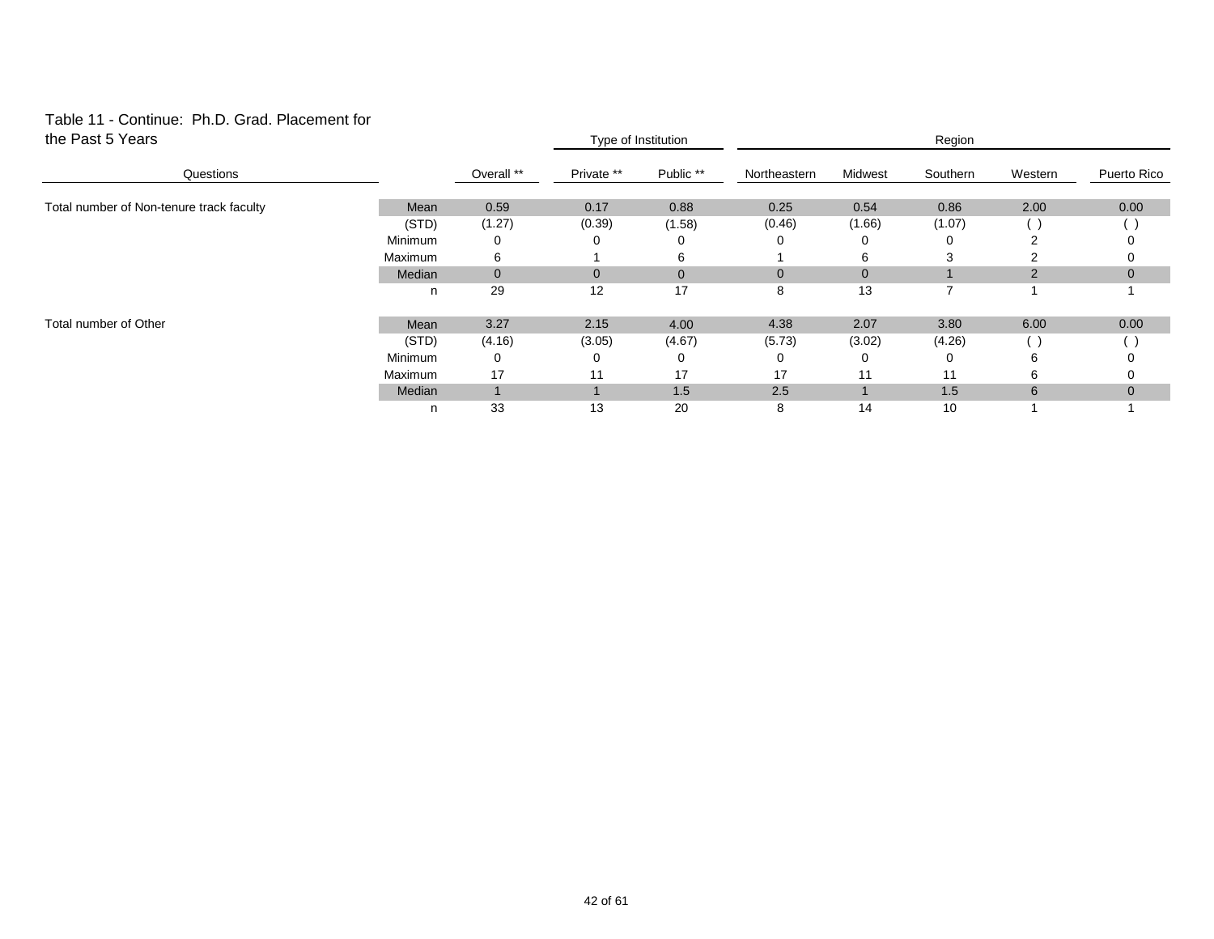## Table 11 - Continue: Ph.D. Grad. Placement for the Past 5 Years

| Questions | | Overall ** | Type of Institution | | Region | | | | |
|---|---|---|---|---|---|---|---|---|---|
| | | | Private ** | Public ** | Northeastern | Midwest | Southern | Western | Puerto Rico |
| Total number of Non-tenure track faculty | Mean | 0.59 | 0.17 | 0.88 | 0.25 | 0.54 | 0.86 | 2.00 | 0.00 |
| | (STD) | (1.27) | (0.39) | (1.58) | (0.46) | (1.66) | (1.07) | ( ) | ( ) |
| | Minimum | 0 | 0 | 0 | 0 | 0 | 0 | 2 | 0 |
| | Maximum | 6 | 1 | 6 | 1 | 6 | 3 | 2 | 0 |
| | Median | 0 | 0 | 0 | 0 | 0 | 1 | 2 | 0 |
| | n | 29 | 12 | 17 | 8 | 13 | 7 | 1 | 1 |
| Total number of Other | Mean | 3.27 | 2.15 | 4.00 | 4.38 | 2.07 | 3.80 | 6.00 | 0.00 |
| | (STD) | (4.16) | (3.05) | (4.67) | (5.73) | (3.02) | (4.26) | ( ) | ( ) |
| | Minimum | 0 | 0 | 0 | 0 | 0 | 0 | 6 | 0 |
| | Maximum | 17 | 11 | 17 | 17 | 11 | 11 | 6 | 0 |
| | Median | 1 | 1 | 1.5 | 2.5 | 1 | 1.5 | 6 | 0 |
| | n | 33 | 13 | 20 | 8 | 14 | 10 | 1 | 1 |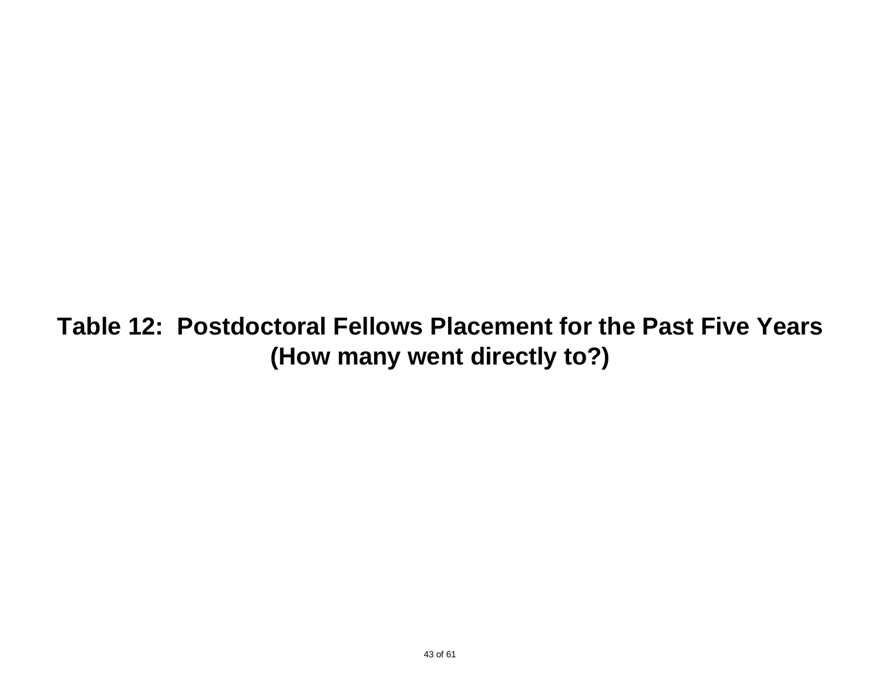# Table 12: Postdoctoral Fellows Placement for the Past Five Years (How many went directly to?)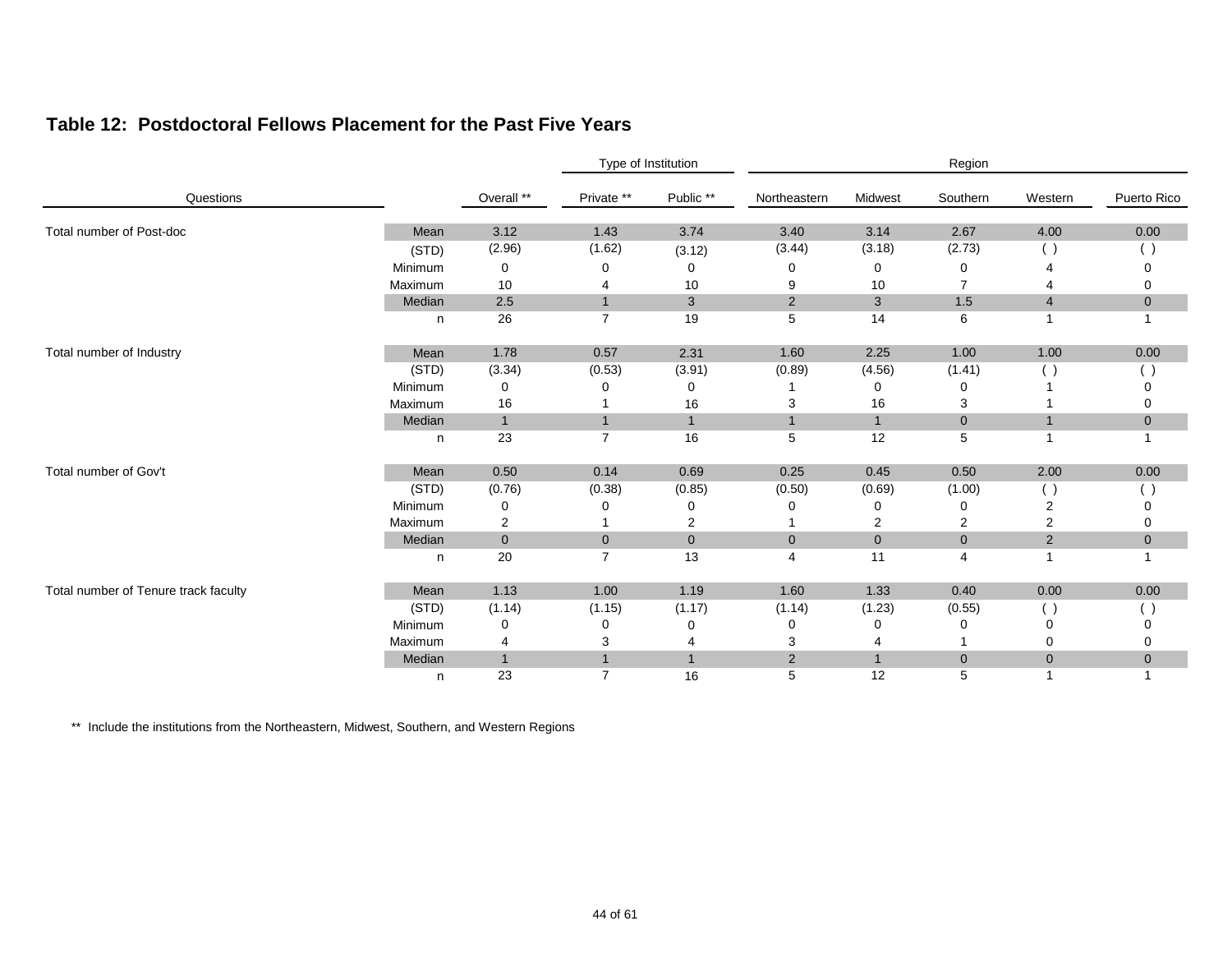## Table 12: Postdoctoral Fellows Placement for the Past Five Years

| Questions | | Overall ** | Type of Institution | | Region | | | | |
|---|---|---|---|---|---|---|---|---|---|
| | | | Private ** | Public ** | Northeastern | Midwest | Southern | Western | Puerto Rico |
| Total number of Post-doc | Mean | 3.12 | 1.43 | 3.74 | 3.40 | 3.14 | 2.67 | 4.00 | 0.00 |
| | (STD) | (2.96) | (1.62) | (3.12) | (3.44) | (3.18) | (2.73) | ( ) | ( ) |
| | Minimum | 0 | 0 | 0 | 0 | 0 | 0 | 4 | 0 |
| | Maximum | 10 | 4 | 10 | 9 | 10 | 7 | 4 | 0 |
| | Median | 2.5 | 1 | 3 | 2 | 3 | 1.5 | 4 | 0 |
| | n | 26 | 7 | 19 | 5 | 14 | 6 | 1 | 1 |
| Total number of Industry | Mean | 1.78 | 0.57 | 2.31 | 1.60 | 2.25 | 1.00 | 1.00 | 0.00 |
| | (STD) | (3.34) | (0.53) | (3.91) | (0.89) | (4.56) | (1.41) | ( ) | ( ) |
| | Minimum | 0 | 0 | 0 | 1 | 0 | 0 | 1 | 0 |
| | Maximum | 16 | 1 | 16 | 3 | 16 | 3 | 1 | 0 |
| | Median | 1 | 1 | 1 | 1 | 1 | 0 | 1 | 0 |
| | n | 23 | 7 | 16 | 5 | 12 | 5 | 1 | 1 |
| Total number of Gov't | Mean | 0.50 | 0.14 | 0.69 | 0.25 | 0.45 | 0.50 | 2.00 | 0.00 |
| | (STD) | (0.76) | (0.38) | (0.85) | (0.50) | (0.69) | (1.00) | ( ) | ( ) |
| | Minimum | 0 | 0 | 0 | 0 | 0 | 0 | 2 | 0 |
| | Maximum | 2 | 1 | 2 | 1 | 2 | 2 | 2 | 0 |
| | Median | 0 | 0 | 0 | 0 | 0 | 0 | 2 | 0 |
| | n | 20 | 7 | 13 | 4 | 11 | 4 | 1 | 1 |
| Total number of Tenure track faculty | Mean | 1.13 | 1.00 | 1.19 | 1.60 | 1.33 | 0.40 | 0.00 | 0.00 |
| | (STD) | (1.14) | (1.15) | (1.17) | (1.14) | (1.23) | (0.55) | ( ) | ( ) |
| | Minimum | 0 | 0 | 0 | 0 | 0 | 0 | 0 | 0 |
| | Maximum | 4 | 3 | 4 | 3 | 4 | 1 | 0 | 0 |
| | Median | 1 | 1 | 1 | 2 | 1 | 0 | 0 | 0 |
| | n | 23 | 7 | 16 | 5 | 12 | 5 | 1 | 1 |

** Include the institutions from the Northeastern, Midwest, Southern, and Western Regions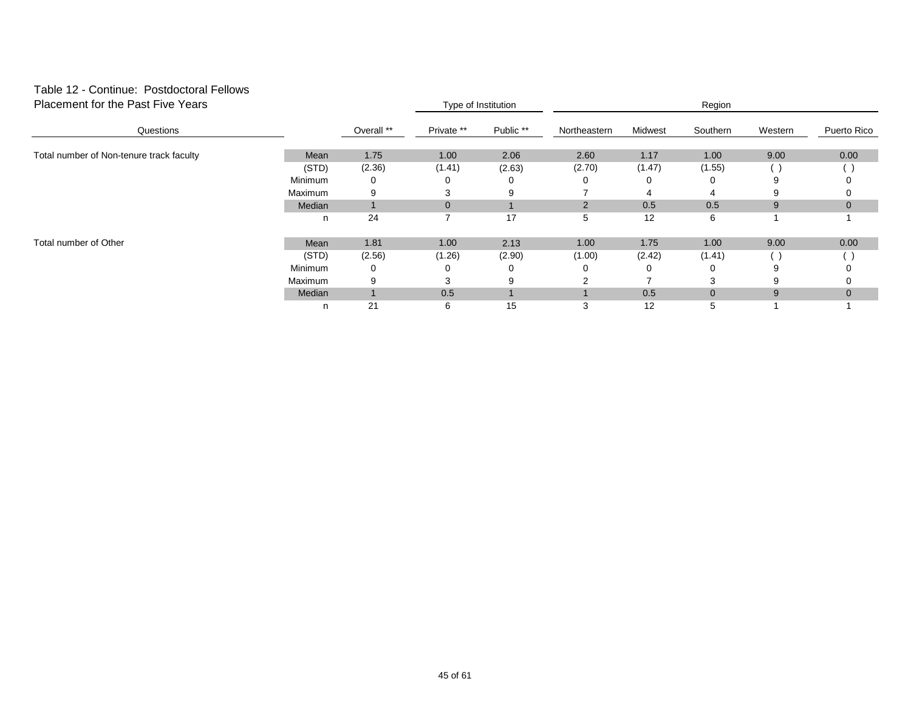Table 12 - Continue: Postdoctoral Fellows
Placement for the Past Five Years

| Questions | | Overall ** | Type of Institution | | Region | | | | |
|---|---|---|---|---|---|---|---|---|---|
| | | | Private ** | Public ** | Northeastern | Midwest | Southern | Western | Puerto Rico |
| Total number of Non-tenure track faculty | Mean | 1.75 | 1.00 | 2.06 | 2.60 | 1.17 | 1.00 | 9.00 | 0.00 |
| | (STD) | (2.36) | (1.41) | (2.63) | (2.70) | (1.47) | (1.55) | ( ) | ( ) |
| | Minimum | 0 | 0 | 0 | 0 | 0 | 0 | 9 | 0 |
| | Maximum | 9 | 3 | 9 | 7 | 4 | 4 | 9 | 0 |
| | Median | 1 | 0 | 1 | 2 | 0.5 | 0.5 | 9 | 0 |
| | n | 24 | 7 | 17 | 5 | 12 | 6 | 1 | 1 |
| Total number of Other | Mean | 1.81 | 1.00 | 2.13 | 1.00 | 1.75 | 1.00 | 9.00 | 0.00 |
| | (STD) | (2.56) | (1.26) | (2.90) | (1.00) | (2.42) | (1.41) | ( ) | ( ) |
| | Minimum | 0 | 0 | 0 | 0 | 0 | 0 | 9 | 0 |
| | Maximum | 9 | 3 | 9 | 2 | 7 | 3 | 9 | 0 |
| | Median | 1 | 0.5 | 1 | 1 | 0.5 | 0 | 9 | 0 |
| | n | 21 | 6 | 15 | 3 | 12 | 5 | 1 | 1 |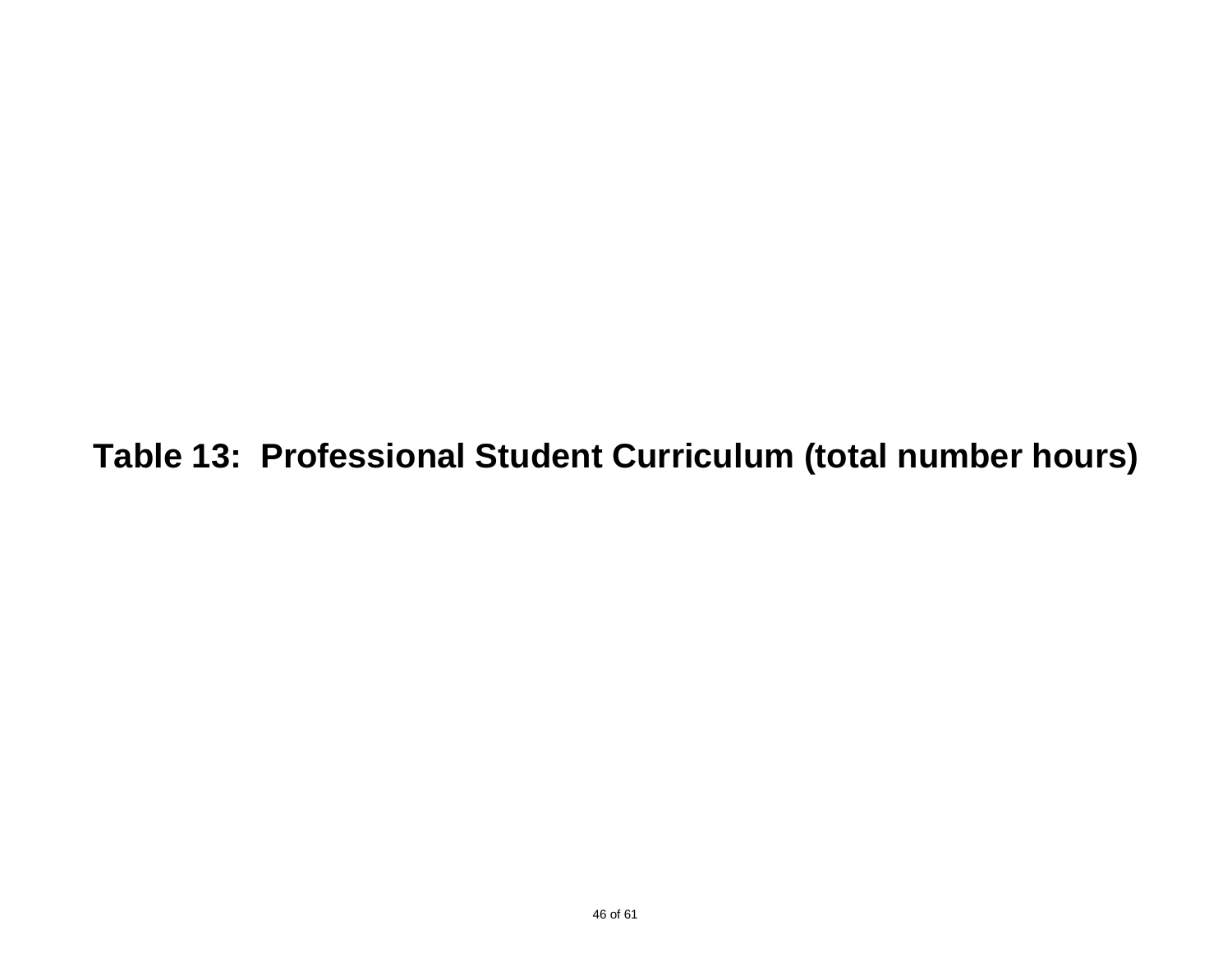# Table 13: Professional Student Curriculum (total number hours)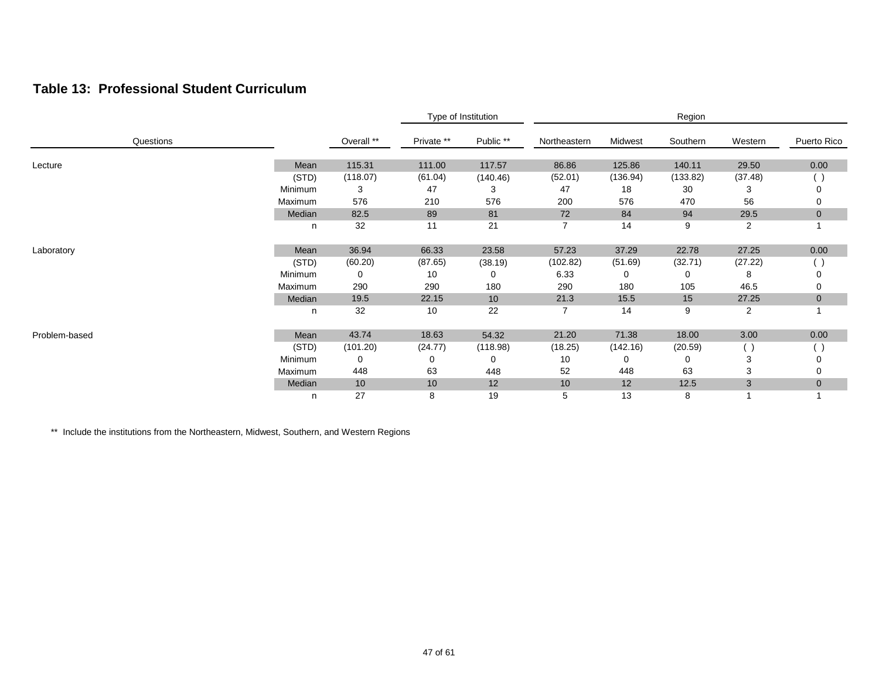## Table 13:  Professional Student Curriculum

| Questions | | Overall ** | Type of Institution: Private ** | Public ** | Region: Northeastern | Midwest | Southern | Western | Puerto Rico |
|---|---|---|---|---|---|---|---|---|---|
| Lecture | Mean | 115.31 | 111.00 | 117.57 | 86.86 | 125.86 | 140.11 | 29.50 | 0.00 |
| | (STD) | (118.07) | (61.04) | (140.46) | (52.01) | (136.94) | (133.82) | (37.48) | ( ) |
| | Minimum | 3 | 47 | 3 | 47 | 18 | 30 | 3 | 0 |
| | Maximum | 576 | 210 | 576 | 200 | 576 | 470 | 56 | 0 |
| | Median | 82.5 | 89 | 81 | 72 | 84 | 94 | 29.5 | 0 |
| | n | 32 | 11 | 21 | 7 | 14 | 9 | 2 | 1 |
| Laboratory | Mean | 36.94 | 66.33 | 23.58 | 57.23 | 37.29 | 22.78 | 27.25 | 0.00 |
| | (STD) | (60.20) | (87.65) | (38.19) | (102.82) | (51.69) | (32.71) | (27.22) | ( ) |
| | Minimum | 0 | 10 | 0 | 6.33 | 0 | 0 | 8 | 0 |
| | Maximum | 290 | 290 | 180 | 290 | 180 | 105 | 46.5 | 0 |
| | Median | 19.5 | 22.15 | 10 | 21.3 | 15.5 | 15 | 27.25 | 0 |
| | n | 32 | 10 | 22 | 7 | 14 | 9 | 2 | 1 |
| Problem-based | Mean | 43.74 | 18.63 | 54.32 | 21.20 | 71.38 | 18.00 | 3.00 | 0.00 |
| | (STD) | (101.20) | (24.77) | (118.98) | (18.25) | (142.16) | (20.59) | ( ) | ( ) |
| | Minimum | 0 | 0 | 0 | 10 | 0 | 0 | 3 | 0 |
| | Maximum | 448 | 63 | 448 | 52 | 448 | 63 | 3 | 0 |
| | Median | 10 | 10 | 12 | 10 | 12 | 12.5 | 3 | 0 |
| | n | 27 | 8 | 19 | 5 | 13 | 8 | 1 | 1 |

** Include the institutions from the Northeastern, Midwest, Southern, and Western Regions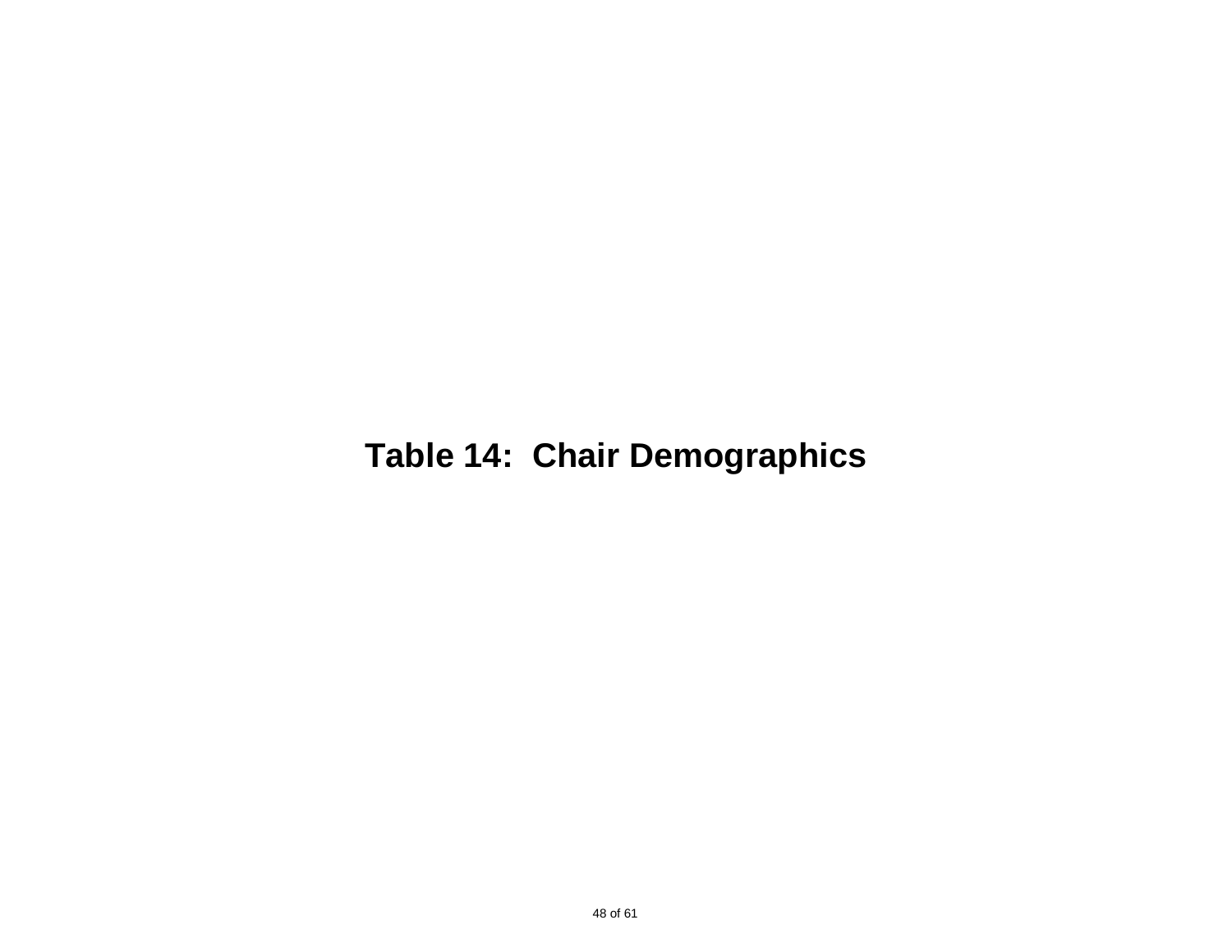# Table 14: Chair Demographics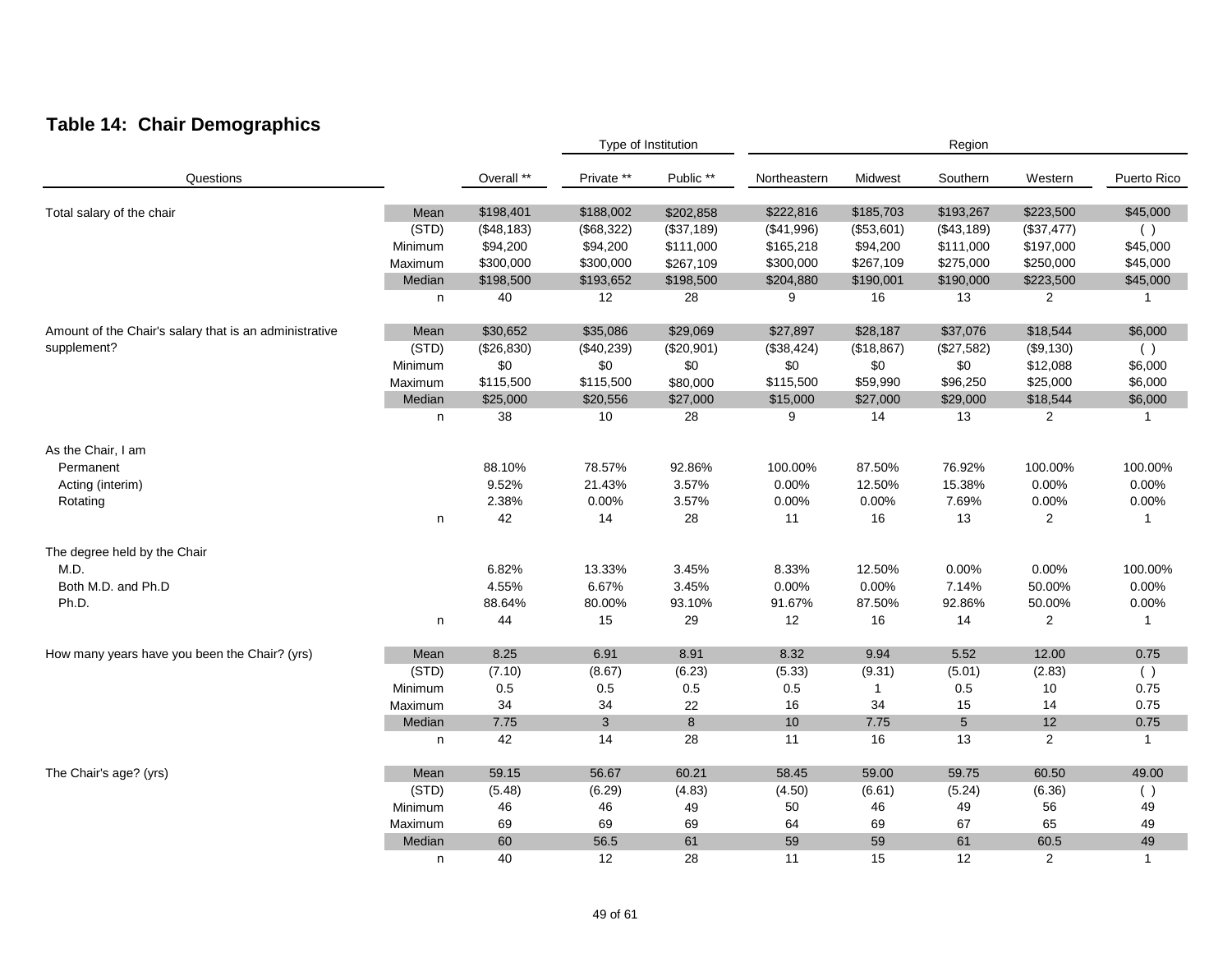## Table 14: Chair Demographics

| Questions | | Overall ** | Type of Institution: Private ** | Type of Institution: Public ** | Region: Northeastern | Region: Midwest | Region: Southern | Region: Western | Region: Puerto Rico |
|---|---|---|---|---|---|---|---|---|---|
| Total salary of the chair | Mean | $198,401 | $188,002 | $202,858 | $222,816 | $185,703 | $193,267 | $223,500 | $45,000 |
| | (STD) | ($48,183) | ($68,322) | ($37,189) | ($41,996) | ($53,601) | ($43,189) | ($37,477) | ( ) |
| | Minimum | $94,200 | $94,200 | $111,000 | $165,218 | $94,200 | $111,000 | $197,000 | $45,000 |
| | Maximum | $300,000 | $300,000 | $267,109 | $300,000 | $267,109 | $275,000 | $250,000 | $45,000 |
| | Median | $198,500 | $193,652 | $198,500 | $204,880 | $190,001 | $190,000 | $223,500 | $45,000 |
| | n | 40 | 12 | 28 | 9 | 16 | 13 | 2 | 1 |
| Amount of the Chair's salary that is an administrative supplement? | Mean | $30,652 | $35,086 | $29,069 | $27,897 | $28,187 | $37,076 | $18,544 | $6,000 |
| | (STD) | ($26,830) | ($40,239) | ($20,901) | ($38,424) | ($18,867) | ($27,582) | ($9,130) | ( ) |
| | Minimum | $0 | $0 | $0 | $0 | $0 | $0 | $12,088 | $6,000 |
| | Maximum | $115,500 | $115,500 | $80,000 | $115,500 | $59,990 | $96,250 | $25,000 | $6,000 |
| | Median | $25,000 | $20,556 | $27,000 | $15,000 | $27,000 | $29,000 | $18,544 | $6,000 |
| | n | 38 | 10 | 28 | 9 | 14 | 13 | 2 | 1 |
| As the Chair, I am | | | | | | | | | |
| Permanent | | 88.10% | 78.57% | 92.86% | 100.00% | 87.50% | 76.92% | 100.00% | 100.00% |
| Acting (interim) | | 9.52% | 21.43% | 3.57% | 0.00% | 12.50% | 15.38% | 0.00% | 0.00% |
| Rotating | | 2.38% | 0.00% | 3.57% | 0.00% | 0.00% | 7.69% | 0.00% | 0.00% |
| | n | 42 | 14 | 28 | 11 | 16 | 13 | 2 | 1 |
| The degree held by the Chair | | | | | | | | | |
| M.D. | | 6.82% | 13.33% | 3.45% | 8.33% | 12.50% | 0.00% | 0.00% | 100.00% |
| Both M.D. and Ph.D | | 4.55% | 6.67% | 3.45% | 0.00% | 0.00% | 7.14% | 50.00% | 0.00% |
| Ph.D. | | 88.64% | 80.00% | 93.10% | 91.67% | 87.50% | 92.86% | 50.00% | 0.00% |
| | n | 44 | 15 | 29 | 12 | 16 | 14 | 2 | 1 |
| How many years have you been the Chair? (yrs) | Mean | 8.25 | 6.91 | 8.91 | 8.32 | 9.94 | 5.52 | 12.00 | 0.75 |
| | (STD) | (7.10) | (8.67) | (6.23) | (5.33) | (9.31) | (5.01) | (2.83) | ( ) |
| | Minimum | 0.5 | 0.5 | 0.5 | 0.5 | 1 | 0.5 | 10 | 0.75 |
| | Maximum | 34 | 34 | 22 | 16 | 34 | 15 | 14 | 0.75 |
| | Median | 7.75 | 3 | 8 | 10 | 7.75 | 5 | 12 | 0.75 |
| | n | 42 | 14 | 28 | 11 | 16 | 13 | 2 | 1 |
| The Chair's age? (yrs) | Mean | 59.15 | 56.67 | 60.21 | 58.45 | 59.00 | 59.75 | 60.50 | 49.00 |
| | (STD) | (5.48) | (6.29) | (4.83) | (4.50) | (6.61) | (5.24) | (6.36) | ( ) |
| | Minimum | 46 | 46 | 49 | 50 | 46 | 49 | 56 | 49 |
| | Maximum | 69 | 69 | 69 | 64 | 69 | 67 | 65 | 49 |
| | Median | 60 | 56.5 | 61 | 59 | 59 | 61 | 60.5 | 49 |
| | n | 40 | 12 | 28 | 11 | 15 | 12 | 2 | 1 |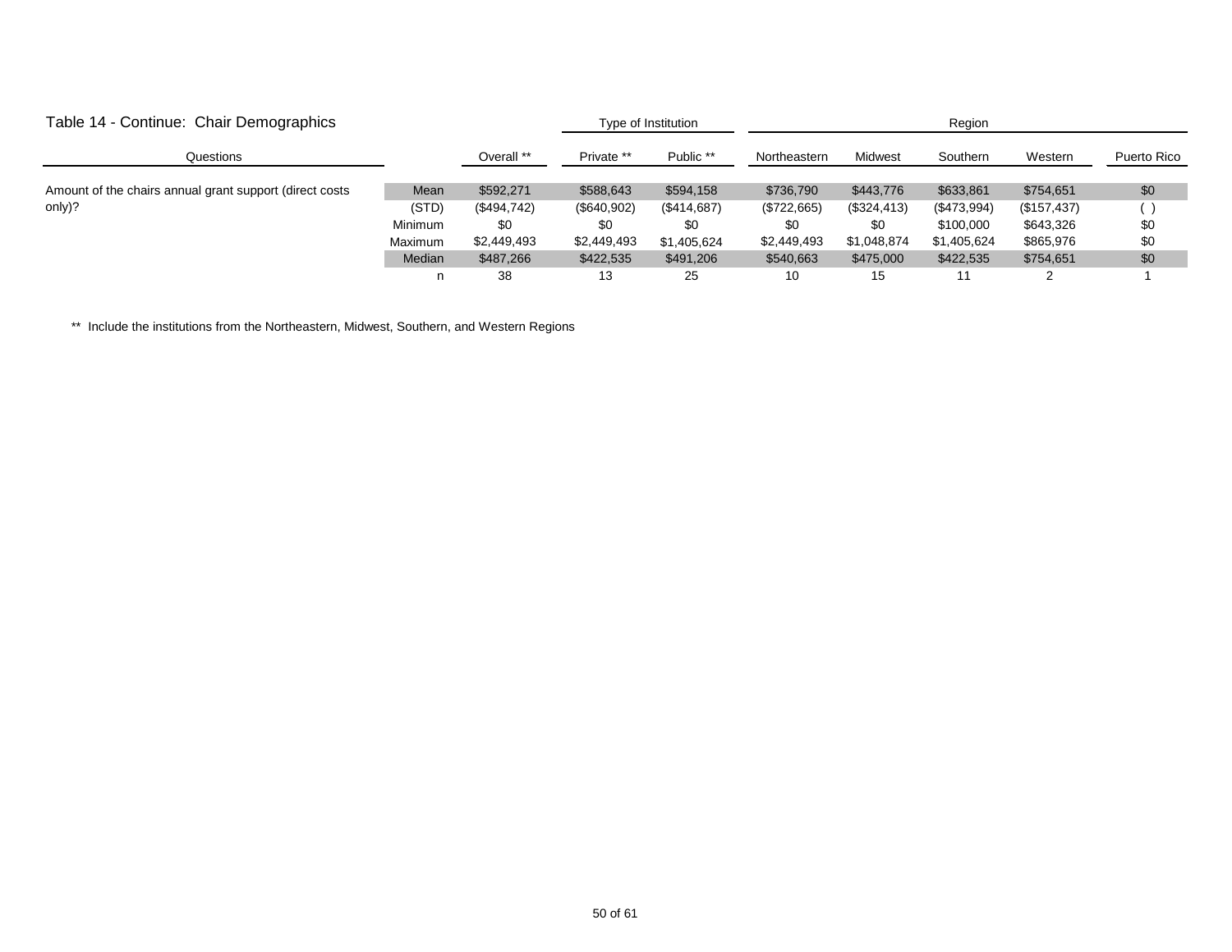| Table 14 - Continue: Chair Demographics | | | Type of Institution | | Region | | | | |
|---|---|---|---|---|---|---|---|---|---|
| Questions | | Overall ** | Private ** | Public ** | Northeastern | Midwest | Southern | Western | Puerto Rico |
| Amount of the chairs annual grant support (direct costs only)? | Mean | $592,271 | $588,643 | $594,158 | $736,790 | $443,776 | $633,861 | $754,651 | $0 |
| | (STD) | ($494,742) | ($640,902) | ($414,687) | ($722,665) | ($324,413) | ($473,994) | ($157,437) | ( ) |
| | Minimum | $0 | $0 | $0 | $0 | $0 | $100,000 | $643,326 | $0 |
| | Maximum | $2,449,493 | $2,449,493 | $1,405,624 | $2,449,493 | $1,048,874 | $1,405,624 | $865,976 | $0 |
| | Median | $487,266 | $422,535 | $491,206 | $540,663 | $475,000 | $422,535 | $754,651 | $0 |
| | n | 38 | 13 | 25 | 10 | 15 | 11 | 2 | 1 |

** Include the institutions from the Northeastern, Midwest, Southern, and Western Regions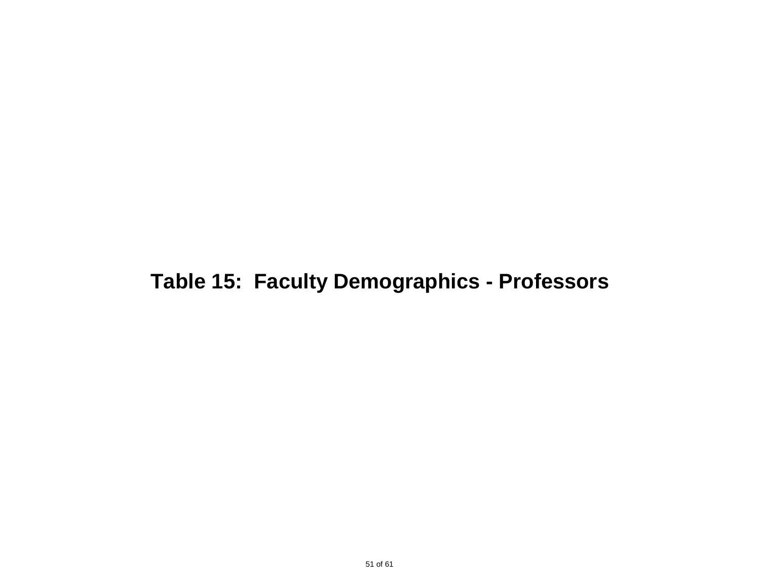# Table 15:  Faculty Demographics - Professors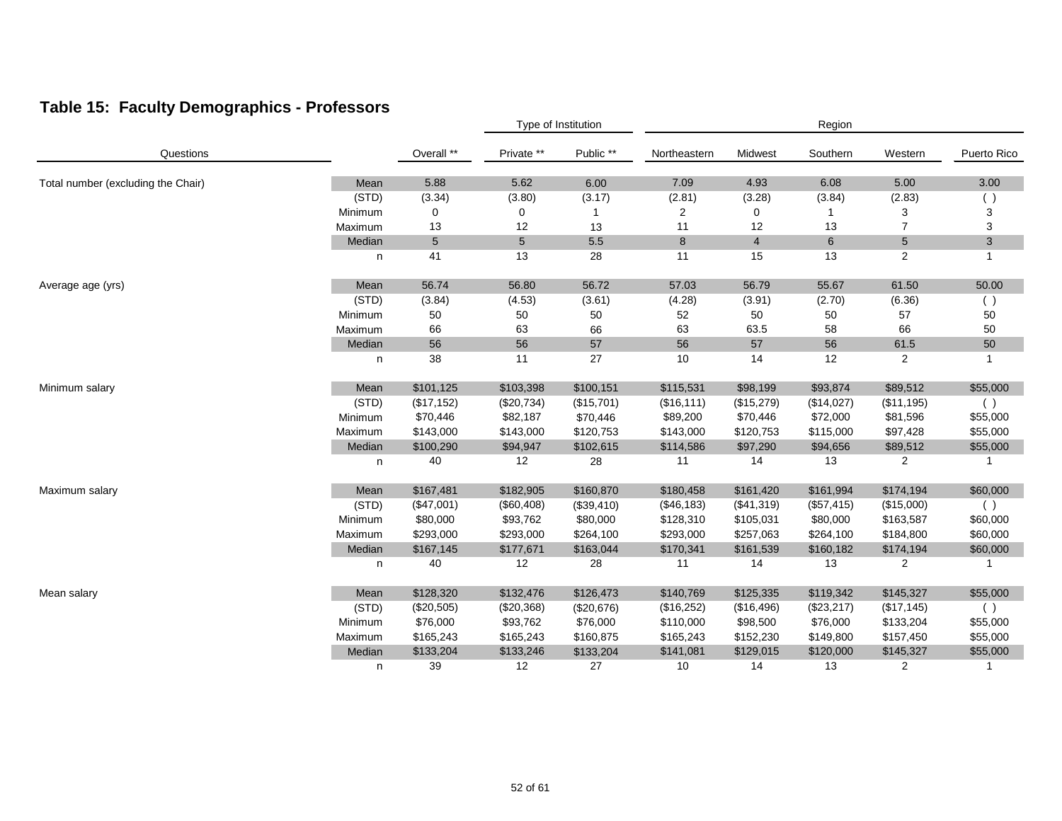## Table 15: Faculty Demographics - Professors

| Questions | | Overall ** | Type of Institution | | Region | | | | |
|---|---|---|---|---|---|---|---|---|---|
| | | | Private ** | Public ** | Northeastern | Midwest | Southern | Western | Puerto Rico |
| Total number (excluding the Chair) | Mean | 5.88 | 5.62 | 6.00 | 7.09 | 4.93 | 6.08 | 5.00 | 3.00 |
| | (STD) | (3.34) | (3.80) | (3.17) | (2.81) | (3.28) | (3.84) | (2.83) | ( ) |
| | Minimum | 0 | 0 | 1 | 2 | 0 | 1 | 3 | 3 |
| | Maximum | 13 | 12 | 13 | 11 | 12 | 13 | 7 | 3 |
| | Median | 5 | 5 | 5.5 | 8 | 4 | 6 | 5 | 3 |
| | n | 41 | 13 | 28 | 11 | 15 | 13 | 2 | 1 |
| Average age (yrs) | Mean | 56.74 | 56.80 | 56.72 | 57.03 | 56.79 | 55.67 | 61.50 | 50.00 |
| | (STD) | (3.84) | (4.53) | (3.61) | (4.28) | (3.91) | (2.70) | (6.36) | ( ) |
| | Minimum | 50 | 50 | 50 | 52 | 50 | 50 | 57 | 50 |
| | Maximum | 66 | 63 | 66 | 63 | 63.5 | 58 | 66 | 50 |
| | Median | 56 | 56 | 57 | 56 | 57 | 56 | 61.5 | 50 |
| | n | 38 | 11 | 27 | 10 | 14 | 12 | 2 | 1 |
| Minimum salary | Mean | $101,125 | $103,398 | $100,151 | $115,531 | $98,199 | $93,874 | $89,512 | $55,000 |
| | (STD) | ($17,152) | ($20,734) | ($15,701) | ($16,111) | ($15,279) | ($14,027) | ($11,195) | ( ) |
| | Minimum | $70,446 | $82,187 | $70,446 | $89,200 | $70,446 | $72,000 | $81,596 | $55,000 |
| | Maximum | $143,000 | $143,000 | $120,753 | $143,000 | $120,753 | $115,000 | $97,428 | $55,000 |
| | Median | $100,290 | $94,947 | $102,615 | $114,586 | $97,290 | $94,656 | $89,512 | $55,000 |
| | n | 40 | 12 | 28 | 11 | 14 | 13 | 2 | 1 |
| Maximum salary | Mean | $167,481 | $182,905 | $160,870 | $180,458 | $161,420 | $161,994 | $174,194 | $60,000 |
| | (STD) | ($47,001) | ($60,408) | ($39,410) | ($46,183) | ($41,319) | ($57,415) | ($15,000) | ( ) |
| | Minimum | $80,000 | $93,762 | $80,000 | $128,310 | $105,031 | $80,000 | $163,587 | $60,000 |
| | Maximum | $293,000 | $293,000 | $264,100 | $293,000 | $257,063 | $264,100 | $184,800 | $60,000 |
| | Median | $167,145 | $177,671 | $163,044 | $170,341 | $161,539 | $160,182 | $174,194 | $60,000 |
| | n | 40 | 12 | 28 | 11 | 14 | 13 | 2 | 1 |
| Mean salary | Mean | $128,320 | $132,476 | $126,473 | $140,769 | $125,335 | $119,342 | $145,327 | $55,000 |
| | (STD) | ($20,505) | ($20,368) | ($20,676) | ($16,252) | ($16,496) | ($23,217) | ($17,145) | ( ) |
| | Minimum | $76,000 | $93,762 | $76,000 | $110,000 | $98,500 | $76,000 | $133,204 | $55,000 |
| | Maximum | $165,243 | $165,243 | $160,875 | $165,243 | $152,230 | $149,800 | $157,450 | $55,000 |
| | Median | $133,204 | $133,246 | $133,204 | $141,081 | $129,015 | $120,000 | $145,327 | $55,000 |
| | n | 39 | 12 | 27 | 10 | 14 | 13 | 2 | 1 |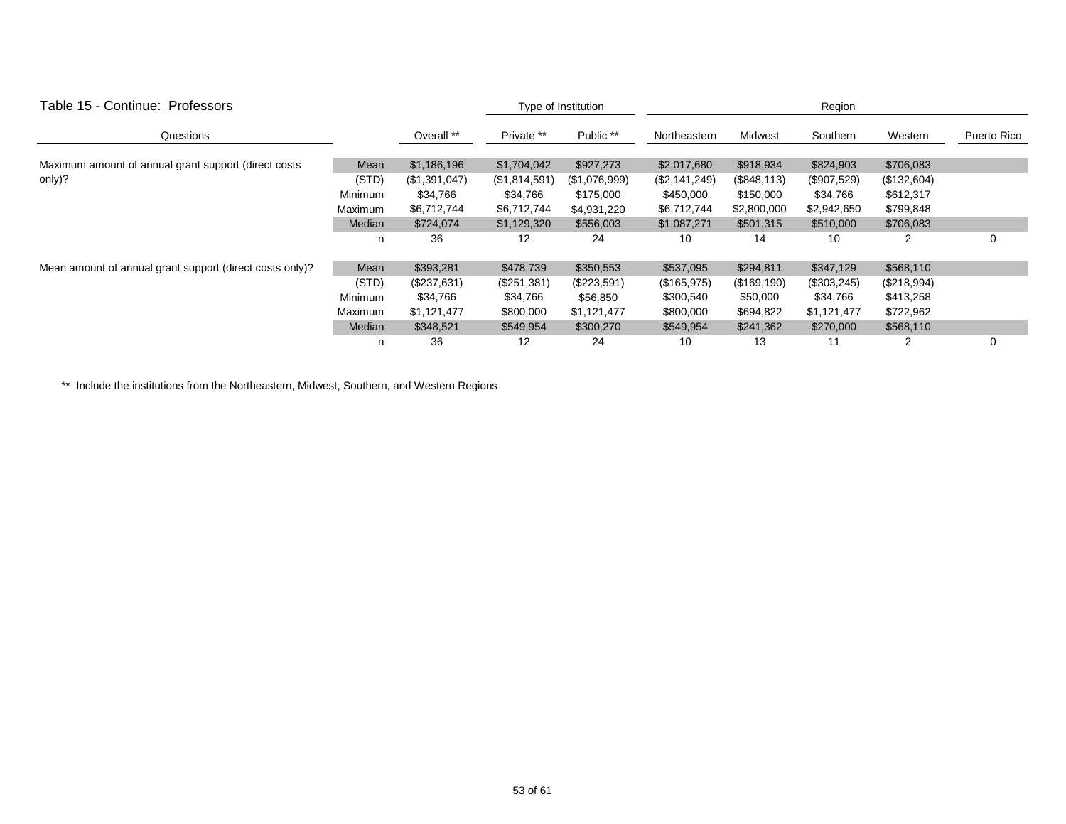## Table 15 - Continue: Professors

| Questions | | Overall ** | Type of Institution: Private ** | Public ** | Region: Northeastern | Midwest | Southern | Western | Puerto Rico |
|---|---|---|---|---|---|---|---|---|---|
| Maximum amount of annual grant support (direct costs only)? | Mean | $1,186,196 | $1,704,042 | $927,273 | $2,017,680 | $918,934 | $824,903 | $706,083 | |
| | (STD) | ($1,391,047) | ($1,814,591) | ($1,076,999) | ($2,141,249) | ($848,113) | ($907,529) | ($132,604) | |
| | Minimum | $34,766 | $34,766 | $175,000 | $450,000 | $150,000 | $34,766 | $612,317 | |
| | Maximum | $6,712,744 | $6,712,744 | $4,931,220 | $6,712,744 | $2,800,000 | $2,942,650 | $799,848 | |
| | Median | $724,074 | $1,129,320 | $556,003 | $1,087,271 | $501,315 | $510,000 | $706,083 | |
| | n | 36 | 12 | 24 | 10 | 14 | 10 | 2 | 0 |
| Mean amount of annual grant support (direct costs only)? | Mean | $393,281 | $478,739 | $350,553 | $537,095 | $294,811 | $347,129 | $568,110 | |
| | (STD) | ($237,631) | ($251,381) | ($223,591) | ($165,975) | ($169,190) | ($303,245) | ($218,994) | |
| | Minimum | $34,766 | $34,766 | $56,850 | $300,540 | $50,000 | $34,766 | $413,258 | |
| | Maximum | $1,121,477 | $800,000 | $1,121,477 | $800,000 | $694,822 | $1,121,477 | $722,962 | |
| | Median | $348,521 | $549,954 | $300,270 | $549,954 | $241,362 | $270,000 | $568,110 | |
| | n | 36 | 12 | 24 | 10 | 13 | 11 | 2 | 0 |

** Include the institutions from the Northeastern, Midwest, Southern, and Western Regions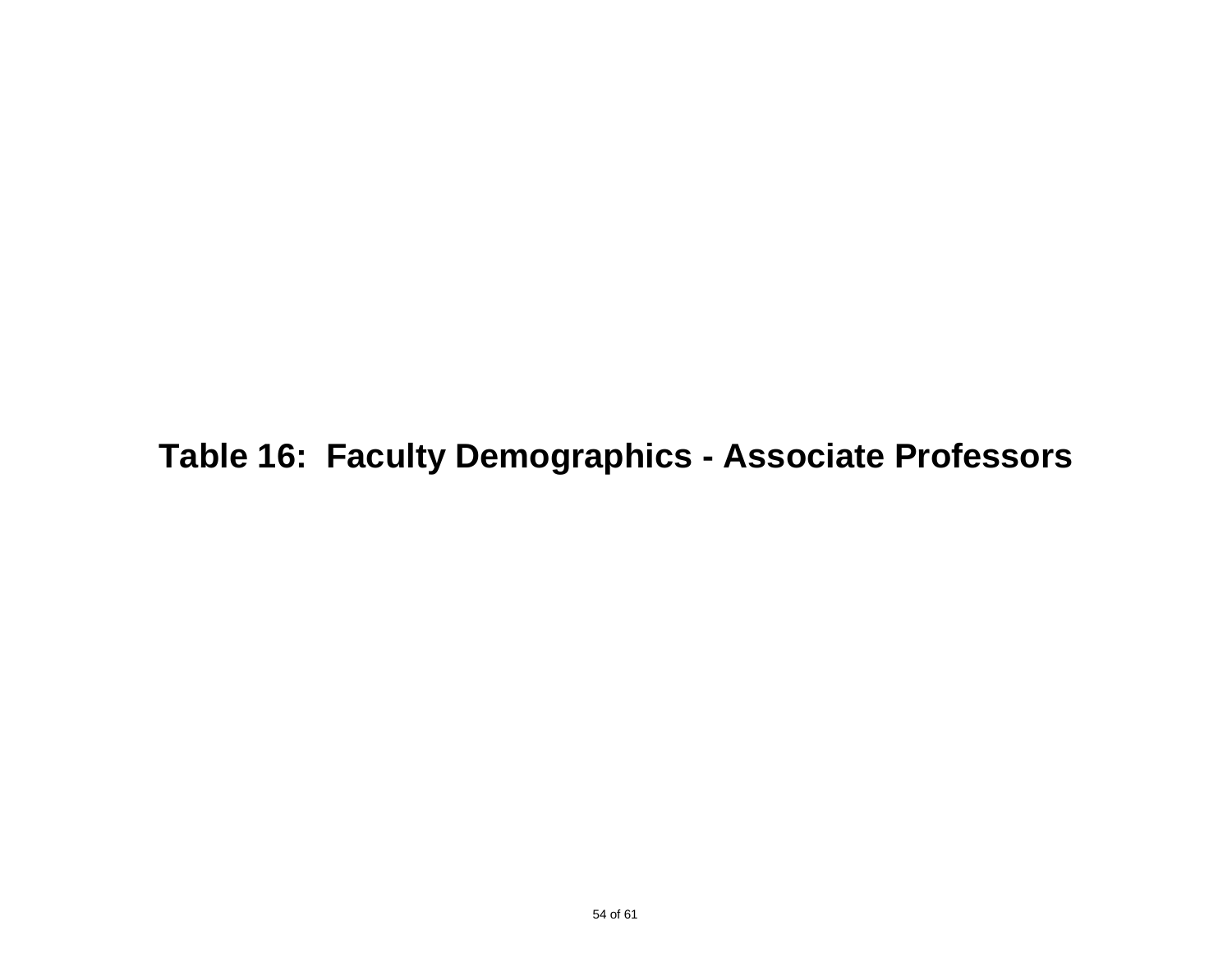# Table 16:  Faculty Demographics - Associate Professors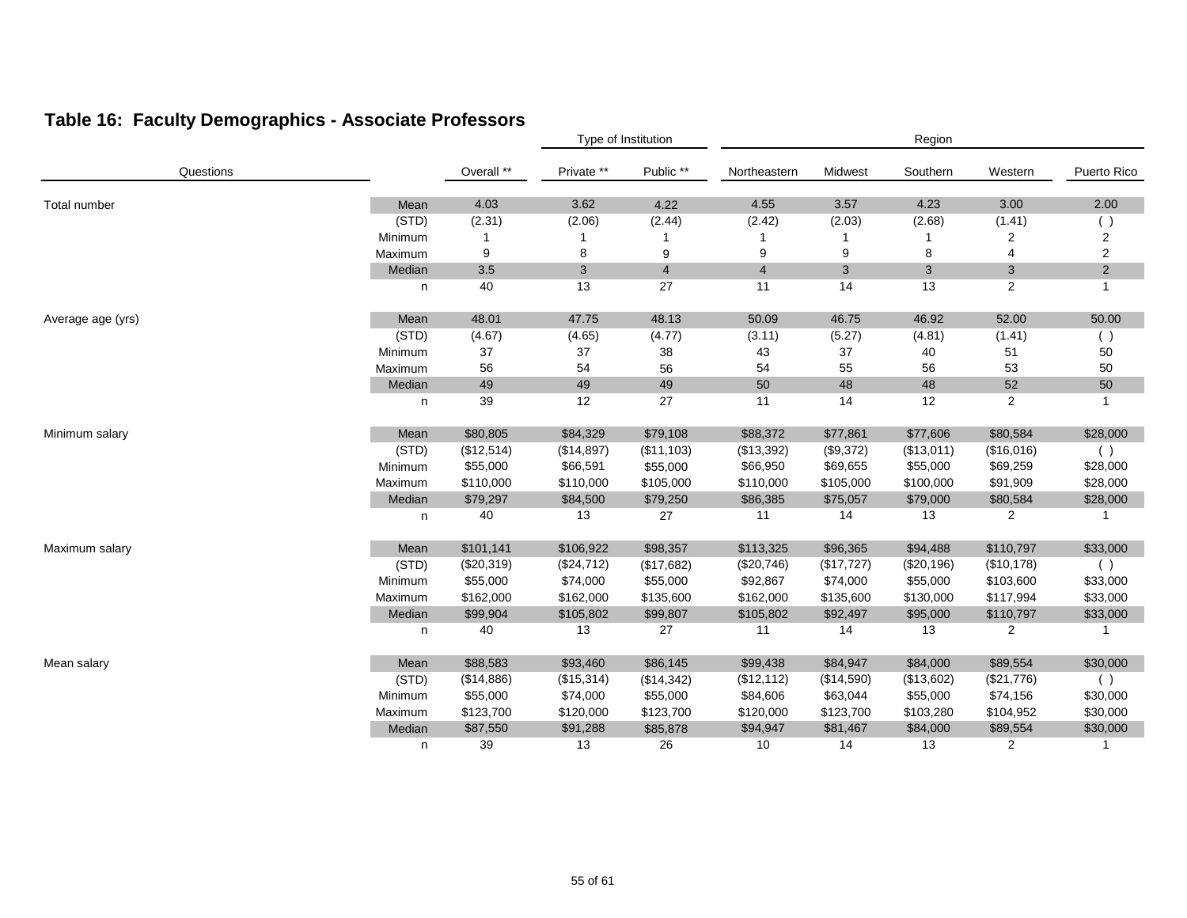## Table 16: Faculty Demographics - Associate Professors

| Questions | | Overall ** | Type of Institution | | Region | | | | |
|---|---|---|---|---|---|---|---|---|---|
| | | | Private ** | Public ** | Northeastern | Midwest | Southern | Western | Puerto Rico |
| Total number | Mean | 4.03 | 3.62 | 4.22 | 4.55 | 3.57 | 4.23 | 3.00 | 2.00 |
| | (STD) | (2.31) | (2.06) | (2.44) | (2.42) | (2.03) | (2.68) | (1.41) | ( ) |
| | Minimum | 1 | 1 | 1 | 1 | 1 | 1 | 2 | 2 |
| | Maximum | 9 | 8 | 9 | 9 | 9 | 8 | 4 | 2 |
| | Median | 3.5 | 3 | 4 | 4 | 3 | 3 | 3 | 2 |
| | n | 40 | 13 | 27 | 11 | 14 | 13 | 2 | 1 |
| Average age (yrs) | Mean | 48.01 | 47.75 | 48.13 | 50.09 | 46.75 | 46.92 | 52.00 | 50.00 |
| | (STD) | (4.67) | (4.65) | (4.77) | (3.11) | (5.27) | (4.81) | (1.41) | ( ) |
| | Minimum | 37 | 37 | 38 | 43 | 37 | 40 | 51 | 50 |
| | Maximum | 56 | 54 | 56 | 54 | 55 | 56 | 53 | 50 |
| | Median | 49 | 49 | 49 | 50 | 48 | 48 | 52 | 50 |
| | n | 39 | 12 | 27 | 11 | 14 | 12 | 2 | 1 |
| Minimum salary | Mean | $80,805 | $84,329 | $79,108 | $88,372 | $77,861 | $77,606 | $80,584 | $28,000 |
| | (STD) | ($12,514) | ($14,897) | ($11,103) | ($13,392) | ($9,372) | ($13,011) | ($16,016) | ( ) |
| | Minimum | $55,000 | $66,591 | $55,000 | $66,950 | $69,655 | $55,000 | $69,259 | $28,000 |
| | Maximum | $110,000 | $110,000 | $105,000 | $110,000 | $105,000 | $100,000 | $91,909 | $28,000 |
| | Median | $79,297 | $84,500 | $79,250 | $86,385 | $75,057 | $79,000 | $80,584 | $28,000 |
| | n | 40 | 13 | 27 | 11 | 14 | 13 | 2 | 1 |
| Maximum salary | Mean | $101,141 | $106,922 | $98,357 | $113,325 | $96,365 | $94,488 | $110,797 | $33,000 |
| | (STD) | ($20,319) | ($24,712) | ($17,682) | ($20,746) | ($17,727) | ($20,196) | ($10,178) | ( ) |
| | Minimum | $55,000 | $74,000 | $55,000 | $92,867 | $74,000 | $55,000 | $103,600 | $33,000 |
| | Maximum | $162,000 | $162,000 | $135,600 | $162,000 | $135,600 | $130,000 | $117,994 | $33,000 |
| | Median | $99,904 | $105,802 | $99,807 | $105,802 | $92,497 | $95,000 | $110,797 | $33,000 |
| | n | 40 | 13 | 27 | 11 | 14 | 13 | 2 | 1 |
| Mean salary | Mean | $88,583 | $93,460 | $86,145 | $99,438 | $84,947 | $84,000 | $89,554 | $30,000 |
| | (STD) | ($14,886) | ($15,314) | ($14,342) | ($12,112) | ($14,590) | ($13,602) | ($21,776) | ( ) |
| | Minimum | $55,000 | $74,000 | $55,000 | $84,606 | $63,044 | $55,000 | $74,156 | $30,000 |
| | Maximum | $123,700 | $120,000 | $123,700 | $120,000 | $123,700 | $103,280 | $104,952 | $30,000 |
| | Median | $87,550 | $91,288 | $85,878 | $94,947 | $81,467 | $84,000 | $89,554 | $30,000 |
| | n | 39 | 13 | 26 | 10 | 14 | 13 | 2 | 1 |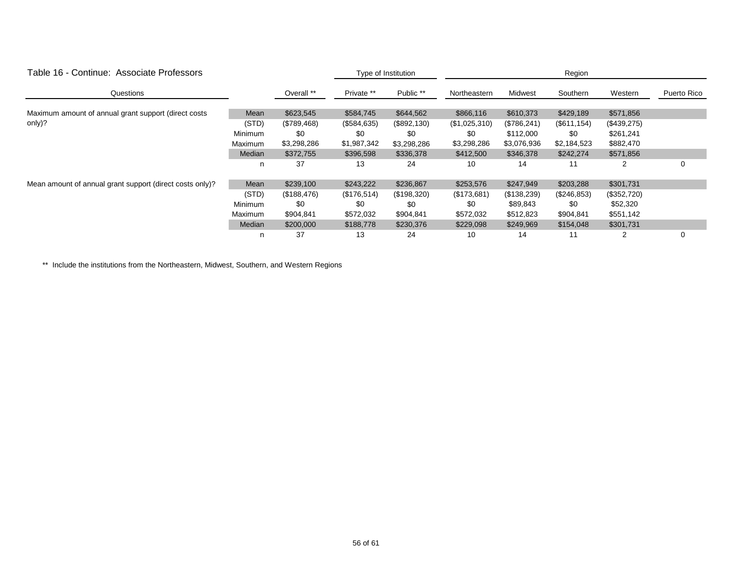## Table 16 - Continue: Associate Professors

| Questions | | Overall ** | Type of Institution | | Region | | | | |
|---|---|---|---|---|---|---|---|---|---|
| | | | Private ** | Public ** | Northeastern | Midwest | Southern | Western | Puerto Rico |
| Maximum amount of annual grant support (direct costs only)? | Mean | $623,545 | $584,745 | $644,562 | $866,116 | $610,373 | $429,189 | $571,856 | |
| | (STD) | ($789,468) | ($584,635) | ($892,130) | ($1,025,310) | ($786,241) | ($611,154) | ($439,275) | |
| | Minimum | $0 | $0 | $0 | $0 | $112,000 | $0 | $261,241 | |
| | Maximum | $3,298,286 | $1,987,342 | $3,298,286 | $3,298,286 | $3,076,936 | $2,184,523 | $882,470 | |
| | Median | $372,755 | $396,598 | $336,378 | $412,500 | $346,378 | $242,274 | $571,856 | |
| | n | 37 | 13 | 24 | 10 | 14 | 11 | 2 | 0 |
| Mean amount of annual grant support (direct costs only)? | Mean | $239,100 | $243,222 | $236,867 | $253,576 | $247,949 | $203,288 | $301,731 | |
| | (STD) | ($188,476) | ($176,514) | ($198,320) | ($173,681) | ($138,239) | ($246,853) | ($352,720) | |
| | Minimum | $0 | $0 | $0 | $0 | $89,843 | $0 | $52,320 | |
| | Maximum | $904,841 | $572,032 | $904,841 | $572,032 | $512,823 | $904,841 | $551,142 | |
| | Median | $200,000 | $188,778 | $230,376 | $229,098 | $249,969 | $154,048 | $301,731 | |
| | n | 37 | 13 | 24 | 10 | 14 | 11 | 2 | 0 |

** Include the institutions from the Northeastern, Midwest, Southern, and Western Regions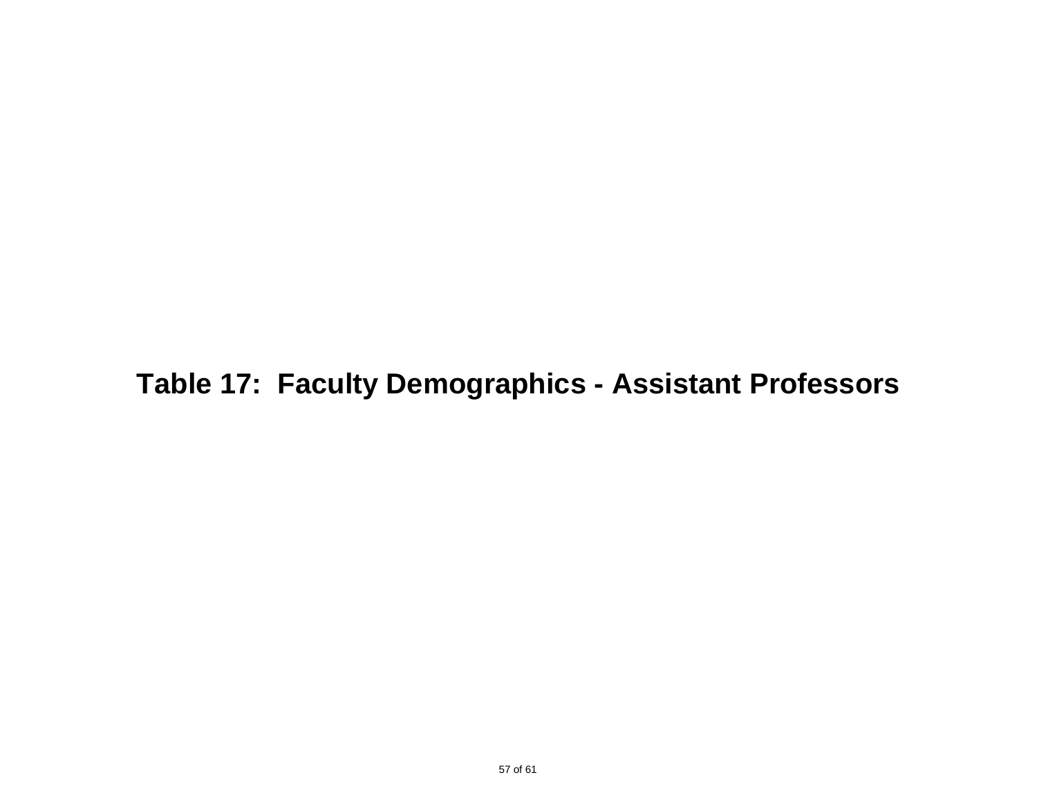# Table 17: Faculty Demographics - Assistant Professors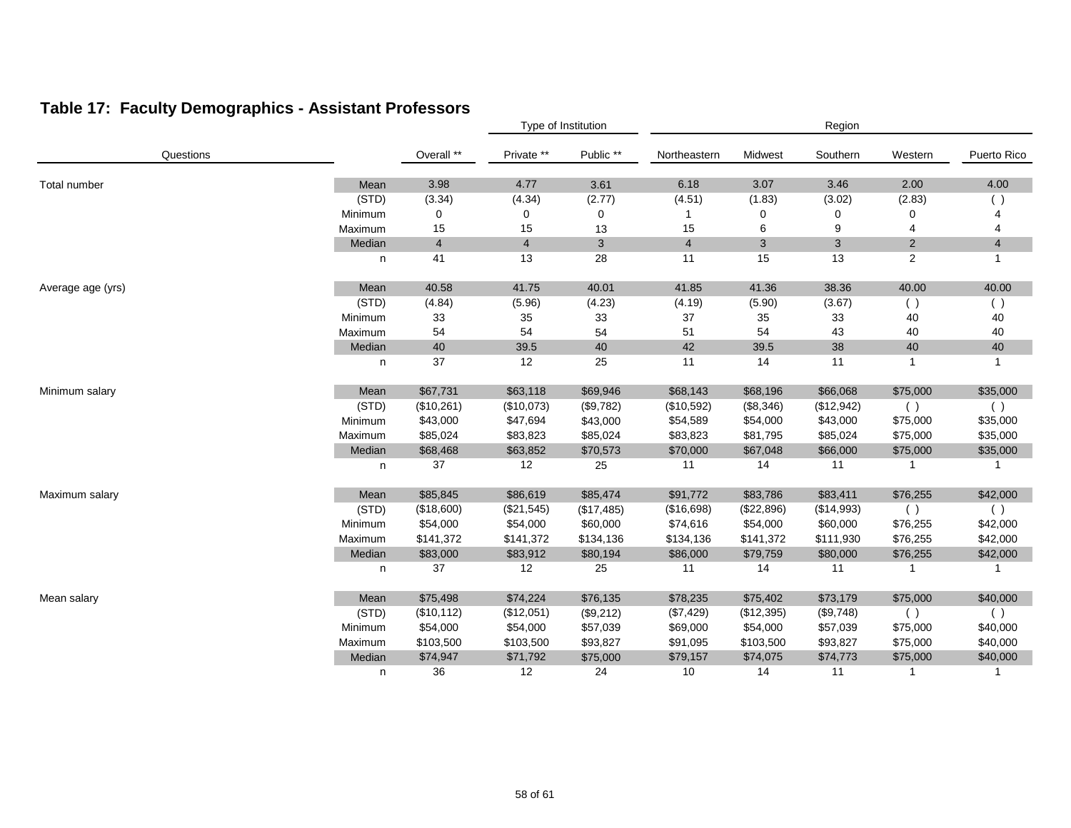## Table 17: Faculty Demographics - Assistant Professors

| Questions | | Overall ** | Type of Institution | | Region | | | | |
|---|---|---|---|---|---|---|---|---|---|
| | | | Private ** | Public ** | Northeastern | Midwest | Southern | Western | Puerto Rico |
| Total number | Mean | 3.98 | 4.77 | 3.61 | 6.18 | 3.07 | 3.46 | 2.00 | 4.00 |
| | (STD) | (3.34) | (4.34) | (2.77) | (4.51) | (1.83) | (3.02) | (2.83) | ( ) |
| | Minimum | 0 | 0 | 0 | 1 | 0 | 0 | 0 | 4 |
| | Maximum | 15 | 15 | 13 | 15 | 6 | 9 | 4 | 4 |
| | Median | 4 | 4 | 3 | 4 | 3 | 3 | 2 | 4 |
| | n | 41 | 13 | 28 | 11 | 15 | 13 | 2 | 1 |
| Average age (yrs) | Mean | 40.58 | 41.75 | 40.01 | 41.85 | 41.36 | 38.36 | 40.00 | 40.00 |
| | (STD) | (4.84) | (5.96) | (4.23) | (4.19) | (5.90) | (3.67) | ( ) | ( ) |
| | Minimum | 33 | 35 | 33 | 37 | 35 | 33 | 40 | 40 |
| | Maximum | 54 | 54 | 54 | 51 | 54 | 43 | 40 | 40 |
| | Median | 40 | 39.5 | 40 | 42 | 39.5 | 38 | 40 | 40 |
| | n | 37 | 12 | 25 | 11 | 14 | 11 | 1 | 1 |
| Minimum salary | Mean | $67,731 | $63,118 | $69,946 | $68,143 | $68,196 | $66,068 | $75,000 | $35,000 |
| | (STD) | ($10,261) | ($10,073) | ($9,782) | ($10,592) | ($8,346) | ($12,942) | ( ) | ( ) |
| | Minimum | $43,000 | $47,694 | $43,000 | $54,589 | $54,000 | $43,000 | $75,000 | $35,000 |
| | Maximum | $85,024 | $83,823 | $85,024 | $83,823 | $81,795 | $85,024 | $75,000 | $35,000 |
| | Median | $68,468 | $63,852 | $70,573 | $70,000 | $67,048 | $66,000 | $75,000 | $35,000 |
| | n | 37 | 12 | 25 | 11 | 14 | 11 | 1 | 1 |
| Maximum salary | Mean | $85,845 | $86,619 | $85,474 | $91,772 | $83,786 | $83,411 | $76,255 | $42,000 |
| | (STD) | ($18,600) | ($21,545) | ($17,485) | ($16,698) | ($22,896) | ($14,993) | ( ) | ( ) |
| | Minimum | $54,000 | $54,000 | $60,000 | $74,616 | $54,000 | $60,000 | $76,255 | $42,000 |
| | Maximum | $141,372 | $141,372 | $134,136 | $134,136 | $141,372 | $111,930 | $76,255 | $42,000 |
| | Median | $83,000 | $83,912 | $80,194 | $86,000 | $79,759 | $80,000 | $76,255 | $42,000 |
| | n | 37 | 12 | 25 | 11 | 14 | 11 | 1 | 1 |
| Mean salary | Mean | $75,498 | $74,224 | $76,135 | $78,235 | $75,402 | $73,179 | $75,000 | $40,000 |
| | (STD) | ($10,112) | ($12,051) | ($9,212) | ($7,429) | ($12,395) | ($9,748) | ( ) | ( ) |
| | Minimum | $54,000 | $54,000 | $57,039 | $69,000 | $54,000 | $57,039 | $75,000 | $40,000 |
| | Maximum | $103,500 | $103,500 | $93,827 | $91,095 | $103,500 | $93,827 | $75,000 | $40,000 |
| | Median | $74,947 | $71,792 | $75,000 | $79,157 | $74,075 | $74,773 | $75,000 | $40,000 |
| | n | 36 | 12 | 24 | 10 | 14 | 11 | 1 | 1 |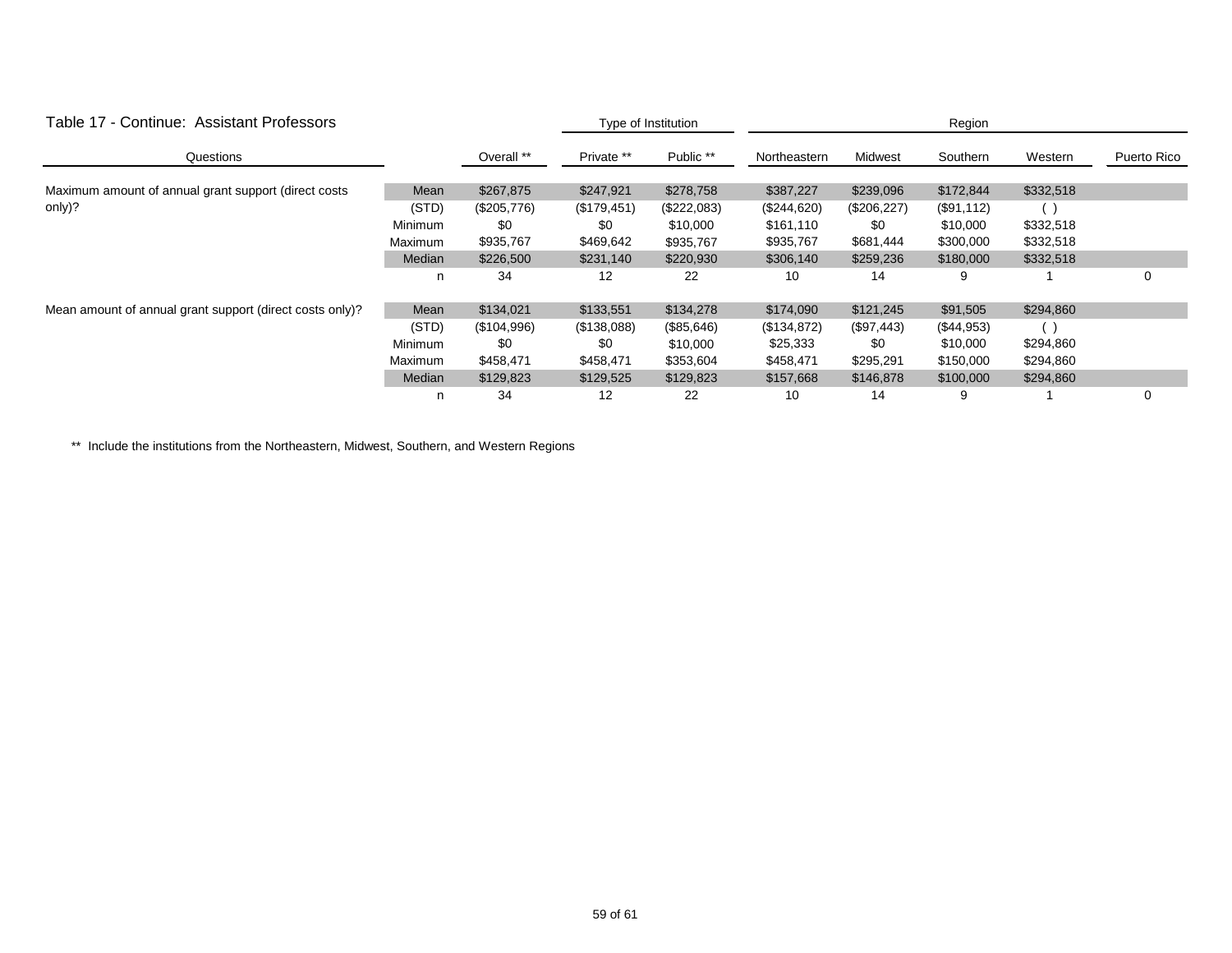## Table 17 - Continue: Assistant Professors

| Questions | | | Type of Institution | | Region | | | | |
|---|---|---|---|---|---|---|---|---|---|
| | | Overall ** | Private ** | Public ** | Northeastern | Midwest | Southern | Western | Puerto Rico |
| Maximum amount of annual grant support (direct costs only)? | Mean | $267,875 | $247,921 | $278,758 | $387,227 | $239,096 | $172,844 | $332,518 | |
| | (STD) | ($205,776) | ($179,451) | ($222,083) | ($244,620) | ($206,227) | ($91,112) | ( ) | |
| | Minimum | $0 | $0 | $10,000 | $161,110 | $0 | $10,000 | $332,518 | |
| | Maximum | $935,767 | $469,642 | $935,767 | $935,767 | $681,444 | $300,000 | $332,518 | |
| | Median | $226,500 | $231,140 | $220,930 | $306,140 | $259,236 | $180,000 | $332,518 | |
| | n | 34 | 12 | 22 | 10 | 14 | 9 | 1 | 0 |
| Mean amount of annual grant support (direct costs only)? | Mean | $134,021 | $133,551 | $134,278 | $174,090 | $121,245 | $91,505 | $294,860 | |
| | (STD) | ($104,996) | ($138,088) | ($85,646) | ($134,872) | ($97,443) | ($44,953) | ( ) | |
| | Minimum | $0 | $0 | $10,000 | $25,333 | $0 | $10,000 | $294,860 | |
| | Maximum | $458,471 | $458,471 | $353,604 | $458,471 | $295,291 | $150,000 | $294,860 | |
| | Median | $129,823 | $129,525 | $129,823 | $157,668 | $146,878 | $100,000 | $294,860 | |
| | n | 34 | 12 | 22 | 10 | 14 | 9 | 1 | 0 |

** Include the institutions from the Northeastern, Midwest, Southern, and Western Regions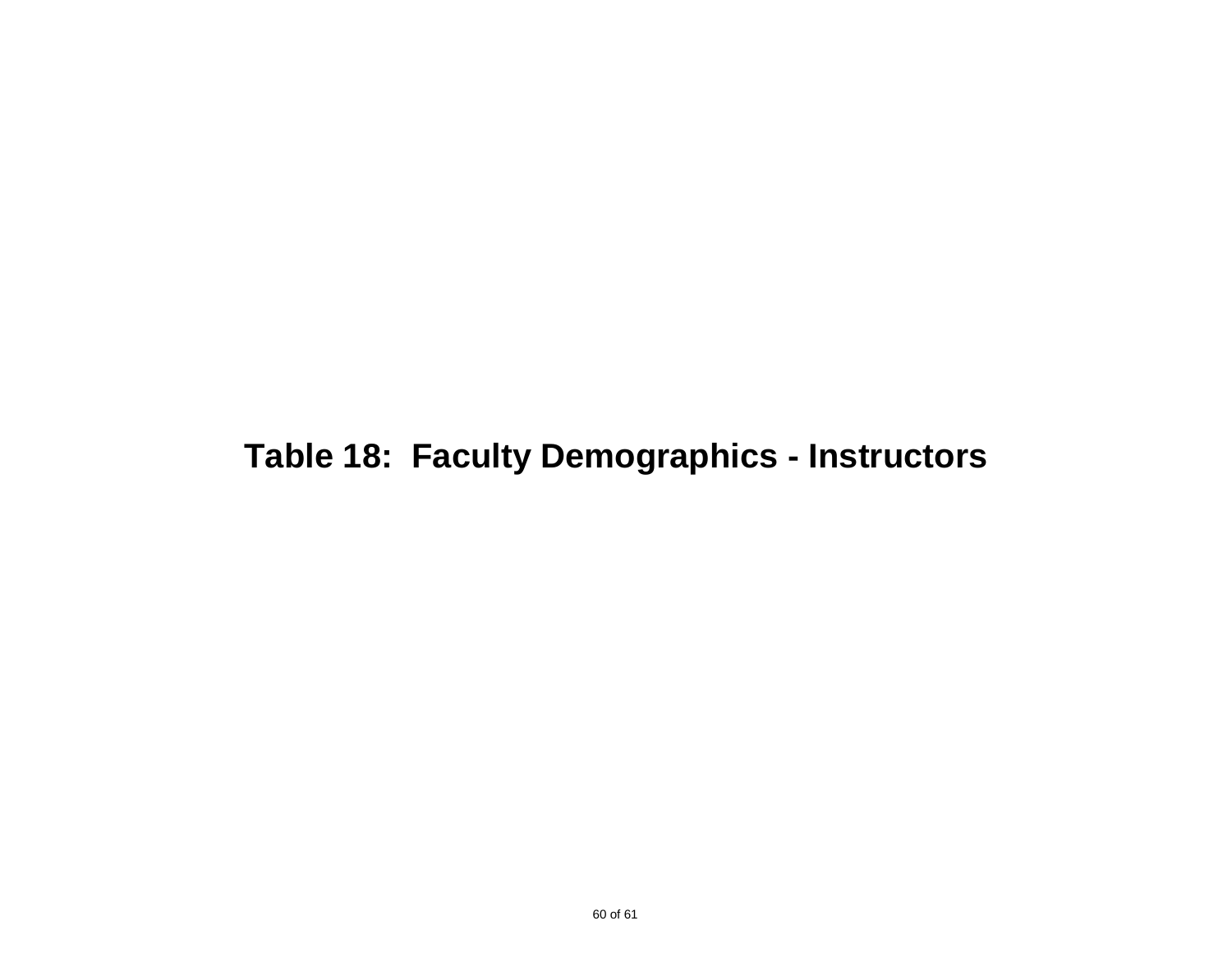# Table 18:  Faculty Demographics - Instructors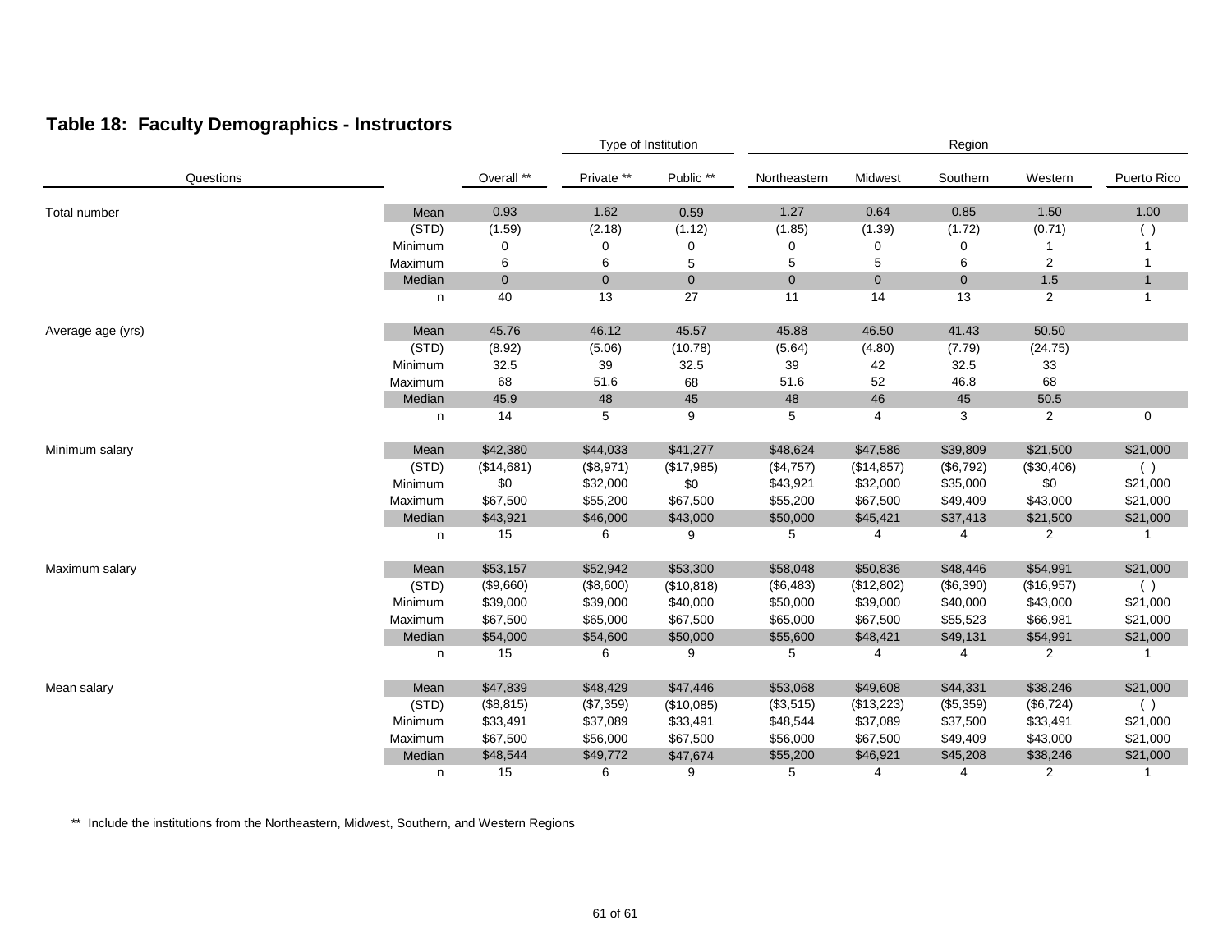## Table 18: Faculty Demographics - Instructors

| Questions | | Overall ** | Type of Institution | | Region | | | | |
|---|---|---|---|---|---|---|---|---|---|
| | | | Private ** | Public ** | Northeastern | Midwest | Southern | Western | Puerto Rico |
| Total number | Mean | 0.93 | 1.62 | 0.59 | 1.27 | 0.64 | 0.85 | 1.50 | 1.00 |
| | (STD) | (1.59) | (2.18) | (1.12) | (1.85) | (1.39) | (1.72) | (0.71) | ( ) |
| | Minimum | 0 | 0 | 0 | 0 | 0 | 0 | 1 | 1 |
| | Maximum | 6 | 6 | 5 | 5 | 5 | 6 | 2 | 1 |
| | Median | 0 | 0 | 0 | 0 | 0 | 0 | 1.5 | 1 |
| | n | 40 | 13 | 27 | 11 | 14 | 13 | 2 | 1 |
| Average age (yrs) | Mean | 45.76 | 46.12 | 45.57 | 45.88 | 46.50 | 41.43 | 50.50 | |
| | (STD) | (8.92) | (5.06) | (10.78) | (5.64) | (4.80) | (7.79) | (24.75) | |
| | Minimum | 32.5 | 39 | 32.5 | 39 | 42 | 32.5 | 33 | |
| | Maximum | 68 | 51.6 | 68 | 51.6 | 52 | 46.8 | 68 | |
| | Median | 45.9 | 48 | 45 | 48 | 46 | 45 | 50.5 | |
| | n | 14 | 5 | 9 | 5 | 4 | 3 | 2 | 0 |
| Minimum salary | Mean | $42,380 | $44,033 | $41,277 | $48,624 | $47,586 | $39,809 | $21,500 | $21,000 |
| | (STD) | ($14,681) | ($8,971) | ($17,985) | ($4,757) | ($14,857) | ($6,792) | ($30,406) | ( ) |
| | Minimum | $0 | $32,000 | $0 | $43,921 | $32,000 | $35,000 | $0 | $21,000 |
| | Maximum | $67,500 | $55,200 | $67,500 | $55,200 | $67,500 | $49,409 | $43,000 | $21,000 |
| | Median | $43,921 | $46,000 | $43,000 | $50,000 | $45,421 | $37,413 | $21,500 | $21,000 |
| | n | 15 | 6 | 9 | 5 | 4 | 4 | 2 | 1 |
| Maximum salary | Mean | $53,157 | $52,942 | $53,300 | $58,048 | $50,836 | $48,446 | $54,991 | $21,000 |
| | (STD) | ($9,660) | ($8,600) | ($10,818) | ($6,483) | ($12,802) | ($6,390) | ($16,957) | ( ) |
| | Minimum | $39,000 | $39,000 | $40,000 | $50,000 | $39,000 | $40,000 | $43,000 | $21,000 |
| | Maximum | $67,500 | $65,000 | $67,500 | $65,000 | $67,500 | $55,523 | $66,981 | $21,000 |
| | Median | $54,000 | $54,600 | $50,000 | $55,600 | $48,421 | $49,131 | $54,991 | $21,000 |
| | n | 15 | 6 | 9 | 5 | 4 | 4 | 2 | 1 |
| Mean salary | Mean | $47,839 | $48,429 | $47,446 | $53,068 | $49,608 | $44,331 | $38,246 | $21,000 |
| | (STD) | ($8,815) | ($7,359) | ($10,085) | ($3,515) | ($13,223) | ($5,359) | ($6,724) | ( ) |
| | Minimum | $33,491 | $37,089 | $33,491 | $48,544 | $37,089 | $37,500 | $33,491 | $21,000 |
| | Maximum | $67,500 | $56,000 | $67,500 | $56,000 | $67,500 | $49,409 | $43,000 | $21,000 |
| | Median | $48,544 | $49,772 | $47,674 | $55,200 | $46,921 | $45,208 | $38,246 | $21,000 |
| | n | 15 | 6 | 9 | 5 | 4 | 4 | 2 | 1 |

** Include the institutions from the Northeastern, Midwest, Southern, and Western Regions